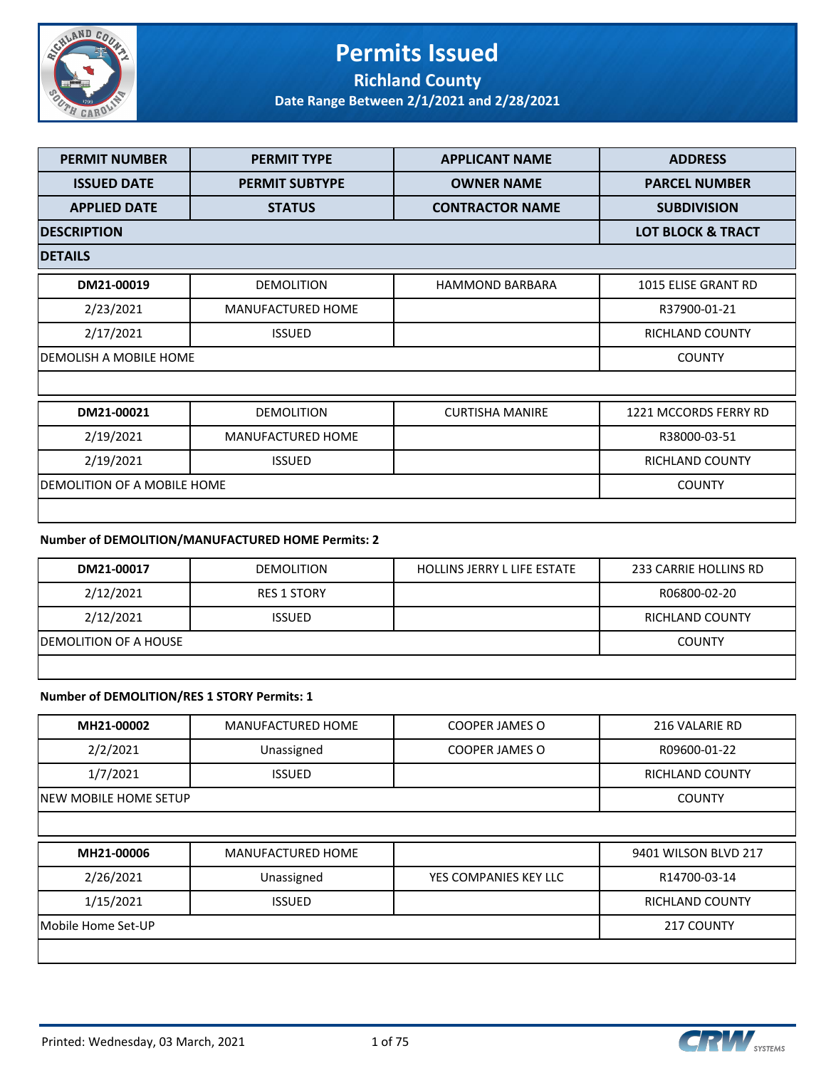# Permits Issued

## Richland County

### Date Range Between 2/1/2021 and 2/28/2021

| PERMIT NUMBER | PERMIT TYPE | APPLICANT NAME | ADDRESS |
|---|---|---|---|
| ISSUED DATE | PERMIT SUBTYPE | OWNER NAME | PARCEL NUMBER |
| APPLIED DATE | STATUS | CONTRACTOR NAME | SUBDIVISION |
| DESCRIPTION | | | LOT BLOCK & TRACT |
| DETAILS | | | |

| | | | |
|---|---|---|---|
| DM21-00019 | DEMOLITION | HAMMOND BARBARA | 1015 ELISE GRANT RD |
| 2/23/2021 | MANUFACTURED HOME | | R37900-01-21 |
| 2/17/2021 | ISSUED | | RICHLAND COUNTY |
| DEMOLISH A MOBILE HOME | | | COUNTY |
| | | | |
| DM21-00021 | DEMOLITION | CURTISHA MANIRE | 1221 MCCORDS FERRY RD |
| 2/19/2021 | MANUFACTURED HOME | | R38000-03-51 |
| 2/19/2021 | ISSUED | | RICHLAND COUNTY |
| DEMOLITION OF A MOBILE HOME | | | COUNTY |
| | | | |

**Number of DEMOLITION/MANUFACTURED HOME Permits: 2**

| | | | |
|---|---|---|---|
| DM21-00017 | DEMOLITION | HOLLINS JERRY L LIFE ESTATE | 233 CARRIE HOLLINS RD |
| 2/12/2021 | RES 1 STORY | | R06800-02-20 |
| 2/12/2021 | ISSUED | | RICHLAND COUNTY |
| DEMOLITION OF A HOUSE | | | COUNTY |
| | | | |

**Number of DEMOLITION/RES 1 STORY Permits: 1**

| | | | |
|---|---|---|---|
| MH21-00002 | MANUFACTURED HOME | COOPER JAMES O | 216 VALARIE RD |
| 2/2/2021 | Unassigned | COOPER JAMES O | R09600-01-22 |
| 1/7/2021 | ISSUED | | RICHLAND COUNTY |
| NEW MOBILE HOME SETUP | | | COUNTY |
| | | | |
| MH21-00006 | MANUFACTURED HOME | | 9401 WILSON BLVD 217 |
| 2/26/2021 | Unassigned | YES COMPANIES KEY LLC | R14700-03-14 |
| 1/15/2021 | ISSUED | | RICHLAND COUNTY |
| Mobile Home Set-UP | | | 217 COUNTY |
| | | | |

Printed: Wednesday, 03 March, 2021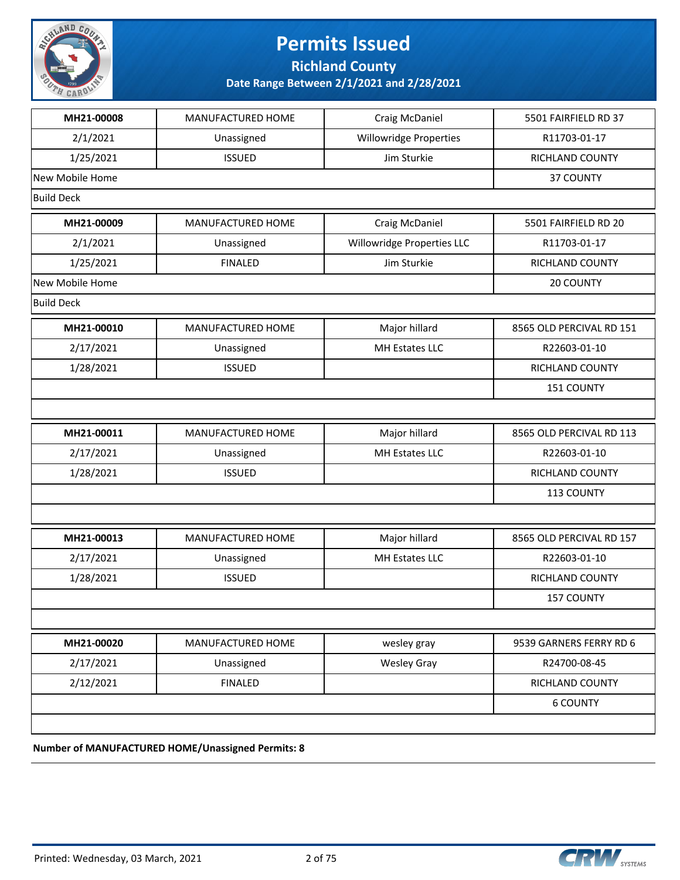# Permits Issued

## Richland County

**Date Range Between 2/1/2021 and 2/28/2021**

| MH21-00008 | MANUFACTURED HOME | Craig McDaniel | 5501 FAIRFIELD RD 37 |
|---|---|---|---|
| 2/1/2021 | Unassigned | Willowridge Properties | R11703-01-17 |
| 1/25/2021 | ISSUED | Jim Sturkie | RICHLAND COUNTY |
| New Mobile Home | | | 37 COUNTY |
| Build Deck | | | |

| MH21-00009 | MANUFACTURED HOME | Craig McDaniel | 5501 FAIRFIELD RD 20 |
|---|---|---|---|
| 2/1/2021 | Unassigned | Willowridge Properties LLC | R11703-01-17 |
| 1/25/2021 | FINALED | Jim Sturkie | RICHLAND COUNTY |
| New Mobile Home | | | 20 COUNTY |
| Build Deck | | | |

| MH21-00010 | MANUFACTURED HOME | Major hillard | 8565 OLD PERCIVAL RD 151 |
|---|---|---|---|
| 2/17/2021 | Unassigned | MH Estates LLC | R22603-01-10 |
| 1/28/2021 | ISSUED | | RICHLAND COUNTY |
| | | | 151 COUNTY |
| | | | |

| MH21-00011 | MANUFACTURED HOME | Major hillard | 8565 OLD PERCIVAL RD 113 |
|---|---|---|---|
| 2/17/2021 | Unassigned | MH Estates LLC | R22603-01-10 |
| 1/28/2021 | ISSUED | | RICHLAND COUNTY |
| | | | 113 COUNTY |
| | | | |

| MH21-00013 | MANUFACTURED HOME | Major hillard | 8565 OLD PERCIVAL RD 157 |
|---|---|---|---|
| 2/17/2021 | Unassigned | MH Estates LLC | R22603-01-10 |
| 1/28/2021 | ISSUED | | RICHLAND COUNTY |
| | | | 157 COUNTY |
| | | | |

| MH21-00020 | MANUFACTURED HOME | wesley gray | 9539 GARNERS FERRY RD 6 |
|---|---|---|---|
| 2/17/2021 | Unassigned | Wesley Gray | R24700-08-45 |
| 2/12/2021 | FINALED | | RICHLAND COUNTY |
| | | | 6 COUNTY |
| | | | |

**Number of MANUFACTURED HOME/Unassigned Permits: 8**

Printed: Wednesday, 03 March, 2021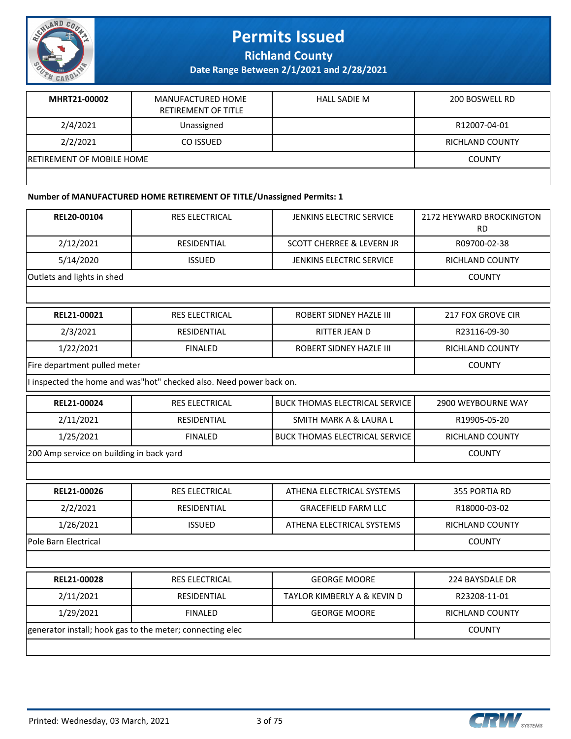| MHRT21-00002 | MANUFACTURED HOME RETIREMENT OF TITLE | HALL SADIE M | 200 BOSWELL RD |
|---|---|---|---|
| 2/4/2021 | Unassigned | | R12007-04-01 |
| 2/2/2021 | CO ISSUED | | RICHLAND COUNTY |
| RETIREMENT OF MOBILE HOME | | | COUNTY |

**Number of MANUFACTURED HOME RETIREMENT OF TITLE/Unassigned Permits: 1**

| REL20-00104 | RES ELECTRICAL | JENKINS ELECTRIC SERVICE | 2172 HEYWARD BROCKINGTON RD |
|---|---|---|---|
| 2/12/2021 | RESIDENTIAL | SCOTT CHERREE & LEVERN JR | R09700-02-38 |
| 5/14/2020 | ISSUED | JENKINS ELECTRIC SERVICE | RICHLAND COUNTY |
| Outlets and lights in shed | | | COUNTY |

| REL21-00021 | RES ELECTRICAL | ROBERT SIDNEY HAZLE III | 217 FOX GROVE CIR |
|---|---|---|---|
| 2/3/2021 | RESIDENTIAL | RITTER JEAN D | R23116-09-30 |
| 1/22/2021 | FINALED | ROBERT SIDNEY HAZLE III | RICHLAND COUNTY |
| Fire department pulled meter | | | COUNTY |
| I inspected the home and was"hot" checked also. Need power back on. | | | |

| REL21-00024 | RES ELECTRICAL | BUCK THOMAS ELECTRICAL SERVICE | 2900 WEYBOURNE WAY |
|---|---|---|---|
| 2/11/2021 | RESIDENTIAL | SMITH MARK A & LAURA L | R19905-05-20 |
| 1/25/2021 | FINALED | BUCK THOMAS ELECTRICAL SERVICE | RICHLAND COUNTY |
| 200 Amp service on building in back yard | | | COUNTY |

| REL21-00026 | RES ELECTRICAL | ATHENA ELECTRICAL SYSTEMS | 355 PORTIA RD |
|---|---|---|---|
| 2/2/2021 | RESIDENTIAL | GRACEFIELD FARM LLC | R18000-03-02 |
| 1/26/2021 | ISSUED | ATHENA ELECTRICAL SYSTEMS | RICHLAND COUNTY |
| Pole Barn Electrical | | | COUNTY |

| REL21-00028 | RES ELECTRICAL | GEORGE MOORE | 224 BAYSDALE DR |
|---|---|---|---|
| 2/11/2021 | RESIDENTIAL | TAYLOR KIMBERLY A & KEVIN D | R23208-11-01 |
| 1/29/2021 | FINALED | GEORGE MOORE | RICHLAND COUNTY |
| generator install; hook gas to the meter; connecting elec | | | COUNTY |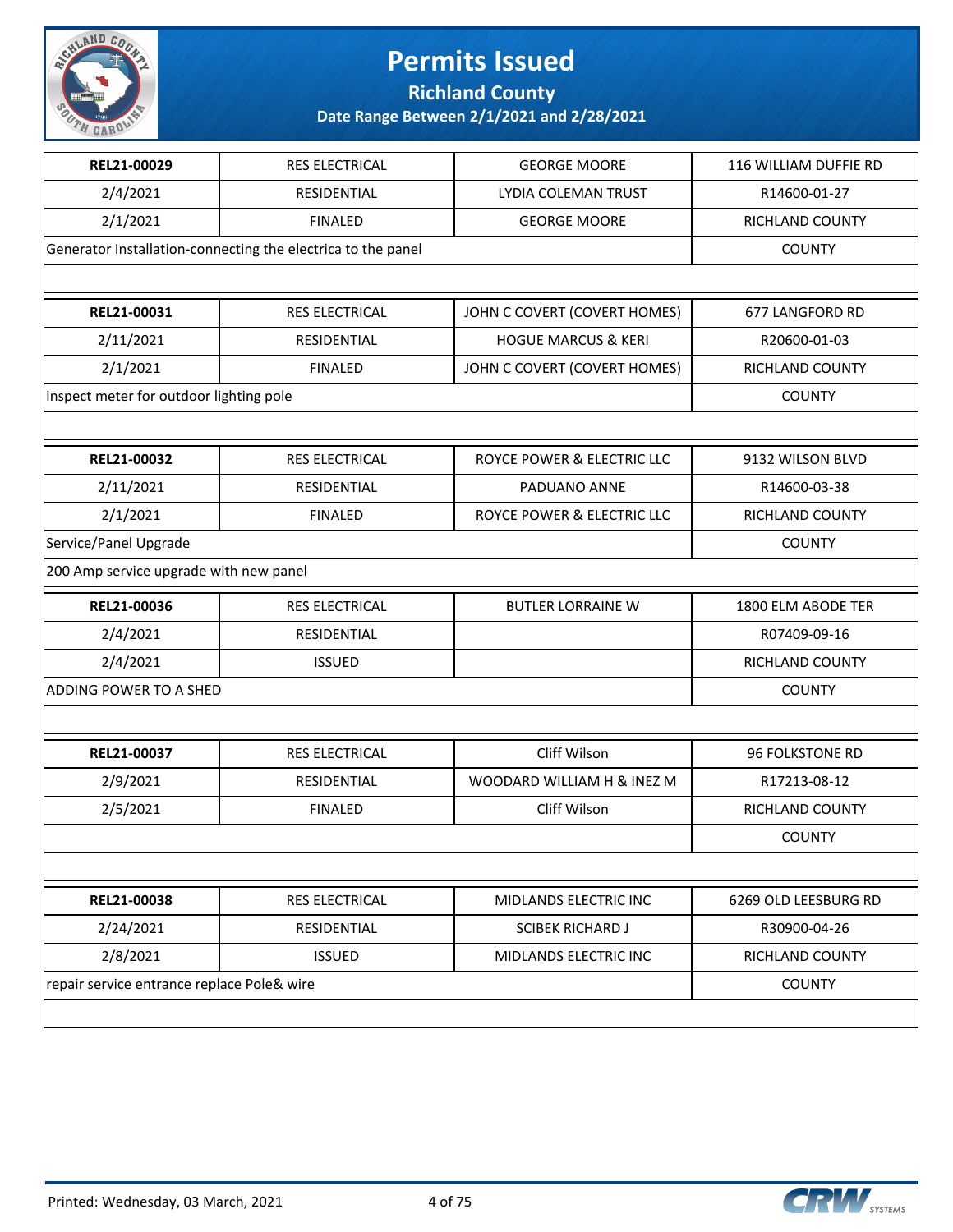# Permits Issued

## Richland County

### Date Range Between 2/1/2021 and 2/28/2021

| | | | |
|---|---|---|---|
| **REL21-00029** | RES ELECTRICAL | GEORGE MOORE | 116 WILLIAM DUFFIE RD |
| 2/4/2021 | RESIDENTIAL | LYDIA COLEMAN TRUST | R14600-01-27 |
| 2/1/2021 | FINALED | GEORGE MOORE | RICHLAND COUNTY |
| Generator Installation-connecting the electrica to the panel | | | COUNTY |
| | | | |

| | | | |
|---|---|---|---|
| **REL21-00031** | RES ELECTRICAL | JOHN C COVERT (COVERT HOMES) | 677 LANGFORD RD |
| 2/11/2021 | RESIDENTIAL | HOGUE MARCUS & KERI | R20600-01-03 |
| 2/1/2021 | FINALED | JOHN C COVERT (COVERT HOMES) | RICHLAND COUNTY |
| inspect meter for outdoor lighting pole | | | COUNTY |
| | | | |

| | | | |
|---|---|---|---|
| **REL21-00032** | RES ELECTRICAL | ROYCE POWER & ELECTRIC LLC | 9132 WILSON BLVD |
| 2/11/2021 | RESIDENTIAL | PADUANO ANNE | R14600-03-38 |
| 2/1/2021 | FINALED | ROYCE POWER & ELECTRIC LLC | RICHLAND COUNTY |
| Service/Panel Upgrade | | | COUNTY |
| 200 Amp service upgrade with new panel | | | |

| | | | |
|---|---|---|---|
| **REL21-00036** | RES ELECTRICAL | BUTLER LORRAINE W | 1800 ELM ABODE TER |
| 2/4/2021 | RESIDENTIAL | | R07409-09-16 |
| 2/4/2021 | ISSUED | | RICHLAND COUNTY |
| ADDING POWER TO A SHED | | | COUNTY |
| | | | |

| | | | |
|---|---|---|---|
| **REL21-00037** | RES ELECTRICAL | Cliff Wilson | 96 FOLKSTONE RD |
| 2/9/2021 | RESIDENTIAL | WOODARD WILLIAM H & INEZ M | R17213-08-12 |
| 2/5/2021 | FINALED | Cliff Wilson | RICHLAND COUNTY |
| | | | COUNTY |
| | | | |

| | | | |
|---|---|---|---|
| **REL21-00038** | RES ELECTRICAL | MIDLANDS ELECTRIC INC | 6269 OLD LEESBURG RD |
| 2/24/2021 | RESIDENTIAL | SCIBEK RICHARD J | R30900-04-26 |
| 2/8/2021 | ISSUED | MIDLANDS ELECTRIC INC | RICHLAND COUNTY |
| repair service entrance replace Pole& wire | | | COUNTY |
| | | | |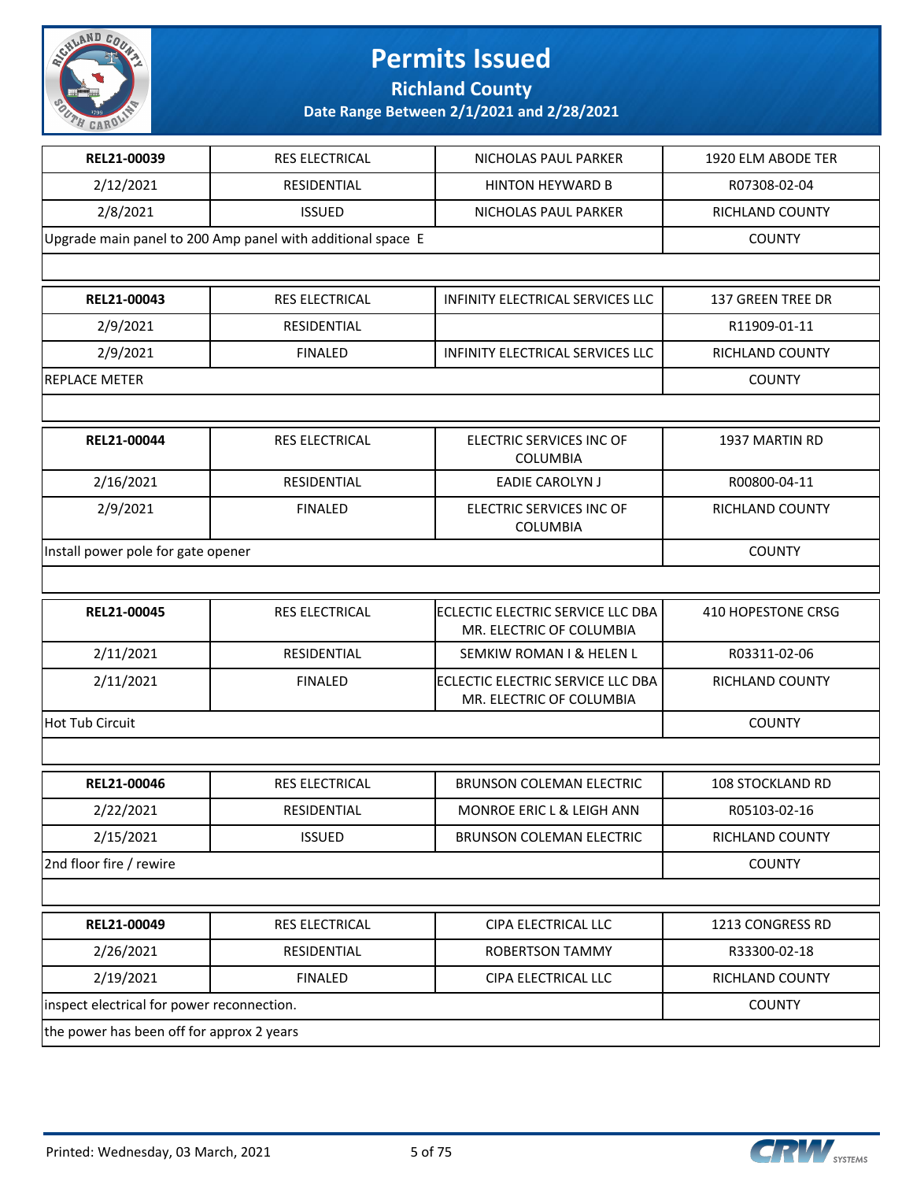# Permits Issued

**Richland County**

**Date Range Between 2/1/2021 and 2/28/2021**

| **REL21-00039** | RES ELECTRICAL | NICHOLAS PAUL PARKER | 1920 ELM ABODE TER |
|---|---|---|---|
| 2/12/2021 | RESIDENTIAL | HINTON HEYWARD B | R07308-02-04 |
| 2/8/2021 | ISSUED | NICHOLAS PAUL PARKER | RICHLAND COUNTY |
| Upgrade main panel to 200 Amp panel with additional space E | | | COUNTY |
| | | | |

| **REL21-00043** | RES ELECTRICAL | INFINITY ELECTRICAL SERVICES LLC | 137 GREEN TREE DR |
|---|---|---|---|
| 2/9/2021 | RESIDENTIAL | | R11909-01-11 |
| 2/9/2021 | FINALED | INFINITY ELECTRICAL SERVICES LLC | RICHLAND COUNTY |
| REPLACE METER | | | COUNTY |
| | | | |

| **REL21-00044** | RES ELECTRICAL | ELECTRIC SERVICES INC OF COLUMBIA | 1937 MARTIN RD |
|---|---|---|---|
| 2/16/2021 | RESIDENTIAL | EADIE CAROLYN J | R00800-04-11 |
| 2/9/2021 | FINALED | ELECTRIC SERVICES INC OF COLUMBIA | RICHLAND COUNTY |
| Install power pole for gate opener | | | COUNTY |
| | | | |

| **REL21-00045** | RES ELECTRICAL | ECLECTIC ELECTRIC SERVICE LLC DBA MR. ELECTRIC OF COLUMBIA | 410 HOPESTONE CRSG |
|---|---|---|---|
| 2/11/2021 | RESIDENTIAL | SEMKIW ROMAN I & HELEN L | R03311-02-06 |
| 2/11/2021 | FINALED | ECLECTIC ELECTRIC SERVICE LLC DBA MR. ELECTRIC OF COLUMBIA | RICHLAND COUNTY |
| Hot Tub Circuit | | | COUNTY |
| | | | |

| **REL21-00046** | RES ELECTRICAL | BRUNSON COLEMAN ELECTRIC | 108 STOCKLAND RD |
|---|---|---|---|
| 2/22/2021 | RESIDENTIAL | MONROE ERIC L & LEIGH ANN | R05103-02-16 |
| 2/15/2021 | ISSUED | BRUNSON COLEMAN ELECTRIC | RICHLAND COUNTY |
| 2nd floor fire / rewire | | | COUNTY |
| | | | |

| **REL21-00049** | RES ELECTRICAL | CIPA ELECTRICAL LLC | 1213 CONGRESS RD |
|---|---|---|---|
| 2/26/2021 | RESIDENTIAL | ROBERTSON TAMMY | R33300-02-18 |
| 2/19/2021 | FINALED | CIPA ELECTRICAL LLC | RICHLAND COUNTY |
| inspect electrical for power reconnection. | | | COUNTY |
| the power has been off for approx 2 years | | | |

Printed: Wednesday, 03 March, 2021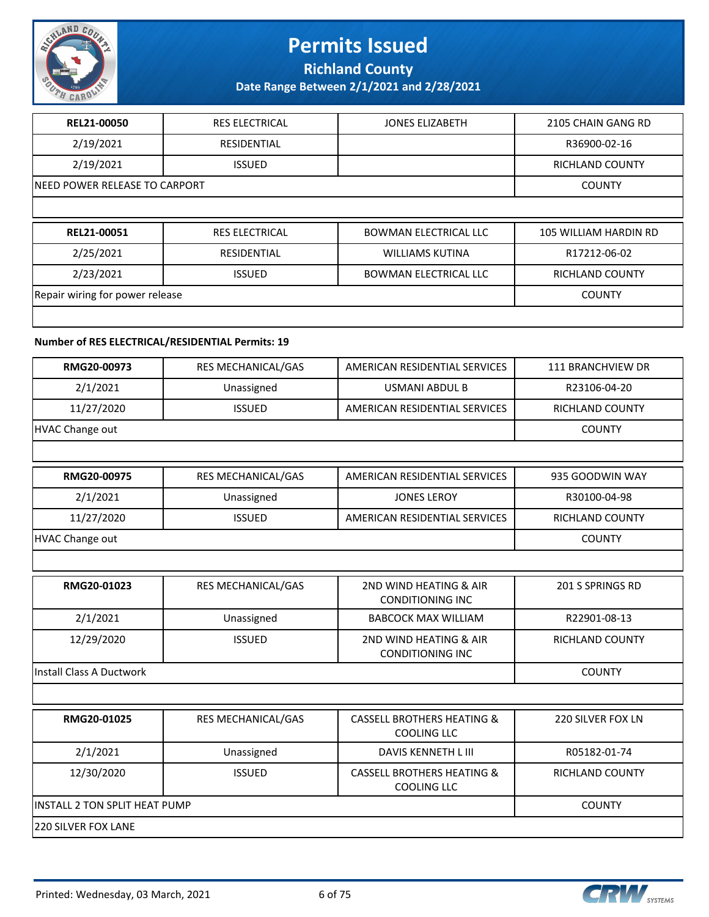# Permits Issued

## Richland County

### Date Range Between 2/1/2021 and 2/28/2021

| REL21-00050 | RES ELECTRICAL | JONES ELIZABETH | 2105 CHAIN GANG RD |
|---|---|---|---|
| 2/19/2021 | RESIDENTIAL | | R36900-02-16 |
| 2/19/2021 | ISSUED | | RICHLAND COUNTY |
| NEED POWER RELEASE TO CARPORT | | | COUNTY |
| | | | |

| REL21-00051 | RES ELECTRICAL | BOWMAN ELECTRICAL LLC | 105 WILLIAM HARDIN RD |
|---|---|---|---|
| 2/25/2021 | RESIDENTIAL | WILLIAMS KUTINA | R17212-06-02 |
| 2/23/2021 | ISSUED | BOWMAN ELECTRICAL LLC | RICHLAND COUNTY |
| Repair wiring for power release | | | COUNTY |
| | | | |

**Number of RES ELECTRICAL/RESIDENTIAL Permits: 19**

| RMG20-00973 | RES MECHANICAL/GAS | AMERICAN RESIDENTIAL SERVICES | 111 BRANCHVIEW DR |
|---|---|---|---|
| 2/1/2021 | Unassigned | USMANI ABDUL B | R23106-04-20 |
| 11/27/2020 | ISSUED | AMERICAN RESIDENTIAL SERVICES | RICHLAND COUNTY |
| HVAC Change out | | | COUNTY |
| | | | |

| RMG20-00975 | RES MECHANICAL/GAS | AMERICAN RESIDENTIAL SERVICES | 935 GOODWIN WAY |
|---|---|---|---|
| 2/1/2021 | Unassigned | JONES LEROY | R30100-04-98 |
| 11/27/2020 | ISSUED | AMERICAN RESIDENTIAL SERVICES | RICHLAND COUNTY |
| HVAC Change out | | | COUNTY |
| | | | |

| RMG20-01023 | RES MECHANICAL/GAS | 2ND WIND HEATING & AIR CONDITIONING INC | 201 S SPRINGS RD |
|---|---|---|---|
| 2/1/2021 | Unassigned | BABCOCK MAX WILLIAM | R22901-08-13 |
| 12/29/2020 | ISSUED | 2ND WIND HEATING & AIR CONDITIONING INC | RICHLAND COUNTY |
| Install Class A Ductwork | | | COUNTY |
| | | | |

| RMG20-01025 | RES MECHANICAL/GAS | CASSELL BROTHERS HEATING & COOLING LLC | 220 SILVER FOX LN |
|---|---|---|---|
| 2/1/2021 | Unassigned | DAVIS KENNETH L III | R05182-01-74 |
| 12/30/2020 | ISSUED | CASSELL BROTHERS HEATING & COOLING LLC | RICHLAND COUNTY |
| INSTALL 2 TON SPLIT HEAT PUMP | | | COUNTY |
| 220 SILVER FOX LANE | | | |

Printed: Wednesday, 03 March, 2021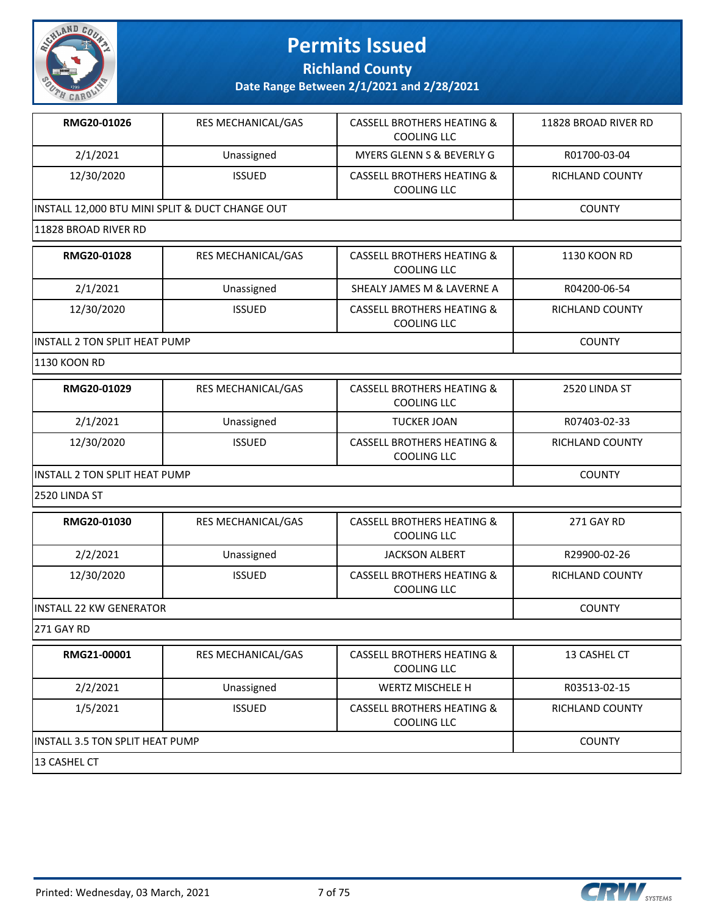# Permits Issued

## Richland County

### Date Range Between 2/1/2021 and 2/28/2021

| RMG20-01026 | RES MECHANICAL/GAS | CASSELL BROTHERS HEATING & COOLING LLC | 11828 BROAD RIVER RD |
|---|---|---|---|
| 2/1/2021 | Unassigned | MYERS GLENN S & BEVERLY G | R01700-03-04 |
| 12/30/2020 | ISSUED | CASSELL BROTHERS HEATING & COOLING LLC | RICHLAND COUNTY |
| INSTALL 12,000 BTU MINI SPLIT & DUCT CHANGE OUT | | | COUNTY |
| 11828 BROAD RIVER RD | | | |

| RMG20-01028 | RES MECHANICAL/GAS | CASSELL BROTHERS HEATING & COOLING LLC | 1130 KOON RD |
|---|---|---|---|
| 2/1/2021 | Unassigned | SHEALY JAMES M & LAVERNE A | R04200-06-54 |
| 12/30/2020 | ISSUED | CASSELL BROTHERS HEATING & COOLING LLC | RICHLAND COUNTY |
| INSTALL 2 TON SPLIT HEAT PUMP | | | COUNTY |
| 1130 KOON RD | | | |

| RMG20-01029 | RES MECHANICAL/GAS | CASSELL BROTHERS HEATING & COOLING LLC | 2520 LINDA ST |
|---|---|---|---|
| 2/1/2021 | Unassigned | TUCKER JOAN | R07403-02-33 |
| 12/30/2020 | ISSUED | CASSELL BROTHERS HEATING & COOLING LLC | RICHLAND COUNTY |
| INSTALL 2 TON SPLIT HEAT PUMP | | | COUNTY |
| 2520 LINDA ST | | | |

| RMG20-01030 | RES MECHANICAL/GAS | CASSELL BROTHERS HEATING & COOLING LLC | 271 GAY RD |
|---|---|---|---|
| 2/2/2021 | Unassigned | JACKSON ALBERT | R29900-02-26 |
| 12/30/2020 | ISSUED | CASSELL BROTHERS HEATING & COOLING LLC | RICHLAND COUNTY |
| INSTALL 22 KW GENERATOR | | | COUNTY |
| 271 GAY RD | | | |

| RMG21-00001 | RES MECHANICAL/GAS | CASSELL BROTHERS HEATING & COOLING LLC | 13 CASHEL CT |
|---|---|---|---|
| 2/2/2021 | Unassigned | WERTZ MISCHELE H | R03513-02-15 |
| 1/5/2021 | ISSUED | CASSELL BROTHERS HEATING & COOLING LLC | RICHLAND COUNTY |
| INSTALL 3.5 TON SPLIT HEAT PUMP | | | COUNTY |
| 13 CASHEL CT | | | |

Printed: Wednesday, 03 March, 2021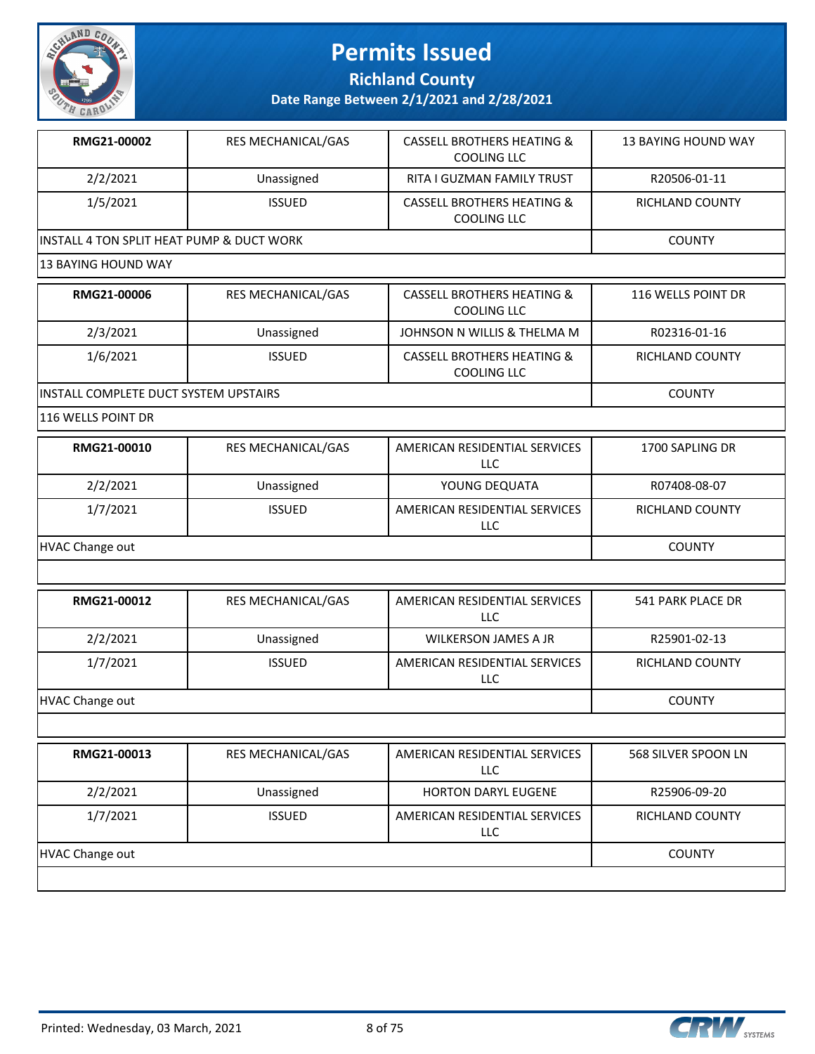# Permits Issued

## Richland County

### Date Range Between 2/1/2021 and 2/28/2021

| | | | |
|---|---|---|---|
| **RMG21-00002** | RES MECHANICAL/GAS | CASSELL BROTHERS HEATING & COOLING LLC | 13 BAYING HOUND WAY |
| 2/2/2021 | Unassigned | RITA I GUZMAN FAMILY TRUST | R20506-01-11 |
| 1/5/2021 | ISSUED | CASSELL BROTHERS HEATING & COOLING LLC | RICHLAND COUNTY |
| INSTALL 4 TON SPLIT HEAT PUMP & DUCT WORK | | | COUNTY |
| 13 BAYING HOUND WAY | | | |

| | | | |
|---|---|---|---|
| **RMG21-00006** | RES MECHANICAL/GAS | CASSELL BROTHERS HEATING & COOLING LLC | 116 WELLS POINT DR |
| 2/3/2021 | Unassigned | JOHNSON N WILLIS & THELMA M | R02316-01-16 |
| 1/6/2021 | ISSUED | CASSELL BROTHERS HEATING & COOLING LLC | RICHLAND COUNTY |
| INSTALL COMPLETE DUCT SYSTEM UPSTAIRS | | | COUNTY |
| 116 WELLS POINT DR | | | |

| | | | |
|---|---|---|---|
| **RMG21-00010** | RES MECHANICAL/GAS | AMERICAN RESIDENTIAL SERVICES LLC | 1700 SAPLING DR |
| 2/2/2021 | Unassigned | YOUNG DEQUATA | R07408-08-07 |
| 1/7/2021 | ISSUED | AMERICAN RESIDENTIAL SERVICES LLC | RICHLAND COUNTY |
| HVAC Change out | | | COUNTY |
| | | | |

| | | | |
|---|---|---|---|
| **RMG21-00012** | RES MECHANICAL/GAS | AMERICAN RESIDENTIAL SERVICES LLC | 541 PARK PLACE DR |
| 2/2/2021 | Unassigned | WILKERSON JAMES A JR | R25901-02-13 |
| 1/7/2021 | ISSUED | AMERICAN RESIDENTIAL SERVICES LLC | RICHLAND COUNTY |
| HVAC Change out | | | COUNTY |
| | | | |

| | | | |
|---|---|---|---|
| **RMG21-00013** | RES MECHANICAL/GAS | AMERICAN RESIDENTIAL SERVICES LLC | 568 SILVER SPOON LN |
| 2/2/2021 | Unassigned | HORTON DARYL EUGENE | R25906-09-20 |
| 1/7/2021 | ISSUED | AMERICAN RESIDENTIAL SERVICES LLC | RICHLAND COUNTY |
| HVAC Change out | | | COUNTY |
| | | | |

Printed: Wednesday, 03 March, 2021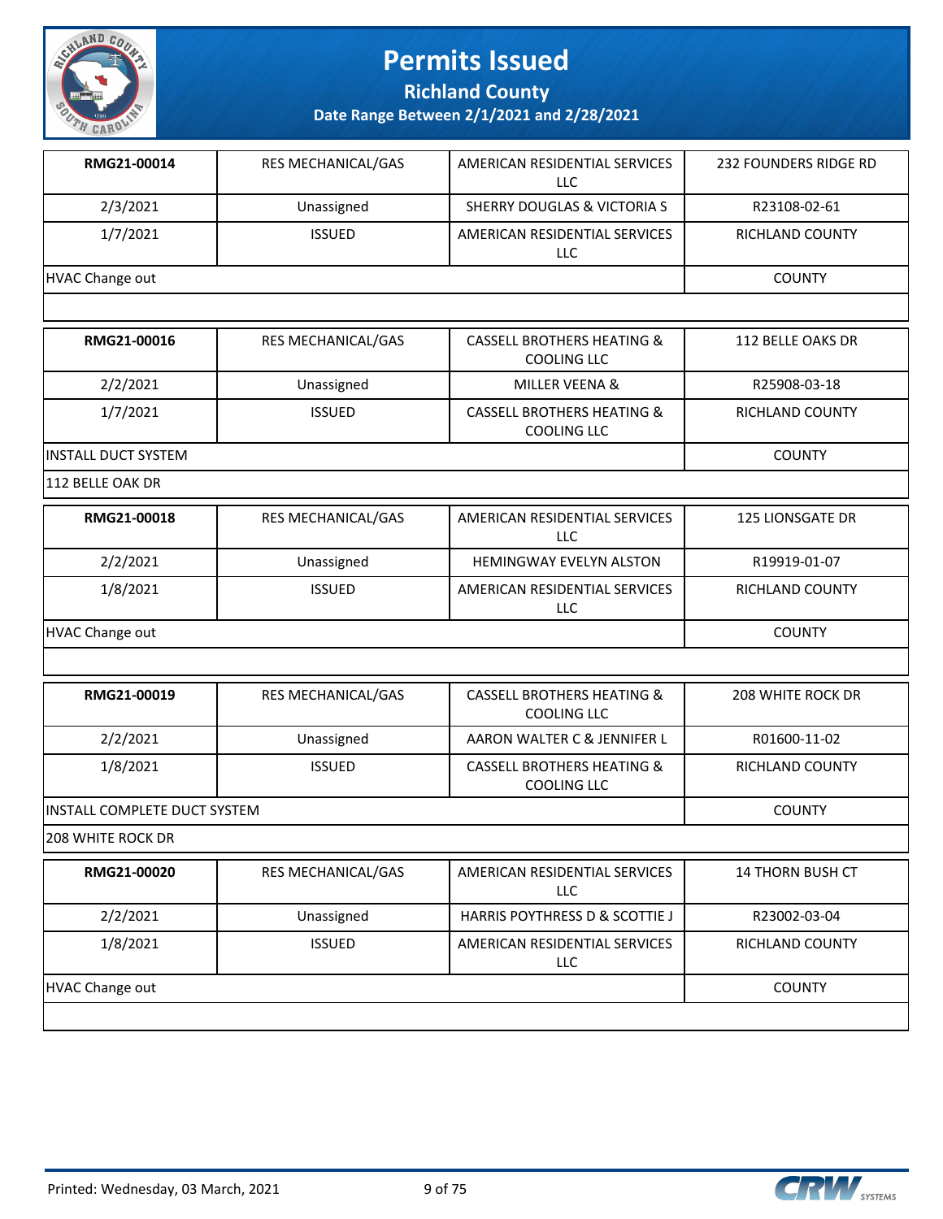# Permits Issued

## Richland County

### Date Range Between 2/1/2021 and 2/28/2021

| RMG21-00014 | RES MECHANICAL/GAS | AMERICAN RESIDENTIAL SERVICES LLC | 232 FOUNDERS RIDGE RD |
|---|---|---|---|
| 2/3/2021 | Unassigned | SHERRY DOUGLAS & VICTORIA S | R23108-02-61 |
| 1/7/2021 | ISSUED | AMERICAN RESIDENTIAL SERVICES LLC | RICHLAND COUNTY |
| HVAC Change out | | | COUNTY |
| | | | |

| RMG21-00016 | RES MECHANICAL/GAS | CASSELL BROTHERS HEATING & COOLING LLC | 112 BELLE OAKS DR |
|---|---|---|---|
| 2/2/2021 | Unassigned | MILLER VEENA & | R25908-03-18 |
| 1/7/2021 | ISSUED | CASSELL BROTHERS HEATING & COOLING LLC | RICHLAND COUNTY |
| INSTALL DUCT SYSTEM | | | COUNTY |
| 112 BELLE OAK DR | | | |

| RMG21-00018 | RES MECHANICAL/GAS | AMERICAN RESIDENTIAL SERVICES LLC | 125 LIONSGATE DR |
|---|---|---|---|
| 2/2/2021 | Unassigned | HEMINGWAY EVELYN ALSTON | R19919-01-07 |
| 1/8/2021 | ISSUED | AMERICAN RESIDENTIAL SERVICES LLC | RICHLAND COUNTY |
| HVAC Change out | | | COUNTY |
| | | | |

| RMG21-00019 | RES MECHANICAL/GAS | CASSELL BROTHERS HEATING & COOLING LLC | 208 WHITE ROCK DR |
|---|---|---|---|
| 2/2/2021 | Unassigned | AARON WALTER C & JENNIFER L | R01600-11-02 |
| 1/8/2021 | ISSUED | CASSELL BROTHERS HEATING & COOLING LLC | RICHLAND COUNTY |
| INSTALL COMPLETE DUCT SYSTEM | | | COUNTY |
| 208 WHITE ROCK DR | | | |

| RMG21-00020 | RES MECHANICAL/GAS | AMERICAN RESIDENTIAL SERVICES LLC | 14 THORN BUSH CT |
|---|---|---|---|
| 2/2/2021 | Unassigned | HARRIS POYTHRESS D & SCOTTIE J | R23002-03-04 |
| 1/8/2021 | ISSUED | AMERICAN RESIDENTIAL SERVICES LLC | RICHLAND COUNTY |
| HVAC Change out | | | COUNTY |
| | | | |

Printed: Wednesday, 03 March, 2021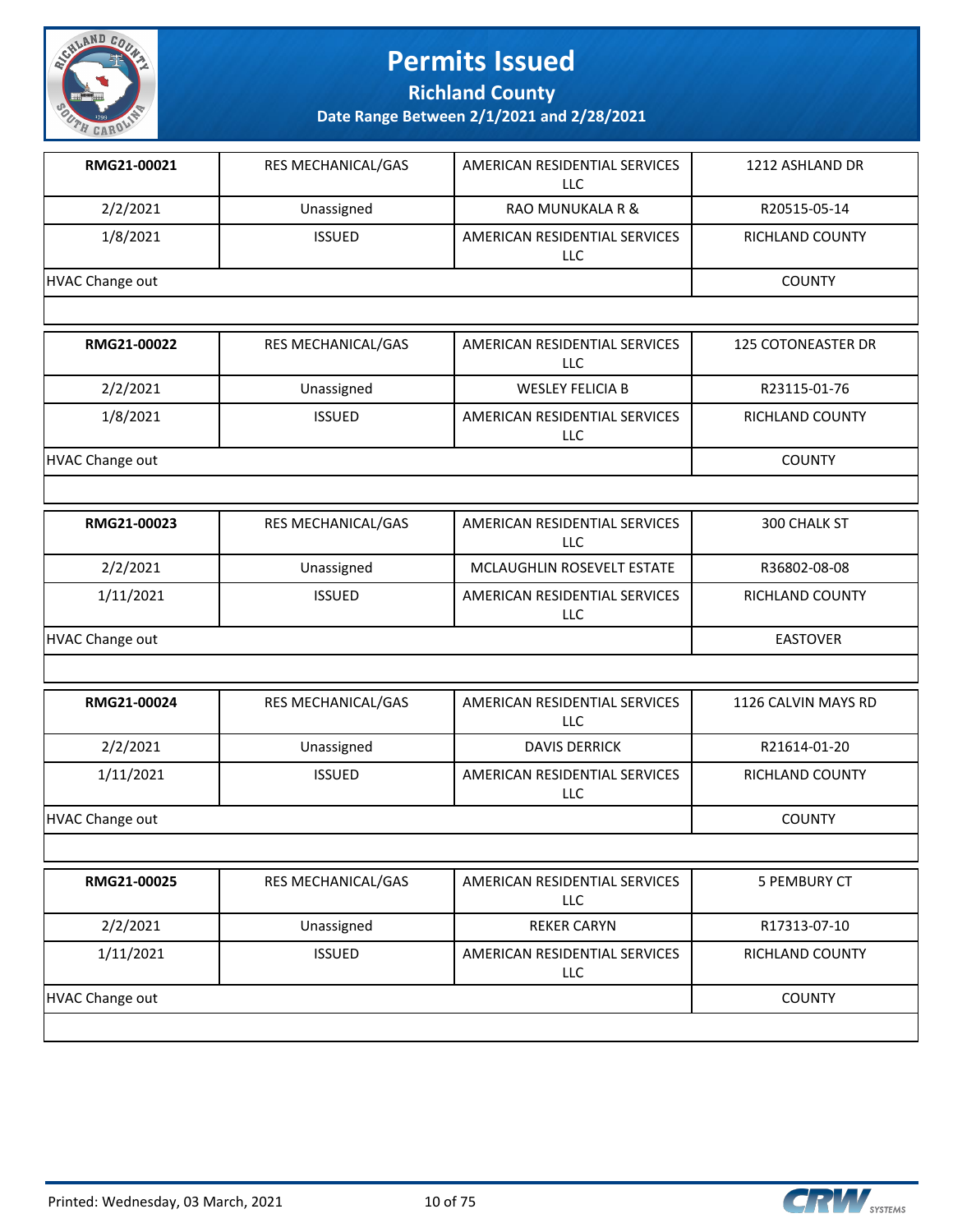# Permits Issued

## Richland County

### Date Range Between 2/1/2021 and 2/28/2021

| RMG21-00021 | RES MECHANICAL/GAS | AMERICAN RESIDENTIAL SERVICES LLC | 1212 ASHLAND DR |
|---|---|---|---|
| 2/2/2021 | Unassigned | RAO MUNUKALA R & | R20515-05-14 |
| 1/8/2021 | ISSUED | AMERICAN RESIDENTIAL SERVICES LLC | RICHLAND COUNTY |
| HVAC Change out | | | COUNTY |

| RMG21-00022 | RES MECHANICAL/GAS | AMERICAN RESIDENTIAL SERVICES LLC | 125 COTONEASTER DR |
|---|---|---|---|
| 2/2/2021 | Unassigned | WESLEY FELICIA B | R23115-01-76 |
| 1/8/2021 | ISSUED | AMERICAN RESIDENTIAL SERVICES LLC | RICHLAND COUNTY |
| HVAC Change out | | | COUNTY |

| RMG21-00023 | RES MECHANICAL/GAS | AMERICAN RESIDENTIAL SERVICES LLC | 300 CHALK ST |
|---|---|---|---|
| 2/2/2021 | Unassigned | MCLAUGHLIN ROSEVELT ESTATE | R36802-08-08 |
| 1/11/2021 | ISSUED | AMERICAN RESIDENTIAL SERVICES LLC | RICHLAND COUNTY |
| HVAC Change out | | | EASTOVER |

| RMG21-00024 | RES MECHANICAL/GAS | AMERICAN RESIDENTIAL SERVICES LLC | 1126 CALVIN MAYS RD |
|---|---|---|---|
| 2/2/2021 | Unassigned | DAVIS DERRICK | R21614-01-20 |
| 1/11/2021 | ISSUED | AMERICAN RESIDENTIAL SERVICES LLC | RICHLAND COUNTY |
| HVAC Change out | | | COUNTY |

| RMG21-00025 | RES MECHANICAL/GAS | AMERICAN RESIDENTIAL SERVICES LLC | 5 PEMBURY CT |
|---|---|---|---|
| 2/2/2021 | Unassigned | REKER CARYN | R17313-07-10 |
| 1/11/2021 | ISSUED | AMERICAN RESIDENTIAL SERVICES LLC | RICHLAND COUNTY |
| HVAC Change out | | | COUNTY |

Printed: Wednesday, 03 March, 2021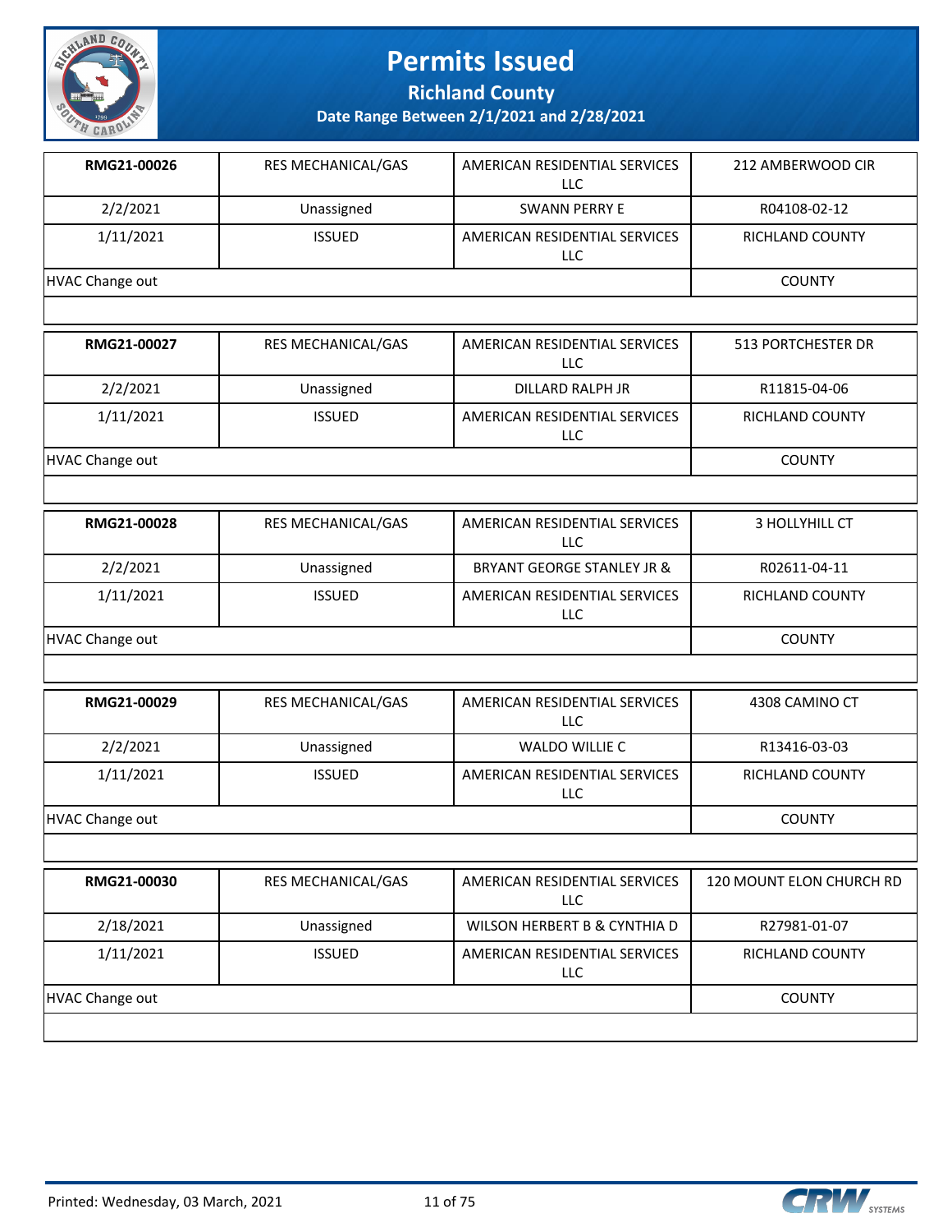# Permits Issued

## Richland County

### Date Range Between 2/1/2021 and 2/28/2021

| | | | |
|---|---|---|---|
| **RMG21-00026** | RES MECHANICAL/GAS | AMERICAN RESIDENTIAL SERVICES LLC | 212 AMBERWOOD CIR |
| 2/2/2021 | Unassigned | SWANN PERRY E | R04108-02-12 |
| 1/11/2021 | ISSUED | AMERICAN RESIDENTIAL SERVICES LLC | RICHLAND COUNTY |
| HVAC Change out | | | COUNTY |

| | | | |
|---|---|---|---|
| **RMG21-00027** | RES MECHANICAL/GAS | AMERICAN RESIDENTIAL SERVICES LLC | 513 PORTCHESTER DR |
| 2/2/2021 | Unassigned | DILLARD RALPH JR | R11815-04-06 |
| 1/11/2021 | ISSUED | AMERICAN RESIDENTIAL SERVICES LLC | RICHLAND COUNTY |
| HVAC Change out | | | COUNTY |

| | | | |
|---|---|---|---|
| **RMG21-00028** | RES MECHANICAL/GAS | AMERICAN RESIDENTIAL SERVICES LLC | 3 HOLLYHILL CT |
| 2/2/2021 | Unassigned | BRYANT GEORGE STANLEY JR & | R02611-04-11 |
| 1/11/2021 | ISSUED | AMERICAN RESIDENTIAL SERVICES LLC | RICHLAND COUNTY |
| HVAC Change out | | | COUNTY |

| | | | |
|---|---|---|---|
| **RMG21-00029** | RES MECHANICAL/GAS | AMERICAN RESIDENTIAL SERVICES LLC | 4308 CAMINO CT |
| 2/2/2021 | Unassigned | WALDO WILLIE C | R13416-03-03 |
| 1/11/2021 | ISSUED | AMERICAN RESIDENTIAL SERVICES LLC | RICHLAND COUNTY |
| HVAC Change out | | | COUNTY |

| | | | |
|---|---|---|---|
| **RMG21-00030** | RES MECHANICAL/GAS | AMERICAN RESIDENTIAL SERVICES LLC | 120 MOUNT ELON CHURCH RD |
| 2/18/2021 | Unassigned | WILSON HERBERT B & CYNTHIA D | R27981-01-07 |
| 1/11/2021 | ISSUED | AMERICAN RESIDENTIAL SERVICES LLC | RICHLAND COUNTY |
| HVAC Change out | | | COUNTY |

Printed: Wednesday, 03 March, 2021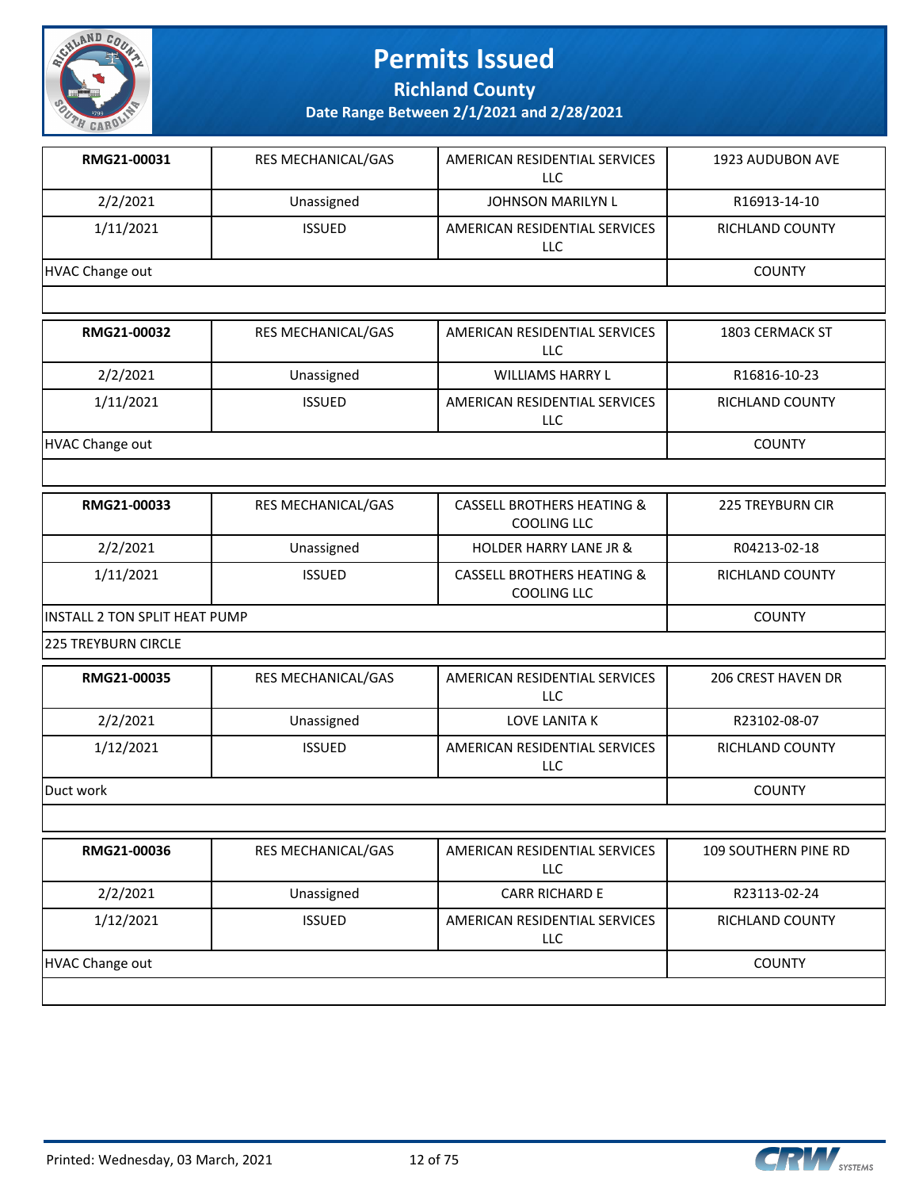# Permits Issued

## Richland County

### Date Range Between 2/1/2021 and 2/28/2021

| | | | |
|---|---|---|---|
| **RMG21-00031** | RES MECHANICAL/GAS | AMERICAN RESIDENTIAL SERVICES LLC | 1923 AUDUBON AVE |
| 2/2/2021 | Unassigned | JOHNSON MARILYN L | R16913-14-10 |
| 1/11/2021 | ISSUED | AMERICAN RESIDENTIAL SERVICES LLC | RICHLAND COUNTY |
| HVAC Change out | | | COUNTY |
| | | | |

| | | | |
|---|---|---|---|
| **RMG21-00032** | RES MECHANICAL/GAS | AMERICAN RESIDENTIAL SERVICES LLC | 1803 CERMACK ST |
| 2/2/2021 | Unassigned | WILLIAMS HARRY L | R16816-10-23 |
| 1/11/2021 | ISSUED | AMERICAN RESIDENTIAL SERVICES LLC | RICHLAND COUNTY |
| HVAC Change out | | | COUNTY |
| | | | |

| | | | |
|---|---|---|---|
| **RMG21-00033** | RES MECHANICAL/GAS | CASSELL BROTHERS HEATING & COOLING LLC | 225 TREYBURN CIR |
| 2/2/2021 | Unassigned | HOLDER HARRY LANE JR & | R04213-02-18 |
| 1/11/2021 | ISSUED | CASSELL BROTHERS HEATING & COOLING LLC | RICHLAND COUNTY |
| INSTALL 2 TON SPLIT HEAT PUMP | | | COUNTY |
| 225 TREYBURN CIRCLE | | | |

| | | | |
|---|---|---|---|
| **RMG21-00035** | RES MECHANICAL/GAS | AMERICAN RESIDENTIAL SERVICES LLC | 206 CREST HAVEN DR |
| 2/2/2021 | Unassigned | LOVE LANITA K | R23102-08-07 |
| 1/12/2021 | ISSUED | AMERICAN RESIDENTIAL SERVICES LLC | RICHLAND COUNTY |
| Duct work | | | COUNTY |
| | | | |

| | | | |
|---|---|---|---|
| **RMG21-00036** | RES MECHANICAL/GAS | AMERICAN RESIDENTIAL SERVICES LLC | 109 SOUTHERN PINE RD |
| 2/2/2021 | Unassigned | CARR RICHARD E | R23113-02-24 |
| 1/12/2021 | ISSUED | AMERICAN RESIDENTIAL SERVICES LLC | RICHLAND COUNTY |
| HVAC Change out | | | COUNTY |
| | | | |

Printed: Wednesday, 03 March, 2021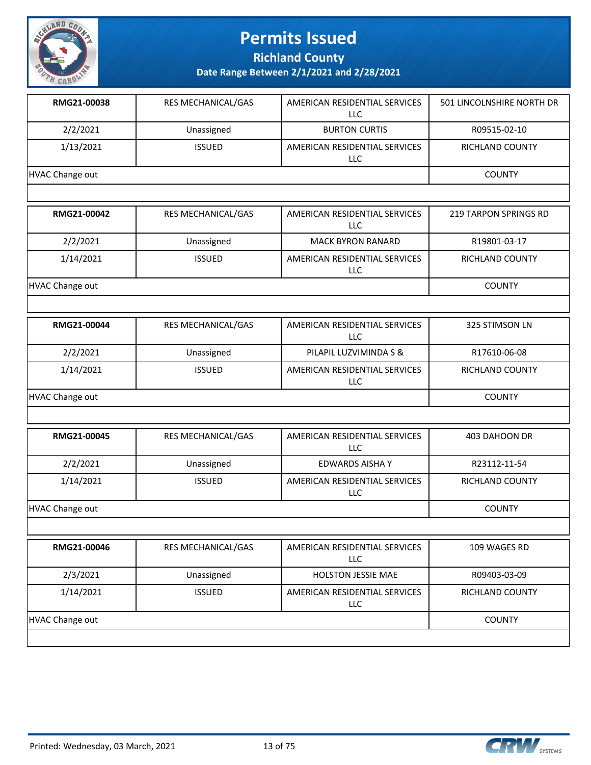# Permits Issued

## Richland County

### Date Range Between 2/1/2021 and 2/28/2021

| | | | |
|---|---|---|---|
| **RMG21-00038** | RES MECHANICAL/GAS | AMERICAN RESIDENTIAL SERVICES LLC | 501 LINCOLNSHIRE NORTH DR |
| 2/2/2021 | Unassigned | BURTON CURTIS | R09515-02-10 |
| 1/13/2021 | ISSUED | AMERICAN RESIDENTIAL SERVICES LLC | RICHLAND COUNTY |
| HVAC Change out | | | COUNTY |

| | | | |
|---|---|---|---|
| **RMG21-00042** | RES MECHANICAL/GAS | AMERICAN RESIDENTIAL SERVICES LLC | 219 TARPON SPRINGS RD |
| 2/2/2021 | Unassigned | MACK BYRON RANARD | R19801-03-17 |
| 1/14/2021 | ISSUED | AMERICAN RESIDENTIAL SERVICES LLC | RICHLAND COUNTY |
| HVAC Change out | | | COUNTY |

| | | | |
|---|---|---|---|
| **RMG21-00044** | RES MECHANICAL/GAS | AMERICAN RESIDENTIAL SERVICES LLC | 325 STIMSON LN |
| 2/2/2021 | Unassigned | PILAPIL LUZVIMINDA S & | R17610-06-08 |
| 1/14/2021 | ISSUED | AMERICAN RESIDENTIAL SERVICES LLC | RICHLAND COUNTY |
| HVAC Change out | | | COUNTY |

| | | | |
|---|---|---|---|
| **RMG21-00045** | RES MECHANICAL/GAS | AMERICAN RESIDENTIAL SERVICES LLC | 403 DAHOON DR |
| 2/2/2021 | Unassigned | EDWARDS AISHA Y | R23112-11-54 |
| 1/14/2021 | ISSUED | AMERICAN RESIDENTIAL SERVICES LLC | RICHLAND COUNTY |
| HVAC Change out | | | COUNTY |

| | | | |
|---|---|---|---|
| **RMG21-00046** | RES MECHANICAL/GAS | AMERICAN RESIDENTIAL SERVICES LLC | 109 WAGES RD |
| 2/3/2021 | Unassigned | HOLSTON JESSIE MAE | R09403-03-09 |
| 1/14/2021 | ISSUED | AMERICAN RESIDENTIAL SERVICES LLC | RICHLAND COUNTY |
| HVAC Change out | | | COUNTY |

Printed: Wednesday, 03 March, 2021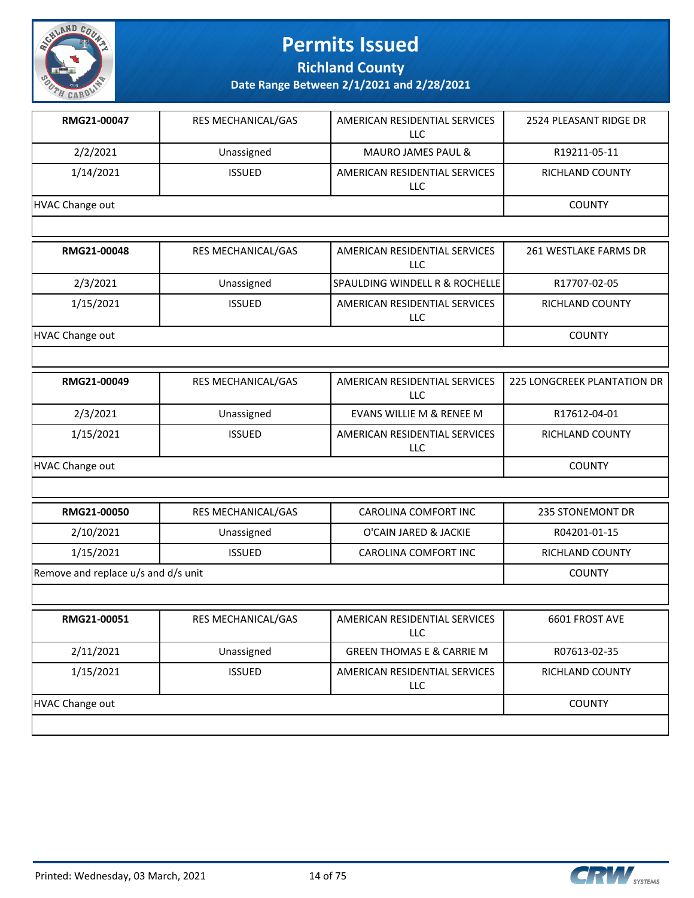# Permits Issued

## Richland County

### Date Range Between 2/1/2021 and 2/28/2021

| RMG21-00047 | RES MECHANICAL/GAS | AMERICAN RESIDENTIAL SERVICES LLC | 2524 PLEASANT RIDGE DR |
|---|---|---|---|
| 2/2/2021 | Unassigned | MAURO JAMES PAUL & | R19211-05-11 |
| 1/14/2021 | ISSUED | AMERICAN RESIDENTIAL SERVICES LLC | RICHLAND COUNTY |
| HVAC Change out | | | COUNTY |

| RMG21-00048 | RES MECHANICAL/GAS | AMERICAN RESIDENTIAL SERVICES LLC | 261 WESTLAKE FARMS DR |
|---|---|---|---|
| 2/3/2021 | Unassigned | SPAULDING WINDELL R & ROCHELLE | R17707-02-05 |
| 1/15/2021 | ISSUED | AMERICAN RESIDENTIAL SERVICES LLC | RICHLAND COUNTY |
| HVAC Change out | | | COUNTY |

| RMG21-00049 | RES MECHANICAL/GAS | AMERICAN RESIDENTIAL SERVICES LLC | 225 LONGCREEK PLANTATION DR |
|---|---|---|---|
| 2/3/2021 | Unassigned | EVANS WILLIE M & RENEE M | R17612-04-01 |
| 1/15/2021 | ISSUED | AMERICAN RESIDENTIAL SERVICES LLC | RICHLAND COUNTY |
| HVAC Change out | | | COUNTY |

| RMG21-00050 | RES MECHANICAL/GAS | CAROLINA COMFORT INC | 235 STONEMONT DR |
|---|---|---|---|
| 2/10/2021 | Unassigned | O'CAIN JARED & JACKIE | R04201-01-15 |
| 1/15/2021 | ISSUED | CAROLINA COMFORT INC | RICHLAND COUNTY |
| Remove and replace u/s and d/s unit | | | COUNTY |

| RMG21-00051 | RES MECHANICAL/GAS | AMERICAN RESIDENTIAL SERVICES LLC | 6601 FROST AVE |
|---|---|---|---|
| 2/11/2021 | Unassigned | GREEN THOMAS E & CARRIE M | R07613-02-35 |
| 1/15/2021 | ISSUED | AMERICAN RESIDENTIAL SERVICES LLC | RICHLAND COUNTY |
| HVAC Change out | | | COUNTY |

Printed: Wednesday, 03 March, 2021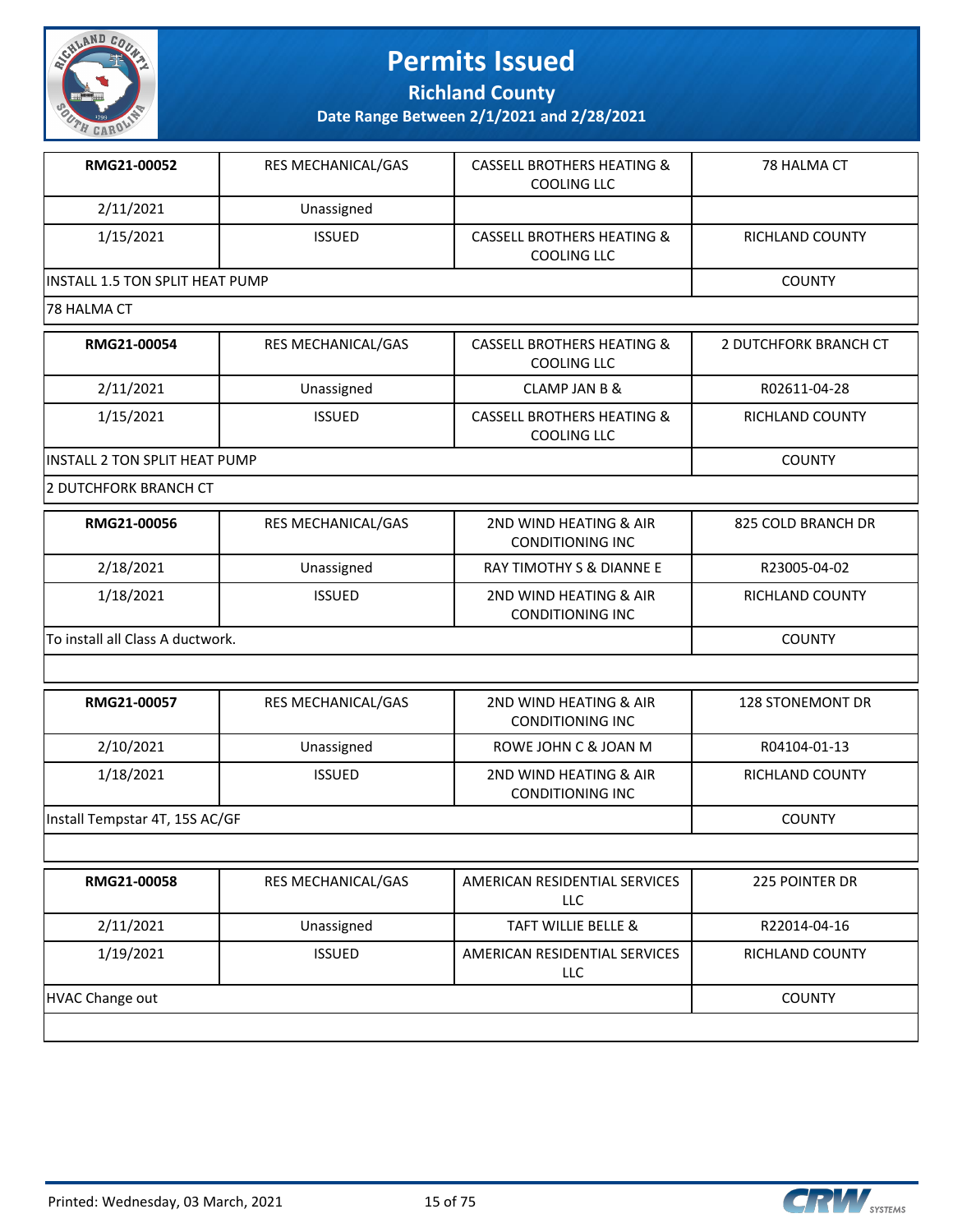# Permits Issued

## Richland County

### Date Range Between 2/1/2021 and 2/28/2021

| | | | |
|---|---|---|---|
| **RMG21-00052** | RES MECHANICAL/GAS | CASSELL BROTHERS HEATING & COOLING LLC | 78 HALMA CT |
| 2/11/2021 | Unassigned | | |
| 1/15/2021 | ISSUED | CASSELL BROTHERS HEATING & COOLING LLC | RICHLAND COUNTY |
| INSTALL 1.5 TON SPLIT HEAT PUMP | | | COUNTY |
| 78 HALMA CT | | | |

| | | | |
|---|---|---|---|
| **RMG21-00054** | RES MECHANICAL/GAS | CASSELL BROTHERS HEATING & COOLING LLC | 2 DUTCHFORK BRANCH CT |
| 2/11/2021 | Unassigned | CLAMP JAN B & | R02611-04-28 |
| 1/15/2021 | ISSUED | CASSELL BROTHERS HEATING & COOLING LLC | RICHLAND COUNTY |
| INSTALL 2 TON SPLIT HEAT PUMP | | | COUNTY |
| 2 DUTCHFORK BRANCH CT | | | |

| | | | |
|---|---|---|---|
| **RMG21-00056** | RES MECHANICAL/GAS | 2ND WIND HEATING & AIR CONDITIONING INC | 825 COLD BRANCH DR |
| 2/18/2021 | Unassigned | RAY TIMOTHY S & DIANNE E | R23005-04-02 |
| 1/18/2021 | ISSUED | 2ND WIND HEATING & AIR CONDITIONING INC | RICHLAND COUNTY |
| To install all Class A ductwork. | | | COUNTY |
| | | | |

| | | | |
|---|---|---|---|
| **RMG21-00057** | RES MECHANICAL/GAS | 2ND WIND HEATING & AIR CONDITIONING INC | 128 STONEMONT DR |
| 2/10/2021 | Unassigned | ROWE JOHN C & JOAN M | R04104-01-13 |
| 1/18/2021 | ISSUED | 2ND WIND HEATING & AIR CONDITIONING INC | RICHLAND COUNTY |
| Install Tempstar 4T, 15S AC/GF | | | COUNTY |
| | | | |

| | | | |
|---|---|---|---|
| **RMG21-00058** | RES MECHANICAL/GAS | AMERICAN RESIDENTIAL SERVICES LLC | 225 POINTER DR |
| 2/11/2021 | Unassigned | TAFT WILLIE BELLE & | R22014-04-16 |
| 1/19/2021 | ISSUED | AMERICAN RESIDENTIAL SERVICES LLC | RICHLAND COUNTY |
| HVAC Change out | | | COUNTY |
| | | | |

Printed: Wednesday, 03 March, 2021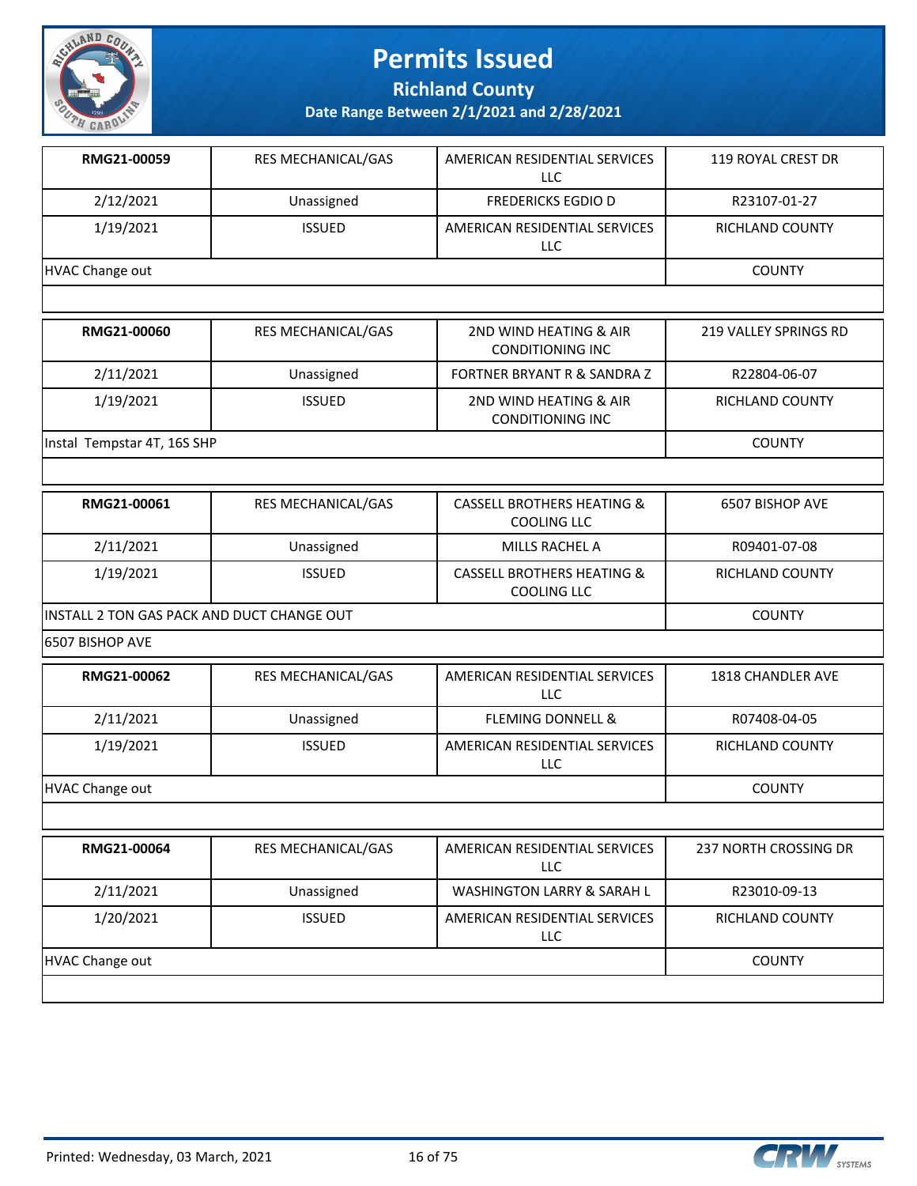# Permits Issued

## Richland County

### Date Range Between 2/1/2021 and 2/28/2021

| RMG21-00059 | RES MECHANICAL/GAS | AMERICAN RESIDENTIAL SERVICES LLC | 119 ROYAL CREST DR |
|---|---|---|---|
| 2/12/2021 | Unassigned | FREDERICKS EGDIO D | R23107-01-27 |
| 1/19/2021 | ISSUED | AMERICAN RESIDENTIAL SERVICES LLC | RICHLAND COUNTY |
| HVAC Change out | | | COUNTY |

| RMG21-00060 | RES MECHANICAL/GAS | 2ND WIND HEATING & AIR CONDITIONING INC | 219 VALLEY SPRINGS RD |
|---|---|---|---|
| 2/11/2021 | Unassigned | FORTNER BRYANT R & SANDRA Z | R22804-06-07 |
| 1/19/2021 | ISSUED | 2ND WIND HEATING & AIR CONDITIONING INC | RICHLAND COUNTY |
| Instal Tempstar 4T, 16S SHP | | | COUNTY |

| RMG21-00061 | RES MECHANICAL/GAS | CASSELL BROTHERS HEATING & COOLING LLC | 6507 BISHOP AVE |
|---|---|---|---|
| 2/11/2021 | Unassigned | MILLS RACHEL A | R09401-07-08 |
| 1/19/2021 | ISSUED | CASSELL BROTHERS HEATING & COOLING LLC | RICHLAND COUNTY |
| INSTALL 2 TON GAS PACK AND DUCT CHANGE OUT | | | COUNTY |
| 6507 BISHOP AVE | | | |

| RMG21-00062 | RES MECHANICAL/GAS | AMERICAN RESIDENTIAL SERVICES LLC | 1818 CHANDLER AVE |
|---|---|---|---|
| 2/11/2021 | Unassigned | FLEMING DONNELL & | R07408-04-05 |
| 1/19/2021 | ISSUED | AMERICAN RESIDENTIAL SERVICES LLC | RICHLAND COUNTY |
| HVAC Change out | | | COUNTY |

| RMG21-00064 | RES MECHANICAL/GAS | AMERICAN RESIDENTIAL SERVICES LLC | 237 NORTH CROSSING DR |
|---|---|---|---|
| 2/11/2021 | Unassigned | WASHINGTON LARRY & SARAH L | R23010-09-13 |
| 1/20/2021 | ISSUED | AMERICAN RESIDENTIAL SERVICES LLC | RICHLAND COUNTY |
| HVAC Change out | | | COUNTY |

Printed: Wednesday, 03 March, 2021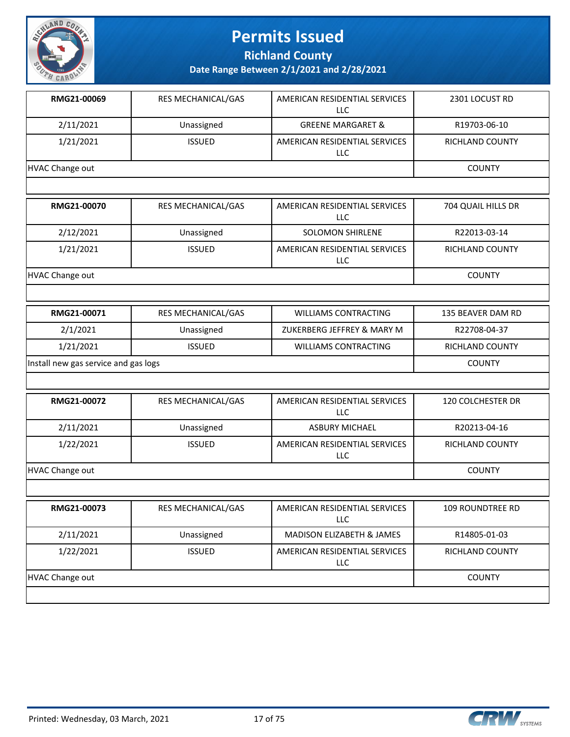# Permits Issued

## Richland County

### Date Range Between 2/1/2021 and 2/28/2021

| | | | |
|---|---|---|---|
| **RMG21-00069** | RES MECHANICAL/GAS | AMERICAN RESIDENTIAL SERVICES LLC | 2301 LOCUST RD |
| 2/11/2021 | Unassigned | GREENE MARGARET & | R19703-06-10 |
| 1/21/2021 | ISSUED | AMERICAN RESIDENTIAL SERVICES LLC | RICHLAND COUNTY |
| HVAC Change out | | | COUNTY |

| | | | |
|---|---|---|---|
| **RMG21-00070** | RES MECHANICAL/GAS | AMERICAN RESIDENTIAL SERVICES LLC | 704 QUAIL HILLS DR |
| 2/12/2021 | Unassigned | SOLOMON SHIRLENE | R22013-03-14 |
| 1/21/2021 | ISSUED | AMERICAN RESIDENTIAL SERVICES LLC | RICHLAND COUNTY |
| HVAC Change out | | | COUNTY |

| | | | |
|---|---|---|---|
| **RMG21-00071** | RES MECHANICAL/GAS | WILLIAMS CONTRACTING | 135 BEAVER DAM RD |
| 2/1/2021 | Unassigned | ZUKERBERG JEFFREY & MARY M | R22708-04-37 |
| 1/21/2021 | ISSUED | WILLIAMS CONTRACTING | RICHLAND COUNTY |
| Install new gas service and gas logs | | | COUNTY |

| | | | |
|---|---|---|---|
| **RMG21-00072** | RES MECHANICAL/GAS | AMERICAN RESIDENTIAL SERVICES LLC | 120 COLCHESTER DR |
| 2/11/2021 | Unassigned | ASBURY MICHAEL | R20213-04-16 |
| 1/22/2021 | ISSUED | AMERICAN RESIDENTIAL SERVICES LLC | RICHLAND COUNTY |
| HVAC Change out | | | COUNTY |

| | | | |
|---|---|---|---|
| **RMG21-00073** | RES MECHANICAL/GAS | AMERICAN RESIDENTIAL SERVICES LLC | 109 ROUNDTREE RD |
| 2/11/2021 | Unassigned | MADISON ELIZABETH & JAMES | R14805-01-03 |
| 1/22/2021 | ISSUED | AMERICAN RESIDENTIAL SERVICES LLC | RICHLAND COUNTY |
| HVAC Change out | | | COUNTY |

Printed: Wednesday, 03 March, 2021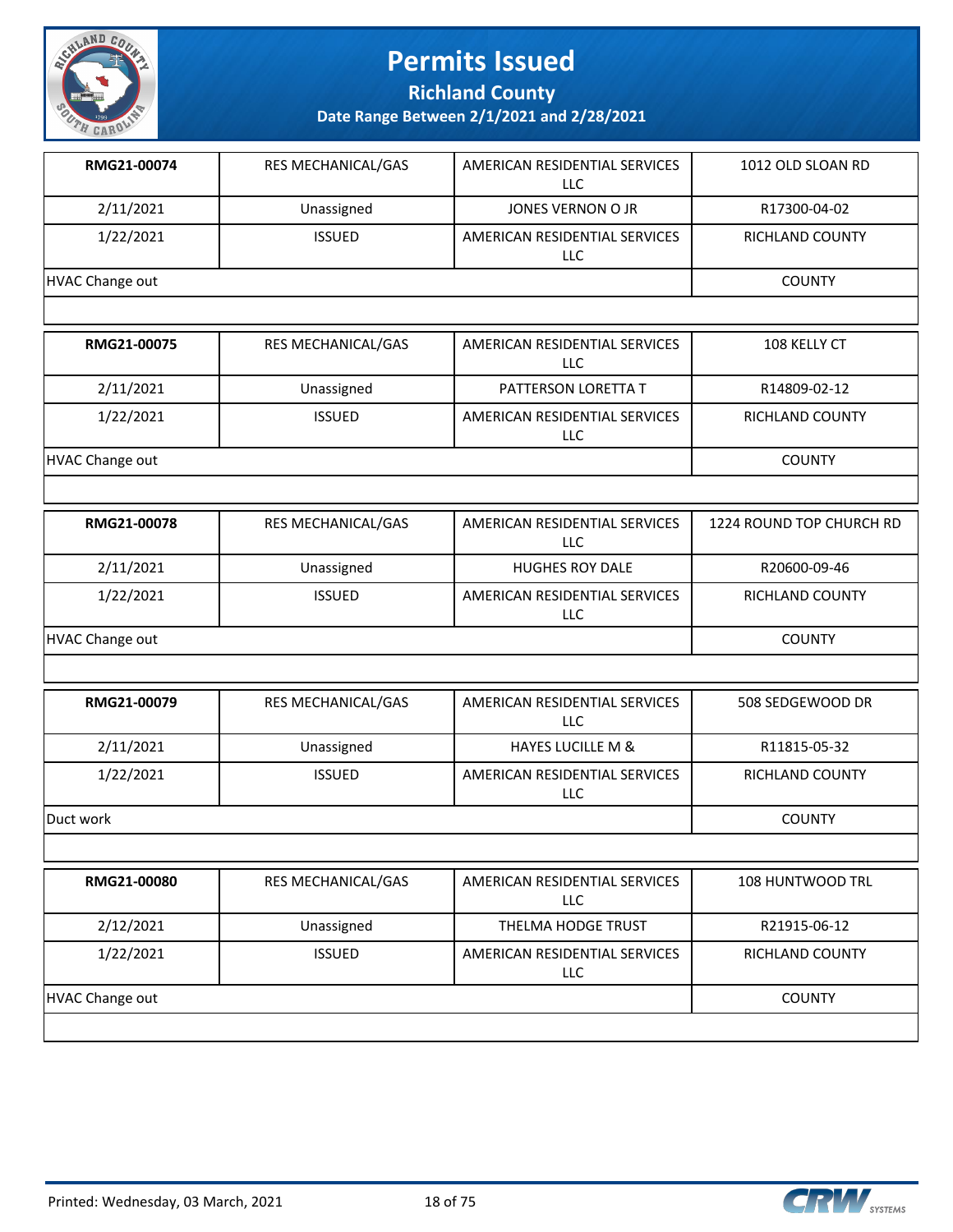# Permits Issued

**Richland County**

**Date Range Between 2/1/2021 and 2/28/2021**

| **RMG21-00074** | RES MECHANICAL/GAS | AMERICAN RESIDENTIAL SERVICES LLC | 1012 OLD SLOAN RD |
|---|---|---|---|
| 2/11/2021 | Unassigned | JONES VERNON O JR | R17300-04-02 |
| 1/22/2021 | ISSUED | AMERICAN RESIDENTIAL SERVICES LLC | RICHLAND COUNTY |
| HVAC Change out | | | COUNTY |

| **RMG21-00075** | RES MECHANICAL/GAS | AMERICAN RESIDENTIAL SERVICES LLC | 108 KELLY CT |
|---|---|---|---|
| 2/11/2021 | Unassigned | PATTERSON LORETTA T | R14809-02-12 |
| 1/22/2021 | ISSUED | AMERICAN RESIDENTIAL SERVICES LLC | RICHLAND COUNTY |
| HVAC Change out | | | COUNTY |

| **RMG21-00078** | RES MECHANICAL/GAS | AMERICAN RESIDENTIAL SERVICES LLC | 1224 ROUND TOP CHURCH RD |
|---|---|---|---|
| 2/11/2021 | Unassigned | HUGHES ROY DALE | R20600-09-46 |
| 1/22/2021 | ISSUED | AMERICAN RESIDENTIAL SERVICES LLC | RICHLAND COUNTY |
| HVAC Change out | | | COUNTY |

| **RMG21-00079** | RES MECHANICAL/GAS | AMERICAN RESIDENTIAL SERVICES LLC | 508 SEDGEWOOD DR |
|---|---|---|---|
| 2/11/2021 | Unassigned | HAYES LUCILLE M & | R11815-05-32 |
| 1/22/2021 | ISSUED | AMERICAN RESIDENTIAL SERVICES LLC | RICHLAND COUNTY |
| Duct work | | | COUNTY |

| **RMG21-00080** | RES MECHANICAL/GAS | AMERICAN RESIDENTIAL SERVICES LLC | 108 HUNTWOOD TRL |
|---|---|---|---|
| 2/12/2021 | Unassigned | THELMA HODGE TRUST | R21915-06-12 |
| 1/22/2021 | ISSUED | AMERICAN RESIDENTIAL SERVICES LLC | RICHLAND COUNTY |
| HVAC Change out | | | COUNTY |

Printed: Wednesday, 03 March, 2021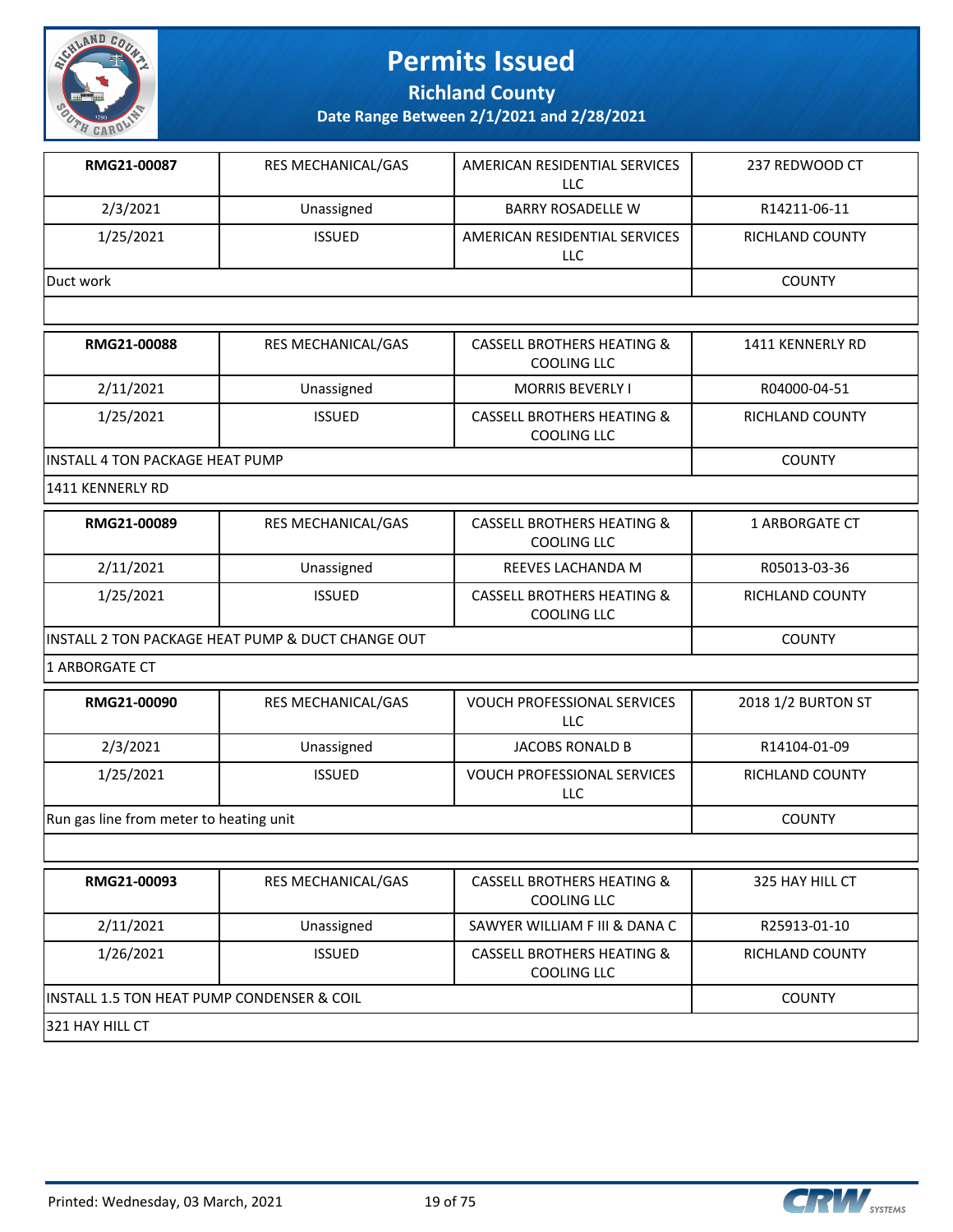# Permits Issued

## Richland County

### Date Range Between 2/1/2021 and 2/28/2021

| | | | |
|---|---|---|---|
| **RMG21-00087** | RES MECHANICAL/GAS | AMERICAN RESIDENTIAL SERVICES LLC | 237 REDWOOD CT |
| 2/3/2021 | Unassigned | BARRY ROSADELLE W | R14211-06-11 |
| 1/25/2021 | ISSUED | AMERICAN RESIDENTIAL SERVICES LLC | RICHLAND COUNTY |
| Duct work | | | COUNTY |
| | | | |

| | | | |
|---|---|---|---|
| **RMG21-00088** | RES MECHANICAL/GAS | CASSELL BROTHERS HEATING & COOLING LLC | 1411 KENNERLY RD |
| 2/11/2021 | Unassigned | MORRIS BEVERLY I | R04000-04-51 |
| 1/25/2021 | ISSUED | CASSELL BROTHERS HEATING & COOLING LLC | RICHLAND COUNTY |
| INSTALL 4 TON PACKAGE HEAT PUMP | | | COUNTY |
| 1411 KENNERLY RD | | | |

| | | | |
|---|---|---|---|
| **RMG21-00089** | RES MECHANICAL/GAS | CASSELL BROTHERS HEATING & COOLING LLC | 1 ARBORGATE CT |
| 2/11/2021 | Unassigned | REEVES LACHANDA M | R05013-03-36 |
| 1/25/2021 | ISSUED | CASSELL BROTHERS HEATING & COOLING LLC | RICHLAND COUNTY |
| INSTALL 2 TON PACKAGE HEAT PUMP & DUCT CHANGE OUT | | | COUNTY |
| 1 ARBORGATE CT | | | |

| | | | |
|---|---|---|---|
| **RMG21-00090** | RES MECHANICAL/GAS | VOUCH PROFESSIONAL SERVICES LLC | 2018 1/2 BURTON ST |
| 2/3/2021 | Unassigned | JACOBS RONALD B | R14104-01-09 |
| 1/25/2021 | ISSUED | VOUCH PROFESSIONAL SERVICES LLC | RICHLAND COUNTY |
| Run gas line from meter to heating unit | | | COUNTY |
| | | | |

| | | | |
|---|---|---|---|
| **RMG21-00093** | RES MECHANICAL/GAS | CASSELL BROTHERS HEATING & COOLING LLC | 325 HAY HILL CT |
| 2/11/2021 | Unassigned | SAWYER WILLIAM F III & DANA C | R25913-01-10 |
| 1/26/2021 | ISSUED | CASSELL BROTHERS HEATING & COOLING LLC | RICHLAND COUNTY |
| INSTALL 1.5 TON HEAT PUMP CONDENSER & COIL | | | COUNTY |
| 321 HAY HILL CT | | | |

Printed: Wednesday, 03 March, 2021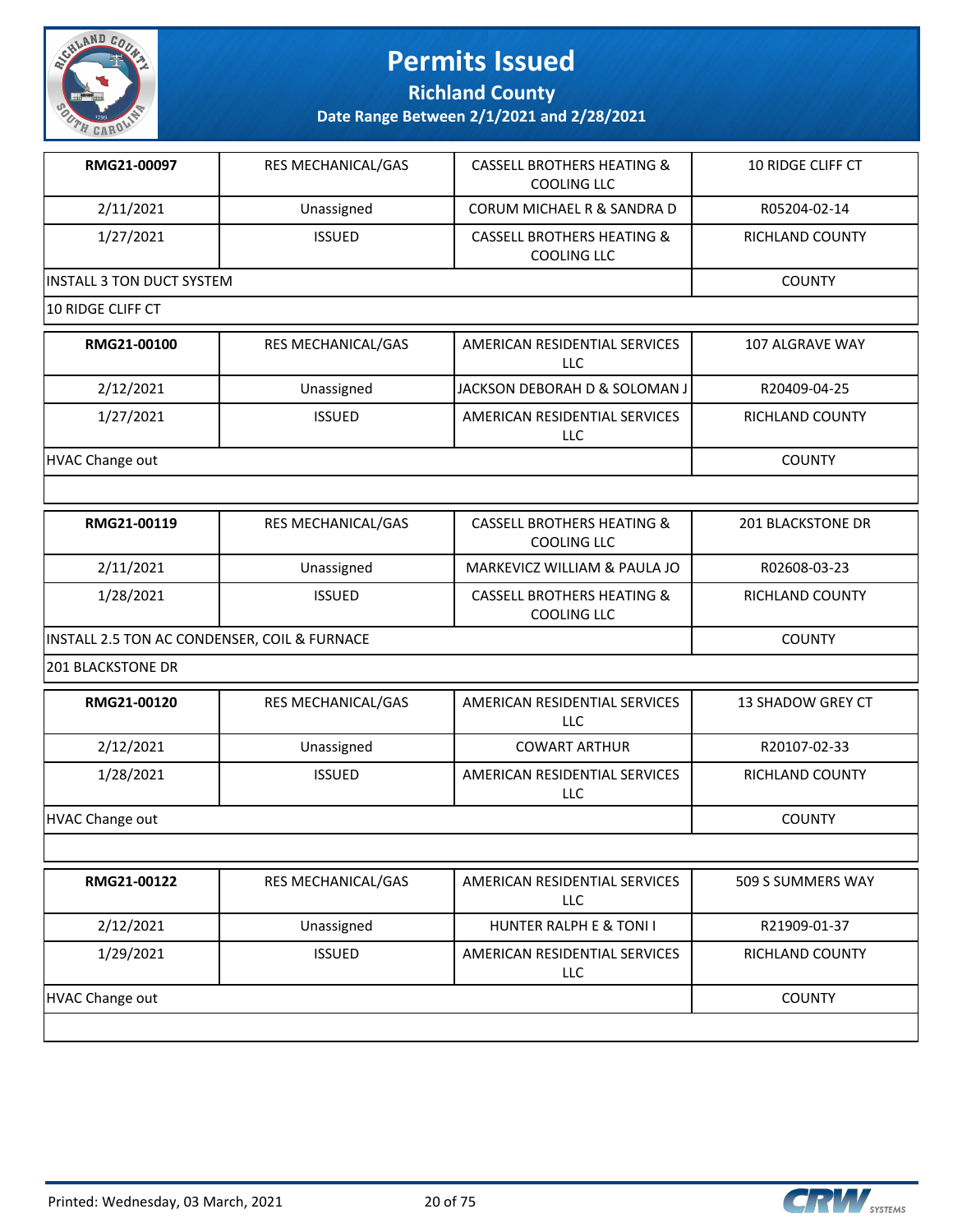# Permits Issued

## Richland County

### Date Range Between 2/1/2021 and 2/28/2021

| | | | |
|---|---|---|---|
| **RMG21-00097** | RES MECHANICAL/GAS | CASSELL BROTHERS HEATING & COOLING LLC | 10 RIDGE CLIFF CT |
| 2/11/2021 | Unassigned | CORUM MICHAEL R & SANDRA D | R05204-02-14 |
| 1/27/2021 | ISSUED | CASSELL BROTHERS HEATING & COOLING LLC | RICHLAND COUNTY |
| INSTALL 3 TON DUCT SYSTEM | | | COUNTY |
| 10 RIDGE CLIFF CT | | | |

| | | | |
|---|---|---|---|
| **RMG21-00100** | RES MECHANICAL/GAS | AMERICAN RESIDENTIAL SERVICES LLC | 107 ALGRAVE WAY |
| 2/12/2021 | Unassigned | JACKSON DEBORAH D & SOLOMAN J | R20409-04-25 |
| 1/27/2021 | ISSUED | AMERICAN RESIDENTIAL SERVICES LLC | RICHLAND COUNTY |
| HVAC Change out | | | COUNTY |
| | | | |

| | | | |
|---|---|---|---|
| **RMG21-00119** | RES MECHANICAL/GAS | CASSELL BROTHERS HEATING & COOLING LLC | 201 BLACKSTONE DR |
| 2/11/2021 | Unassigned | MARKEVICZ WILLIAM & PAULA JO | R02608-03-23 |
| 1/28/2021 | ISSUED | CASSELL BROTHERS HEATING & COOLING LLC | RICHLAND COUNTY |
| INSTALL 2.5 TON AC CONDENSER, COIL & FURNACE | | | COUNTY |
| 201 BLACKSTONE DR | | | |

| | | | |
|---|---|---|---|
| **RMG21-00120** | RES MECHANICAL/GAS | AMERICAN RESIDENTIAL SERVICES LLC | 13 SHADOW GREY CT |
| 2/12/2021 | Unassigned | COWART ARTHUR | R20107-02-33 |
| 1/28/2021 | ISSUED | AMERICAN RESIDENTIAL SERVICES LLC | RICHLAND COUNTY |
| HVAC Change out | | | COUNTY |
| | | | |

| | | | |
|---|---|---|---|
| **RMG21-00122** | RES MECHANICAL/GAS | AMERICAN RESIDENTIAL SERVICES LLC | 509 S SUMMERS WAY |
| 2/12/2021 | Unassigned | HUNTER RALPH E & TONI I | R21909-01-37 |
| 1/29/2021 | ISSUED | AMERICAN RESIDENTIAL SERVICES LLC | RICHLAND COUNTY |
| HVAC Change out | | | COUNTY |
| | | | |

Printed: Wednesday, 03 March, 2021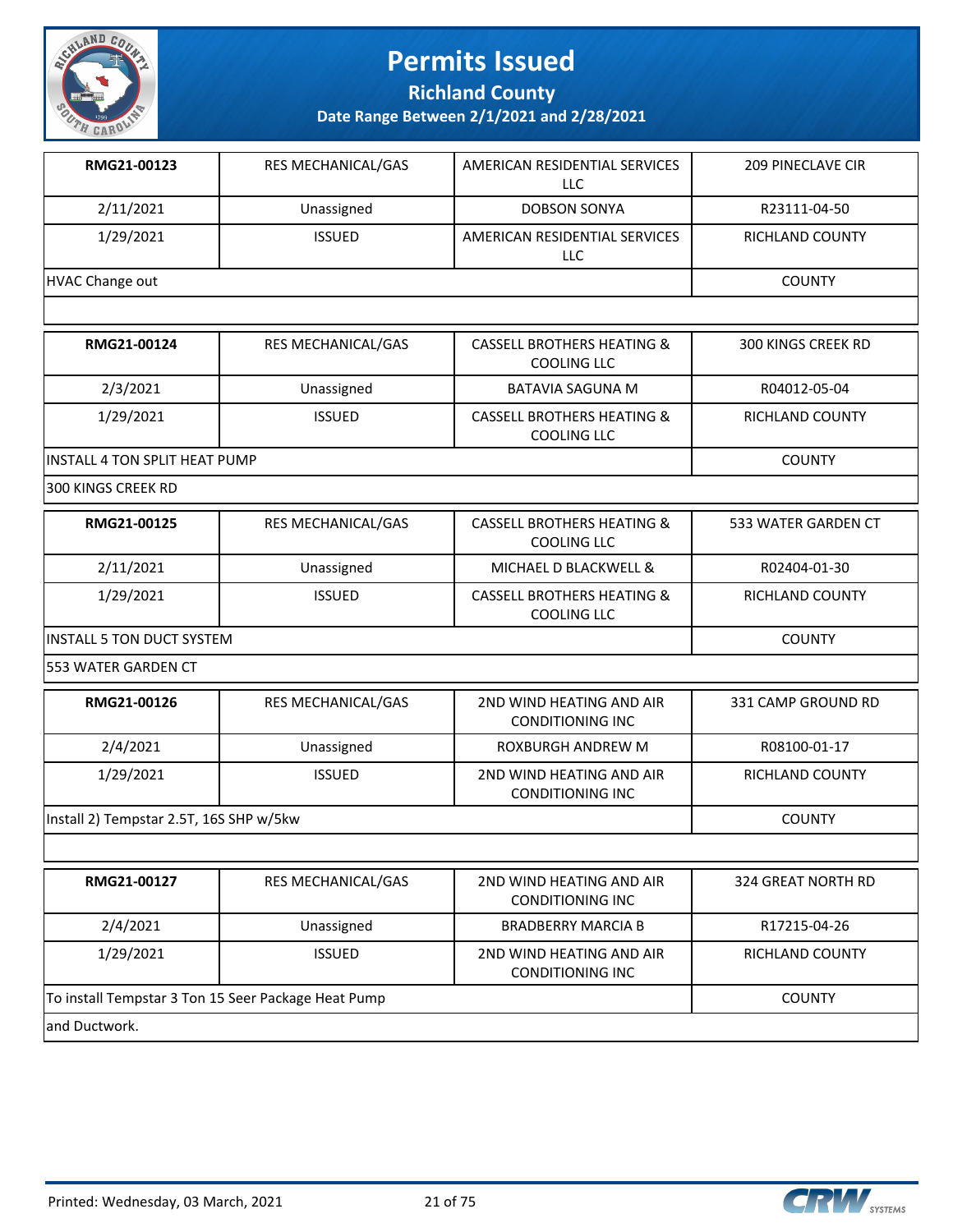# Permits Issued

## Richland County

### Date Range Between 2/1/2021 and 2/28/2021

| | | | |
|---|---|---|---|
| **RMG21-00123** | RES MECHANICAL/GAS | AMERICAN RESIDENTIAL SERVICES LLC | 209 PINECLAVE CIR |
| 2/11/2021 | Unassigned | DOBSON SONYA | R23111-04-50 |
| 1/29/2021 | ISSUED | AMERICAN RESIDENTIAL SERVICES LLC | RICHLAND COUNTY |
| HVAC Change out | | | COUNTY |
| | | | |

| | | | |
|---|---|---|---|
| **RMG21-00124** | RES MECHANICAL/GAS | CASSELL BROTHERS HEATING & COOLING LLC | 300 KINGS CREEK RD |
| 2/3/2021 | Unassigned | BATAVIA SAGUNA M | R04012-05-04 |
| 1/29/2021 | ISSUED | CASSELL BROTHERS HEATING & COOLING LLC | RICHLAND COUNTY |
| INSTALL 4 TON SPLIT HEAT PUMP | | | COUNTY |
| 300 KINGS CREEK RD | | | |

| | | | |
|---|---|---|---|
| **RMG21-00125** | RES MECHANICAL/GAS | CASSELL BROTHERS HEATING & COOLING LLC | 533 WATER GARDEN CT |
| 2/11/2021 | Unassigned | MICHAEL D BLACKWELL & | R02404-01-30 |
| 1/29/2021 | ISSUED | CASSELL BROTHERS HEATING & COOLING LLC | RICHLAND COUNTY |
| INSTALL 5 TON DUCT SYSTEM | | | COUNTY |
| 553 WATER GARDEN CT | | | |

| | | | |
|---|---|---|---|
| **RMG21-00126** | RES MECHANICAL/GAS | 2ND WIND HEATING AND AIR CONDITIONING INC | 331 CAMP GROUND RD |
| 2/4/2021 | Unassigned | ROXBURGH ANDREW M | R08100-01-17 |
| 1/29/2021 | ISSUED | 2ND WIND HEATING AND AIR CONDITIONING INC | RICHLAND COUNTY |
| Install 2) Tempstar 2.5T, 16S SHP w/5kw | | | COUNTY |
| | | | |

| | | | |
|---|---|---|---|
| **RMG21-00127** | RES MECHANICAL/GAS | 2ND WIND HEATING AND AIR CONDITIONING INC | 324 GREAT NORTH RD |
| 2/4/2021 | Unassigned | BRADBERRY MARCIA B | R17215-04-26 |
| 1/29/2021 | ISSUED | 2ND WIND HEATING AND AIR CONDITIONING INC | RICHLAND COUNTY |
| To install Tempstar 3 Ton 15 Seer Package Heat Pump | | | COUNTY |
| and Ductwork. | | | |

Printed: Wednesday, 03 March, 2021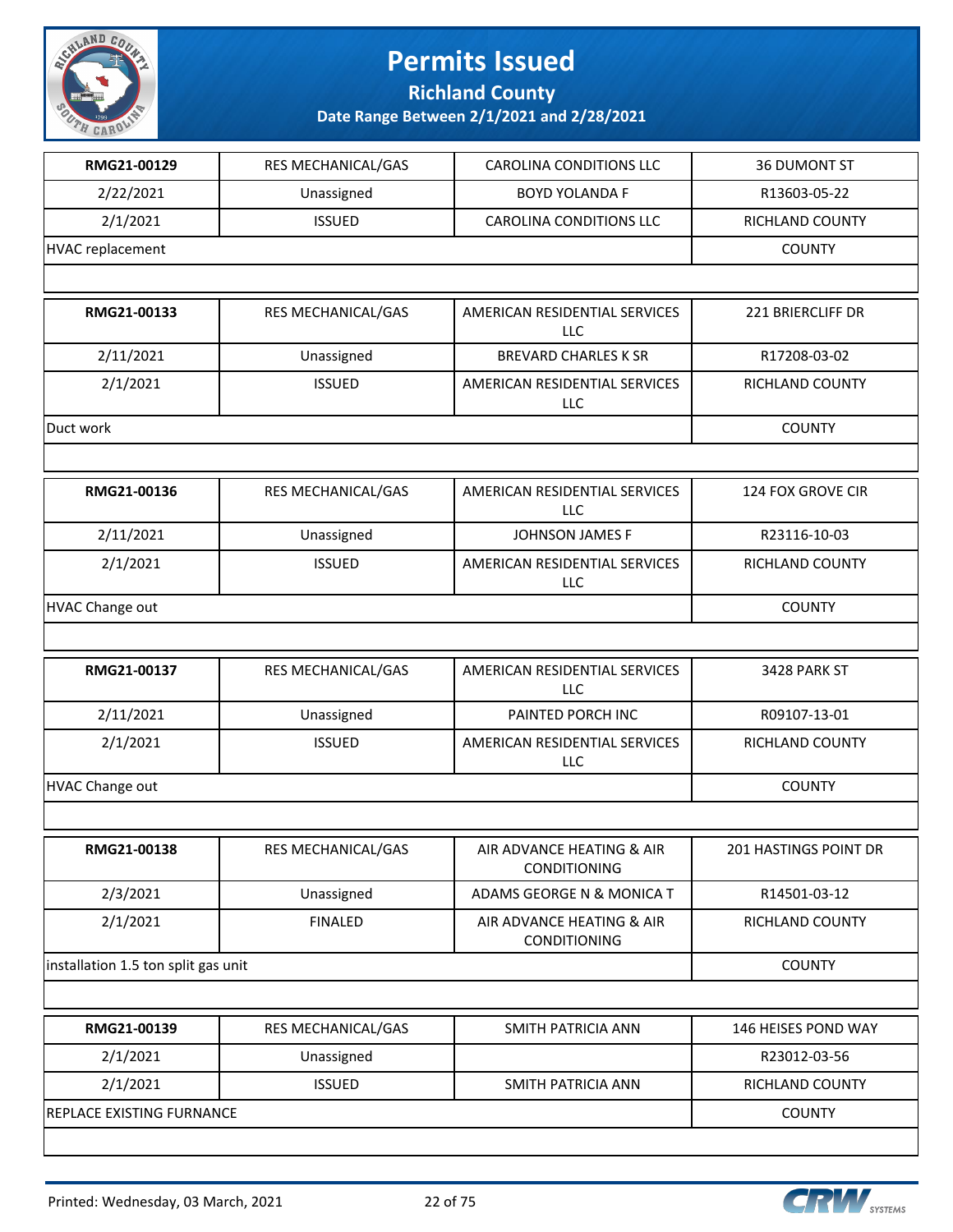# Permits Issued

## Richland County

### Date Range Between 2/1/2021 and 2/28/2021

| | | | |
|---|---|---|---|
| **RMG21-00129** | RES MECHANICAL/GAS | CAROLINA CONDITIONS LLC | 36 DUMONT ST |
| 2/22/2021 | Unassigned | BOYD YOLANDA F | R13603-05-22 |
| 2/1/2021 | ISSUED | CAROLINA CONDITIONS LLC | RICHLAND COUNTY |
| HVAC replacement | | | COUNTY |

| | | | |
|---|---|---|---|
| **RMG21-00133** | RES MECHANICAL/GAS | AMERICAN RESIDENTIAL SERVICES LLC | 221 BRIERCLIFF DR |
| 2/11/2021 | Unassigned | BREVARD CHARLES K SR | R17208-03-02 |
| 2/1/2021 | ISSUED | AMERICAN RESIDENTIAL SERVICES LLC | RICHLAND COUNTY |
| Duct work | | | COUNTY |

| | | | |
|---|---|---|---|
| **RMG21-00136** | RES MECHANICAL/GAS | AMERICAN RESIDENTIAL SERVICES LLC | 124 FOX GROVE CIR |
| 2/11/2021 | Unassigned | JOHNSON JAMES F | R23116-10-03 |
| 2/1/2021 | ISSUED | AMERICAN RESIDENTIAL SERVICES LLC | RICHLAND COUNTY |
| HVAC Change out | | | COUNTY |

| | | | |
|---|---|---|---|
| **RMG21-00137** | RES MECHANICAL/GAS | AMERICAN RESIDENTIAL SERVICES LLC | 3428 PARK ST |
| 2/11/2021 | Unassigned | PAINTED PORCH INC | R09107-13-01 |
| 2/1/2021 | ISSUED | AMERICAN RESIDENTIAL SERVICES LLC | RICHLAND COUNTY |
| HVAC Change out | | | COUNTY |

| | | | |
|---|---|---|---|
| **RMG21-00138** | RES MECHANICAL/GAS | AIR ADVANCE HEATING & AIR CONDITIONING | 201 HASTINGS POINT DR |
| 2/3/2021 | Unassigned | ADAMS GEORGE N & MONICA T | R14501-03-12 |
| 2/1/2021 | FINALED | AIR ADVANCE HEATING & AIR CONDITIONING | RICHLAND COUNTY |
| installation 1.5 ton split gas unit | | | COUNTY |

| | | | |
|---|---|---|---|
| **RMG21-00139** | RES MECHANICAL/GAS | SMITH PATRICIA ANN | 146 HEISES POND WAY |
| 2/1/2021 | Unassigned | | R23012-03-56 |
| 2/1/2021 | ISSUED | SMITH PATRICIA ANN | RICHLAND COUNTY |
| REPLACE EXISTING FURNANCE | | | COUNTY |

Printed: Wednesday, 03 March, 2021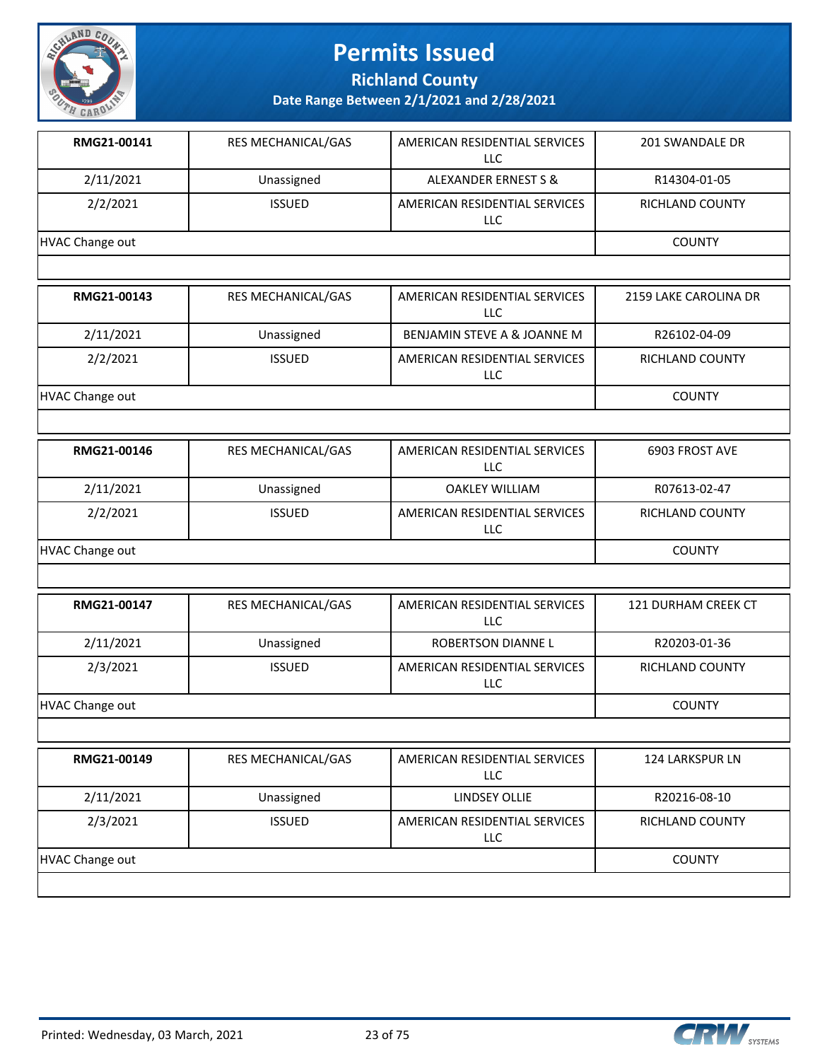# Permits Issued

## Richland County

### Date Range Between 2/1/2021 and 2/28/2021

| | | | |
|---|---|---|---|
| **RMG21-00141** | RES MECHANICAL/GAS | AMERICAN RESIDENTIAL SERVICES LLC | 201 SWANDALE DR |
| 2/11/2021 | Unassigned | ALEXANDER ERNEST S & | R14304-01-05 |
| 2/2/2021 | ISSUED | AMERICAN RESIDENTIAL SERVICES LLC | RICHLAND COUNTY |
| HVAC Change out | | | COUNTY |

| | | | |
|---|---|---|---|
| **RMG21-00143** | RES MECHANICAL/GAS | AMERICAN RESIDENTIAL SERVICES LLC | 2159 LAKE CAROLINA DR |
| 2/11/2021 | Unassigned | BENJAMIN STEVE A & JOANNE M | R26102-04-09 |
| 2/2/2021 | ISSUED | AMERICAN RESIDENTIAL SERVICES LLC | RICHLAND COUNTY |
| HVAC Change out | | | COUNTY |

| | | | |
|---|---|---|---|
| **RMG21-00146** | RES MECHANICAL/GAS | AMERICAN RESIDENTIAL SERVICES LLC | 6903 FROST AVE |
| 2/11/2021 | Unassigned | OAKLEY WILLIAM | R07613-02-47 |
| 2/2/2021 | ISSUED | AMERICAN RESIDENTIAL SERVICES LLC | RICHLAND COUNTY |
| HVAC Change out | | | COUNTY |

| | | | |
|---|---|---|---|
| **RMG21-00147** | RES MECHANICAL/GAS | AMERICAN RESIDENTIAL SERVICES LLC | 121 DURHAM CREEK CT |
| 2/11/2021 | Unassigned | ROBERTSON DIANNE L | R20203-01-36 |
| 2/3/2021 | ISSUED | AMERICAN RESIDENTIAL SERVICES LLC | RICHLAND COUNTY |
| HVAC Change out | | | COUNTY |

| | | | |
|---|---|---|---|
| **RMG21-00149** | RES MECHANICAL/GAS | AMERICAN RESIDENTIAL SERVICES LLC | 124 LARKSPUR LN |
| 2/11/2021 | Unassigned | LINDSEY OLLIE | R20216-08-10 |
| 2/3/2021 | ISSUED | AMERICAN RESIDENTIAL SERVICES LLC | RICHLAND COUNTY |
| HVAC Change out | | | COUNTY |

Printed: Wednesday, 03 March, 2021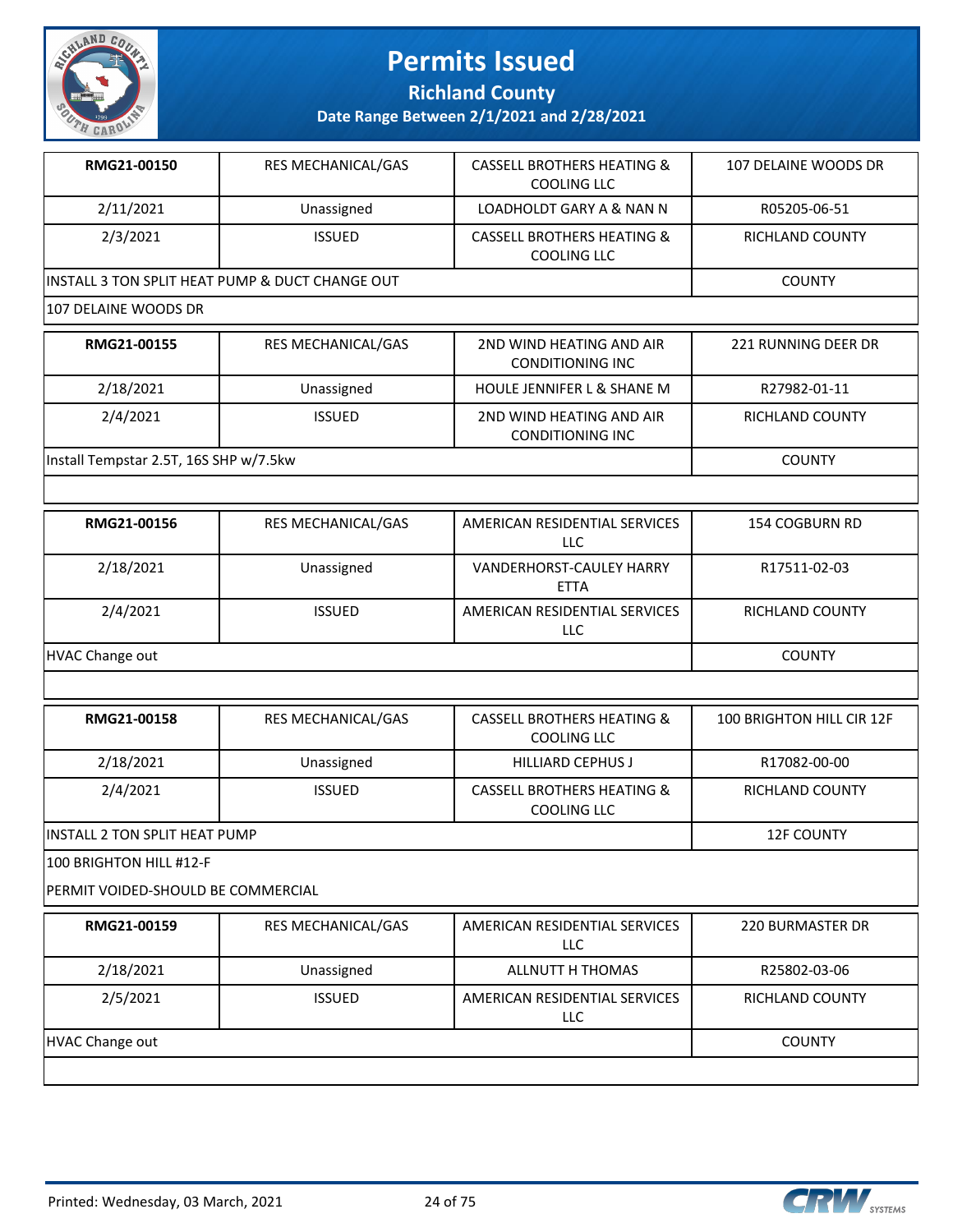# Permits Issued

## Richland County

### Date Range Between 2/1/2021 and 2/28/2021

| | | | |
|---|---|---|---|
| **RMG21-00150** | RES MECHANICAL/GAS | CASSELL BROTHERS HEATING & COOLING LLC | 107 DELAINE WOODS DR |
| 2/11/2021 | Unassigned | LOADHOLDT GARY A & NAN N | R05205-06-51 |
| 2/3/2021 | ISSUED | CASSELL BROTHERS HEATING & COOLING LLC | RICHLAND COUNTY |
| INSTALL 3 TON SPLIT HEAT PUMP & DUCT CHANGE OUT | | | COUNTY |
| 107 DELAINE WOODS DR | | | |

| | | | |
|---|---|---|---|
| **RMG21-00155** | RES MECHANICAL/GAS | 2ND WIND HEATING AND AIR CONDITIONING INC | 221 RUNNING DEER DR |
| 2/18/2021 | Unassigned | HOULE JENNIFER L & SHANE M | R27982-01-11 |
| 2/4/2021 | ISSUED | 2ND WIND HEATING AND AIR CONDITIONING INC | RICHLAND COUNTY |
| Install Tempstar 2.5T, 16S SHP w/7.5kw | | | COUNTY |

| | | | |
|---|---|---|---|
| **RMG21-00156** | RES MECHANICAL/GAS | AMERICAN RESIDENTIAL SERVICES LLC | 154 COGBURN RD |
| 2/18/2021 | Unassigned | VANDERHORST-CAULEY HARRY ETTA | R17511-02-03 |
| 2/4/2021 | ISSUED | AMERICAN RESIDENTIAL SERVICES LLC | RICHLAND COUNTY |
| HVAC Change out | | | COUNTY |

| | | | |
|---|---|---|---|
| **RMG21-00158** | RES MECHANICAL/GAS | CASSELL BROTHERS HEATING & COOLING LLC | 100 BRIGHTON HILL CIR 12F |
| 2/18/2021 | Unassigned | HILLIARD CEPHUS J | R17082-00-00 |
| 2/4/2021 | ISSUED | CASSELL BROTHERS HEATING & COOLING LLC | RICHLAND COUNTY |
| INSTALL 2 TON SPLIT HEAT PUMP | | | 12F COUNTY |
| 100 BRIGHTON HILL #12-F | | | |
| PERMIT VOIDED-SHOULD BE COMMERCIAL | | | |

| | | | |
|---|---|---|---|
| **RMG21-00159** | RES MECHANICAL/GAS | AMERICAN RESIDENTIAL SERVICES LLC | 220 BURMASTER DR |
| 2/18/2021 | Unassigned | ALLNUTT H THOMAS | R25802-03-06 |
| 2/5/2021 | ISSUED | AMERICAN RESIDENTIAL SERVICES LLC | RICHLAND COUNTY |
| HVAC Change out | | | COUNTY |

Printed: Wednesday, 03 March, 2021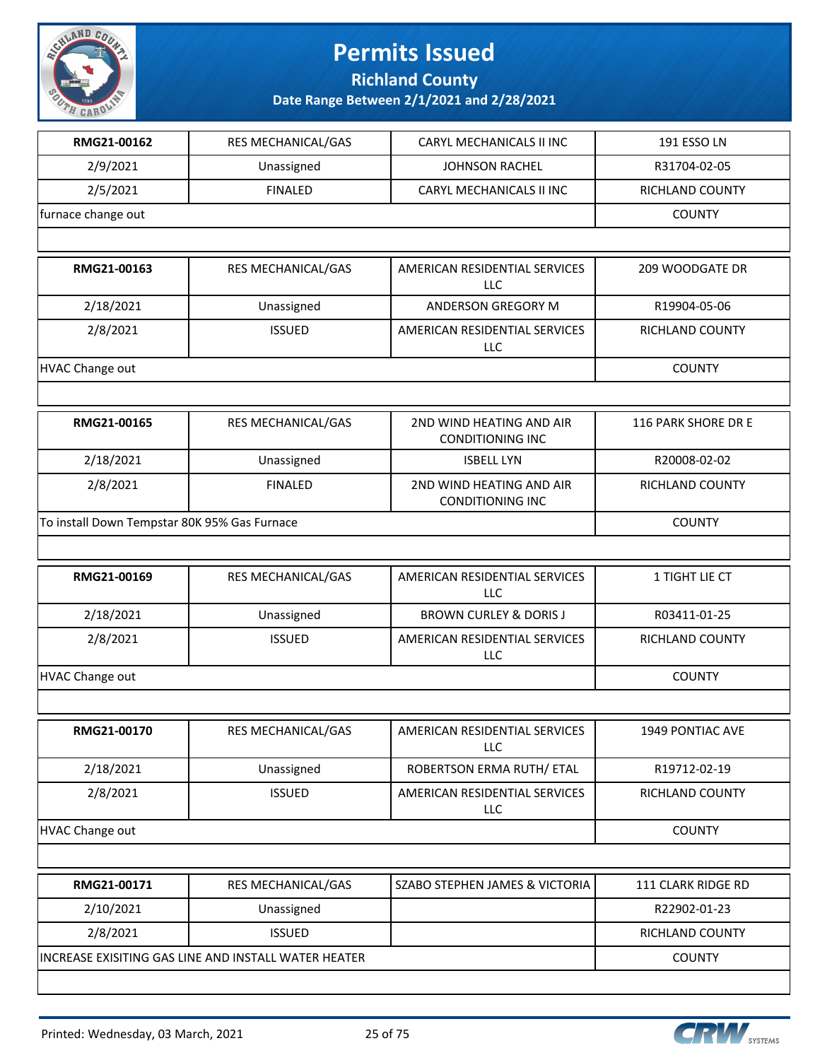# Permits Issued

## Richland County

### Date Range Between 2/1/2021 and 2/28/2021

| | | | |
|---|---|---|---|
| **RMG21-00162** | RES MECHANICAL/GAS | CARYL MECHANICALS II INC | 191 ESSO LN |
| 2/9/2021 | Unassigned | JOHNSON RACHEL | R31704-02-05 |
| 2/5/2021 | FINALED | CARYL MECHANICALS II INC | RICHLAND COUNTY |
| furnace change out | | | COUNTY |

| | | | |
|---|---|---|---|
| **RMG21-00163** | RES MECHANICAL/GAS | AMERICAN RESIDENTIAL SERVICES LLC | 209 WOODGATE DR |
| 2/18/2021 | Unassigned | ANDERSON GREGORY M | R19904-05-06 |
| 2/8/2021 | ISSUED | AMERICAN RESIDENTIAL SERVICES LLC | RICHLAND COUNTY |
| HVAC Change out | | | COUNTY |

| | | | |
|---|---|---|---|
| **RMG21-00165** | RES MECHANICAL/GAS | 2ND WIND HEATING AND AIR CONDITIONING INC | 116 PARK SHORE DR E |
| 2/18/2021 | Unassigned | ISBELL LYN | R20008-02-02 |
| 2/8/2021 | FINALED | 2ND WIND HEATING AND AIR CONDITIONING INC | RICHLAND COUNTY |
| To install Down Tempstar 80K 95% Gas Furnace | | | COUNTY |

| | | | |
|---|---|---|---|
| **RMG21-00169** | RES MECHANICAL/GAS | AMERICAN RESIDENTIAL SERVICES LLC | 1 TIGHT LIE CT |
| 2/18/2021 | Unassigned | BROWN CURLEY & DORIS J | R03411-01-25 |
| 2/8/2021 | ISSUED | AMERICAN RESIDENTIAL SERVICES LLC | RICHLAND COUNTY |
| HVAC Change out | | | COUNTY |

| | | | |
|---|---|---|---|
| **RMG21-00170** | RES MECHANICAL/GAS | AMERICAN RESIDENTIAL SERVICES LLC | 1949 PONTIAC AVE |
| 2/18/2021 | Unassigned | ROBERTSON ERMA RUTH/ ETAL | R19712-02-19 |
| 2/8/2021 | ISSUED | AMERICAN RESIDENTIAL SERVICES LLC | RICHLAND COUNTY |
| HVAC Change out | | | COUNTY |

| | | | |
|---|---|---|---|
| **RMG21-00171** | RES MECHANICAL/GAS | SZABO STEPHEN JAMES & VICTORIA | 111 CLARK RIDGE RD |
| 2/10/2021 | Unassigned | | R22902-01-23 |
| 2/8/2021 | ISSUED | | RICHLAND COUNTY |
| INCREASE EXISITING GAS LINE AND INSTALL WATER HEATER | | | COUNTY |

Printed: Wednesday, 03 March, 2021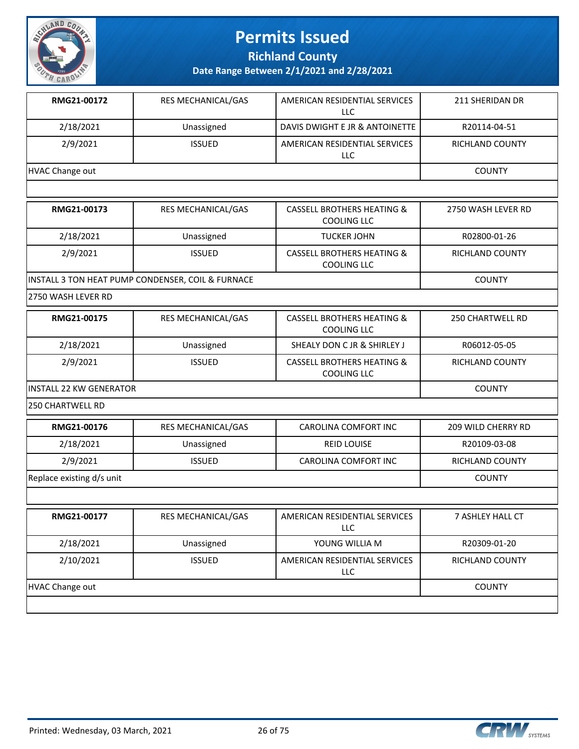# Permits Issued

## Richland County

### Date Range Between 2/1/2021 and 2/28/2021

| | | | |
|---|---|---|---|
| **RMG21-00172** | RES MECHANICAL/GAS | AMERICAN RESIDENTIAL SERVICES LLC | 211 SHERIDAN DR |
| 2/18/2021 | Unassigned | DAVIS DWIGHT E JR & ANTOINETTE | R20114-04-51 |
| 2/9/2021 | ISSUED | AMERICAN RESIDENTIAL SERVICES LLC | RICHLAND COUNTY |
| HVAC Change out | | | COUNTY |

| | | | |
|---|---|---|---|
| **RMG21-00173** | RES MECHANICAL/GAS | CASSELL BROTHERS HEATING & COOLING LLC | 2750 WASH LEVER RD |
| 2/18/2021 | Unassigned | TUCKER JOHN | R02800-01-26 |
| 2/9/2021 | ISSUED | CASSELL BROTHERS HEATING & COOLING LLC | RICHLAND COUNTY |
| INSTALL 3 TON HEAT PUMP CONDENSER, COIL & FURNACE | | | COUNTY |
| 2750 WASH LEVER RD | | | |

| | | | |
|---|---|---|---|
| **RMG21-00175** | RES MECHANICAL/GAS | CASSELL BROTHERS HEATING & COOLING LLC | 250 CHARTWELL RD |
| 2/18/2021 | Unassigned | SHEALY DON C JR & SHIRLEY J | R06012-05-05 |
| 2/9/2021 | ISSUED | CASSELL BROTHERS HEATING & COOLING LLC | RICHLAND COUNTY |
| INSTALL 22 KW GENERATOR | | | COUNTY |
| 250 CHARTWELL RD | | | |

| | | | |
|---|---|---|---|
| **RMG21-00176** | RES MECHANICAL/GAS | CAROLINA COMFORT INC | 209 WILD CHERRY RD |
| 2/18/2021 | Unassigned | REID LOUISE | R20109-03-08 |
| 2/9/2021 | ISSUED | CAROLINA COMFORT INC | RICHLAND COUNTY |
| Replace existing d/s unit | | | COUNTY |

| | | | |
|---|---|---|---|
| **RMG21-00177** | RES MECHANICAL/GAS | AMERICAN RESIDENTIAL SERVICES LLC | 7 ASHLEY HALL CT |
| 2/18/2021 | Unassigned | YOUNG WILLIA M | R20309-01-20 |
| 2/10/2021 | ISSUED | AMERICAN RESIDENTIAL SERVICES LLC | RICHLAND COUNTY |
| HVAC Change out | | | COUNTY |

Printed: Wednesday, 03 March, 2021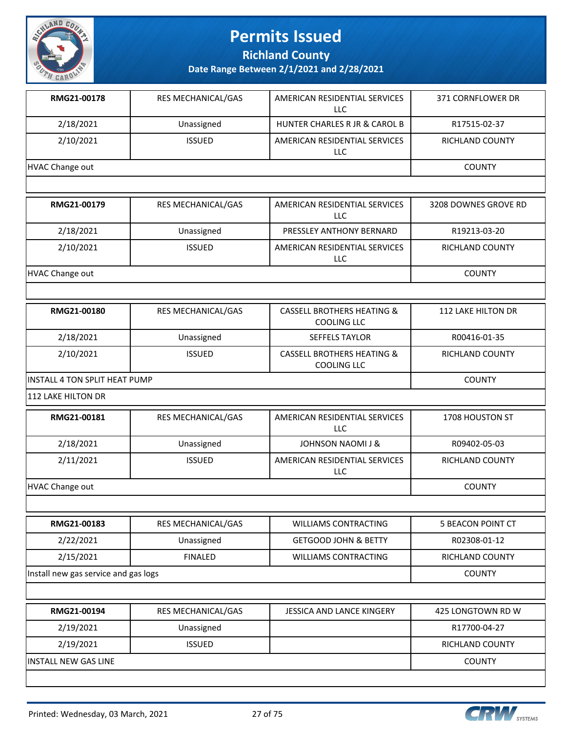# Permits Issued

## Richland County

### Date Range Between 2/1/2021 and 2/28/2021

| RMG21-00178 | RES MECHANICAL/GAS | AMERICAN RESIDENTIAL SERVICES LLC | 371 CORNFLOWER DR |
|---|---|---|---|
| 2/18/2021 | Unassigned | HUNTER CHARLES R JR & CAROL B | R17515-02-37 |
| 2/10/2021 | ISSUED | AMERICAN RESIDENTIAL SERVICES LLC | RICHLAND COUNTY |
| HVAC Change out | | | COUNTY |

| RMG21-00179 | RES MECHANICAL/GAS | AMERICAN RESIDENTIAL SERVICES LLC | 3208 DOWNES GROVE RD |
|---|---|---|---|
| 2/18/2021 | Unassigned | PRESSLEY ANTHONY BERNARD | R19213-03-20 |
| 2/10/2021 | ISSUED | AMERICAN RESIDENTIAL SERVICES LLC | RICHLAND COUNTY |
| HVAC Change out | | | COUNTY |

| RMG21-00180 | RES MECHANICAL/GAS | CASSELL BROTHERS HEATING & COOLING LLC | 112 LAKE HILTON DR |
|---|---|---|---|
| 2/18/2021 | Unassigned | SEFFELS TAYLOR | R00416-01-35 |
| 2/10/2021 | ISSUED | CASSELL BROTHERS HEATING & COOLING LLC | RICHLAND COUNTY |
| INSTALL 4 TON SPLIT HEAT PUMP | | | COUNTY |
| 112 LAKE HILTON DR | | | |

| RMG21-00181 | RES MECHANICAL/GAS | AMERICAN RESIDENTIAL SERVICES LLC | 1708 HOUSTON ST |
|---|---|---|---|
| 2/18/2021 | Unassigned | JOHNSON NAOMI J & | R09402-05-03 |
| 2/11/2021 | ISSUED | AMERICAN RESIDENTIAL SERVICES LLC | RICHLAND COUNTY |
| HVAC Change out | | | COUNTY |

| RMG21-00183 | RES MECHANICAL/GAS | WILLIAMS CONTRACTING | 5 BEACON POINT CT |
|---|---|---|---|
| 2/22/2021 | Unassigned | GETGOOD JOHN & BETTY | R02308-01-12 |
| 2/15/2021 | FINALED | WILLIAMS CONTRACTING | RICHLAND COUNTY |
| Install new gas service and gas logs | | | COUNTY |

| RMG21-00194 | RES MECHANICAL/GAS | JESSICA AND LANCE KINGERY | 425 LONGTOWN RD W |
|---|---|---|---|
| 2/19/2021 | Unassigned | | R17700-04-27 |
| 2/19/2021 | ISSUED | | RICHLAND COUNTY |
| INSTALL NEW GAS LINE | | | COUNTY |

Printed: Wednesday, 03 March, 2021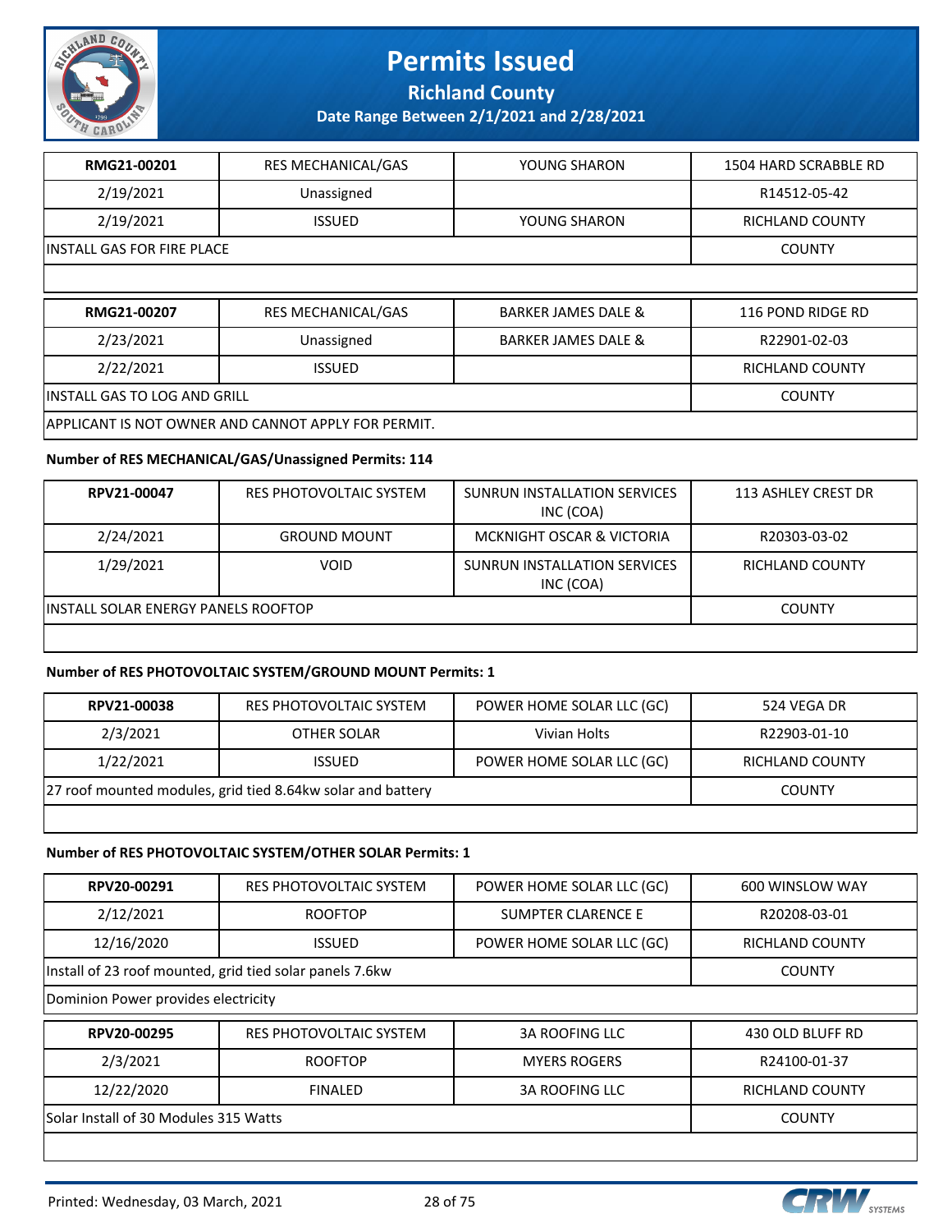# Permits Issued

**Richland County**

**Date Range Between 2/1/2021 and 2/28/2021**

| RMG21-00201 | RES MECHANICAL/GAS | YOUNG SHARON | 1504 HARD SCRABBLE RD |
|---|---|---|---|
| 2/19/2021 | Unassigned | | R14512-05-42 |
| 2/19/2021 | ISSUED | YOUNG SHARON | RICHLAND COUNTY |
| INSTALL GAS FOR FIRE PLACE | | | COUNTY |
| | | | |

| RMG21-00207 | RES MECHANICAL/GAS | BARKER JAMES DALE & | 116 POND RIDGE RD |
|---|---|---|---|
| 2/23/2021 | Unassigned | BARKER JAMES DALE & | R22901-02-03 |
| 2/22/2021 | ISSUED | | RICHLAND COUNTY |
| INSTALL GAS TO LOG AND GRILL | | | COUNTY |
| APPLICANT IS NOT OWNER AND CANNOT APPLY FOR PERMIT. | | | |

**Number of RES MECHANICAL/GAS/Unassigned Permits: 114**

| RPV21-00047 | RES PHOTOVOLTAIC SYSTEM | SUNRUN INSTALLATION SERVICES INC (COA) | 113 ASHLEY CREST DR |
|---|---|---|---|
| 2/24/2021 | GROUND MOUNT | MCKNIGHT OSCAR & VICTORIA | R20303-03-02 |
| 1/29/2021 | VOID | SUNRUN INSTALLATION SERVICES INC (COA) | RICHLAND COUNTY |
| INSTALL SOLAR ENERGY PANELS ROOFTOP | | | COUNTY |
| | | | |

**Number of RES PHOTOVOLTAIC SYSTEM/GROUND MOUNT Permits: 1**

| RPV21-00038 | RES PHOTOVOLTAIC SYSTEM | POWER HOME SOLAR LLC (GC) | 524 VEGA DR |
|---|---|---|---|
| 2/3/2021 | OTHER SOLAR | Vivian Holts | R22903-01-10 |
| 1/22/2021 | ISSUED | POWER HOME SOLAR LLC (GC) | RICHLAND COUNTY |
| 27 roof mounted modules, grid tied 8.64kw solar and battery | | | COUNTY |
| | | | |

**Number of RES PHOTOVOLTAIC SYSTEM/OTHER SOLAR Permits: 1**

| RPV20-00291 | RES PHOTOVOLTAIC SYSTEM | POWER HOME SOLAR LLC (GC) | 600 WINSLOW WAY |
|---|---|---|---|
| 2/12/2021 | ROOFTOP | SUMPTER CLARENCE E | R20208-03-01 |
| 12/16/2020 | ISSUED | POWER HOME SOLAR LLC (GC) | RICHLAND COUNTY |
| Install of 23 roof mounted, grid tied solar panels 7.6kw | | | COUNTY |
| Dominion Power provides electricity | | | |

| RPV20-00295 | RES PHOTOVOLTAIC SYSTEM | 3A ROOFING LLC | 430 OLD BLUFF RD |
|---|---|---|---|
| 2/3/2021 | ROOFTOP | MYERS ROGERS | R24100-01-37 |
| 12/22/2020 | FINALED | 3A ROOFING LLC | RICHLAND COUNTY |
| Solar Install of 30 Modules 315 Watts | | | COUNTY |
| | | | |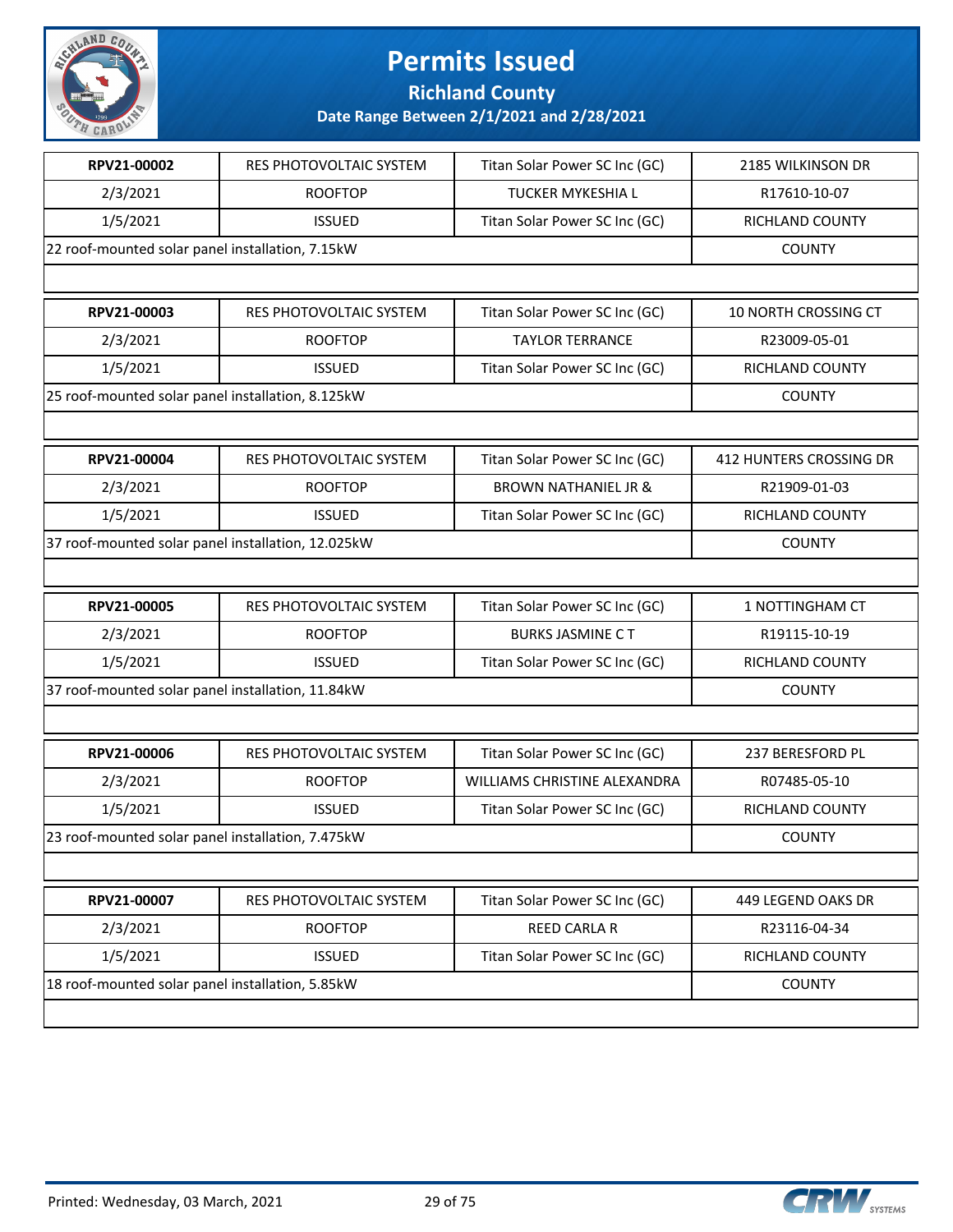# Permits Issued

## Richland County

### Date Range Between 2/1/2021 and 2/28/2021

| RPV21-00002 | RES PHOTOVOLTAIC SYSTEM | Titan Solar Power SC Inc (GC) | 2185 WILKINSON DR |
|---|---|---|---|
| 2/3/2021 | ROOFTOP | TUCKER MYKESHIA L | R17610-10-07 |
| 1/5/2021 | ISSUED | Titan Solar Power SC Inc (GC) | RICHLAND COUNTY |
| 22 roof-mounted solar panel installation, 7.15kW | | | COUNTY |

| RPV21-00003 | RES PHOTOVOLTAIC SYSTEM | Titan Solar Power SC Inc (GC) | 10 NORTH CROSSING CT |
|---|---|---|---|
| 2/3/2021 | ROOFTOP | TAYLOR TERRANCE | R23009-05-01 |
| 1/5/2021 | ISSUED | Titan Solar Power SC Inc (GC) | RICHLAND COUNTY |
| 25 roof-mounted solar panel installation, 8.125kW | | | COUNTY |

| RPV21-00004 | RES PHOTOVOLTAIC SYSTEM | Titan Solar Power SC Inc (GC) | 412 HUNTERS CROSSING DR |
|---|---|---|---|
| 2/3/2021 | ROOFTOP | BROWN NATHANIEL JR & | R21909-01-03 |
| 1/5/2021 | ISSUED | Titan Solar Power SC Inc (GC) | RICHLAND COUNTY |
| 37 roof-mounted solar panel installation, 12.025kW | | | COUNTY |

| RPV21-00005 | RES PHOTOVOLTAIC SYSTEM | Titan Solar Power SC Inc (GC) | 1 NOTTINGHAM CT |
|---|---|---|---|
| 2/3/2021 | ROOFTOP | BURKS JASMINE C T | R19115-10-19 |
| 1/5/2021 | ISSUED | Titan Solar Power SC Inc (GC) | RICHLAND COUNTY |
| 37 roof-mounted solar panel installation, 11.84kW | | | COUNTY |

| RPV21-00006 | RES PHOTOVOLTAIC SYSTEM | Titan Solar Power SC Inc (GC) | 237 BERESFORD PL |
|---|---|---|---|
| 2/3/2021 | ROOFTOP | WILLIAMS CHRISTINE ALEXANDRA | R07485-05-10 |
| 1/5/2021 | ISSUED | Titan Solar Power SC Inc (GC) | RICHLAND COUNTY |
| 23 roof-mounted solar panel installation, 7.475kW | | | COUNTY |

| RPV21-00007 | RES PHOTOVOLTAIC SYSTEM | Titan Solar Power SC Inc (GC) | 449 LEGEND OAKS DR |
|---|---|---|---|
| 2/3/2021 | ROOFTOP | REED CARLA R | R23116-04-34 |
| 1/5/2021 | ISSUED | Titan Solar Power SC Inc (GC) | RICHLAND COUNTY |
| 18 roof-mounted solar panel installation, 5.85kW | | | COUNTY |

Printed: Wednesday, 03 March, 2021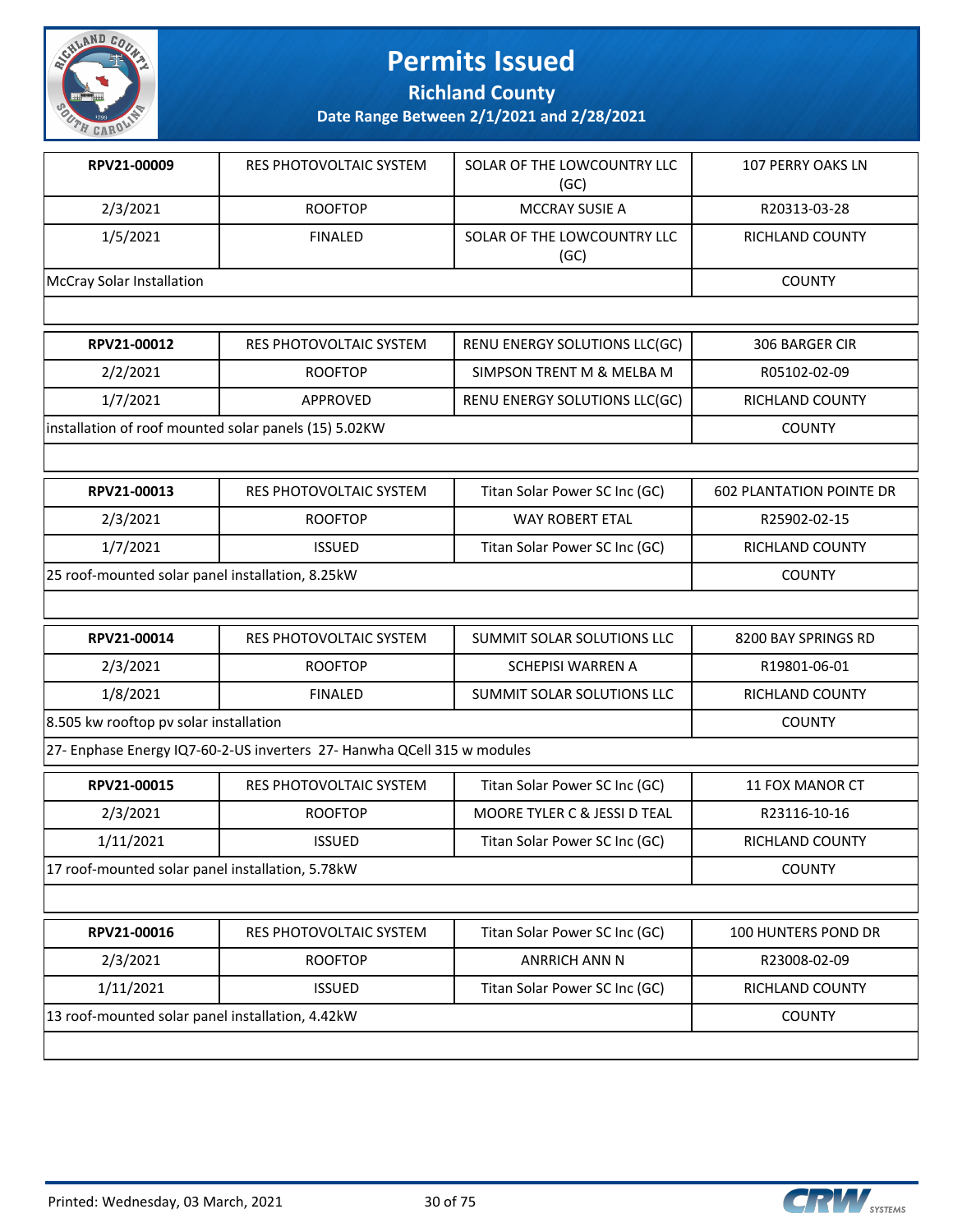# Permits Issued

## Richland County

### Date Range Between 2/1/2021 and 2/28/2021

| RPV21-00009 | RES PHOTOVOLTAIC SYSTEM | SOLAR OF THE LOWCOUNTRY LLC (GC) | 107 PERRY OAKS LN |
|---|---|---|---|
| 2/3/2021 | ROOFTOP | MCCRAY SUSIE A | R20313-03-28 |
| 1/5/2021 | FINALED | SOLAR OF THE LOWCOUNTRY LLC (GC) | RICHLAND COUNTY |
| McCray Solar Installation | | | COUNTY |

| RPV21-00012 | RES PHOTOVOLTAIC SYSTEM | RENU ENERGY SOLUTIONS LLC(GC) | 306 BARGER CIR |
|---|---|---|---|
| 2/2/2021 | ROOFTOP | SIMPSON TRENT M & MELBA M | R05102-02-09 |
| 1/7/2021 | APPROVED | RENU ENERGY SOLUTIONS LLC(GC) | RICHLAND COUNTY |
| installation of roof mounted solar panels (15) 5.02KW | | | COUNTY |

| RPV21-00013 | RES PHOTOVOLTAIC SYSTEM | Titan Solar Power SC Inc (GC) | 602 PLANTATION POINTE DR |
|---|---|---|---|
| 2/3/2021 | ROOFTOP | WAY ROBERT ETAL | R25902-02-15 |
| 1/7/2021 | ISSUED | Titan Solar Power SC Inc (GC) | RICHLAND COUNTY |
| 25 roof-mounted solar panel installation, 8.25kW | | | COUNTY |

| RPV21-00014 | RES PHOTOVOLTAIC SYSTEM | SUMMIT SOLAR SOLUTIONS LLC | 8200 BAY SPRINGS RD |
|---|---|---|---|
| 2/3/2021 | ROOFTOP | SCHEPISI WARREN A | R19801-06-01 |
| 1/8/2021 | FINALED | SUMMIT SOLAR SOLUTIONS LLC | RICHLAND COUNTY |
| 8.505 kw rooftop pv solar installation | | | COUNTY |
| 27- Enphase Energy IQ7-60-2-US inverters 27- Hanwha QCell 315 w modules | | | |

| RPV21-00015 | RES PHOTOVOLTAIC SYSTEM | Titan Solar Power SC Inc (GC) | 11 FOX MANOR CT |
|---|---|---|---|
| 2/3/2021 | ROOFTOP | MOORE TYLER C & JESSI D TEAL | R23116-10-16 |
| 1/11/2021 | ISSUED | Titan Solar Power SC Inc (GC) | RICHLAND COUNTY |
| 17 roof-mounted solar panel installation, 5.78kW | | | COUNTY |

| RPV21-00016 | RES PHOTOVOLTAIC SYSTEM | Titan Solar Power SC Inc (GC) | 100 HUNTERS POND DR |
|---|---|---|---|
| 2/3/2021 | ROOFTOP | ANRRICH ANN N | R23008-02-09 |
| 1/11/2021 | ISSUED | Titan Solar Power SC Inc (GC) | RICHLAND COUNTY |
| 13 roof-mounted solar panel installation, 4.42kW | | | COUNTY |

Printed: Wednesday, 03 March, 2021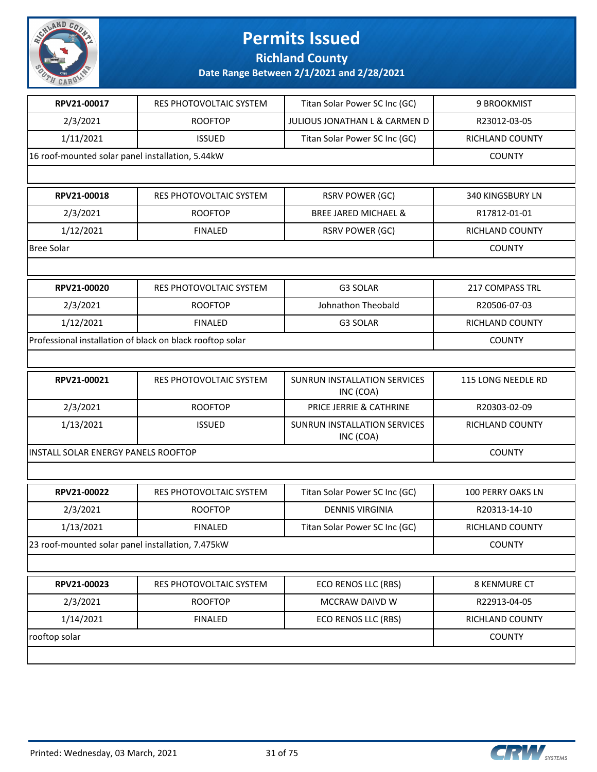# Permits Issued

## Richland County

### Date Range Between 2/1/2021 and 2/28/2021

| | | | |
|---|---|---|---|
| **RPV21-00017** | RES PHOTOVOLTAIC SYSTEM | Titan Solar Power SC Inc (GC) | 9 BROOKMIST |
| 2/3/2021 | ROOFTOP | JULIOUS JONATHAN L & CARMEN D | R23012-03-05 |
| 1/11/2021 | ISSUED | Titan Solar Power SC Inc (GC) | RICHLAND COUNTY |
| 16 roof-mounted solar panel installation, 5.44kW | | | COUNTY |

| | | | |
|---|---|---|---|
| **RPV21-00018** | RES PHOTOVOLTAIC SYSTEM | RSRV POWER (GC) | 340 KINGSBURY LN |
| 2/3/2021 | ROOFTOP | BREE JARED MICHAEL & | R17812-01-01 |
| 1/12/2021 | FINALED | RSRV POWER (GC) | RICHLAND COUNTY |
| Bree Solar | | | COUNTY |

| | | | |
|---|---|---|---|
| **RPV21-00020** | RES PHOTOVOLTAIC SYSTEM | G3 SOLAR | 217 COMPASS TRL |
| 2/3/2021 | ROOFTOP | Johnathon Theobald | R20506-07-03 |
| 1/12/2021 | FINALED | G3 SOLAR | RICHLAND COUNTY |
| Professional installation of black on black rooftop solar | | | COUNTY |

| | | | |
|---|---|---|---|
| **RPV21-00021** | RES PHOTOVOLTAIC SYSTEM | SUNRUN INSTALLATION SERVICES INC (COA) | 115 LONG NEEDLE RD |
| 2/3/2021 | ROOFTOP | PRICE JERRIE & CATHRINE | R20303-02-09 |
| 1/13/2021 | ISSUED | SUNRUN INSTALLATION SERVICES INC (COA) | RICHLAND COUNTY |
| INSTALL SOLAR ENERGY PANELS ROOFTOP | | | COUNTY |

| | | | |
|---|---|---|---|
| **RPV21-00022** | RES PHOTOVOLTAIC SYSTEM | Titan Solar Power SC Inc (GC) | 100 PERRY OAKS LN |
| 2/3/2021 | ROOFTOP | DENNIS VIRGINIA | R20313-14-10 |
| 1/13/2021 | FINALED | Titan Solar Power SC Inc (GC) | RICHLAND COUNTY |
| 23 roof-mounted solar panel installation, 7.475kW | | | COUNTY |

| | | | |
|---|---|---|---|
| **RPV21-00023** | RES PHOTOVOLTAIC SYSTEM | ECO RENOS LLC (RBS) | 8 KENMURE CT |
| 2/3/2021 | ROOFTOP | MCCRAW DAIVD W | R22913-04-05 |
| 1/14/2021 | FINALED | ECO RENOS LLC (RBS) | RICHLAND COUNTY |
| rooftop solar | | | COUNTY |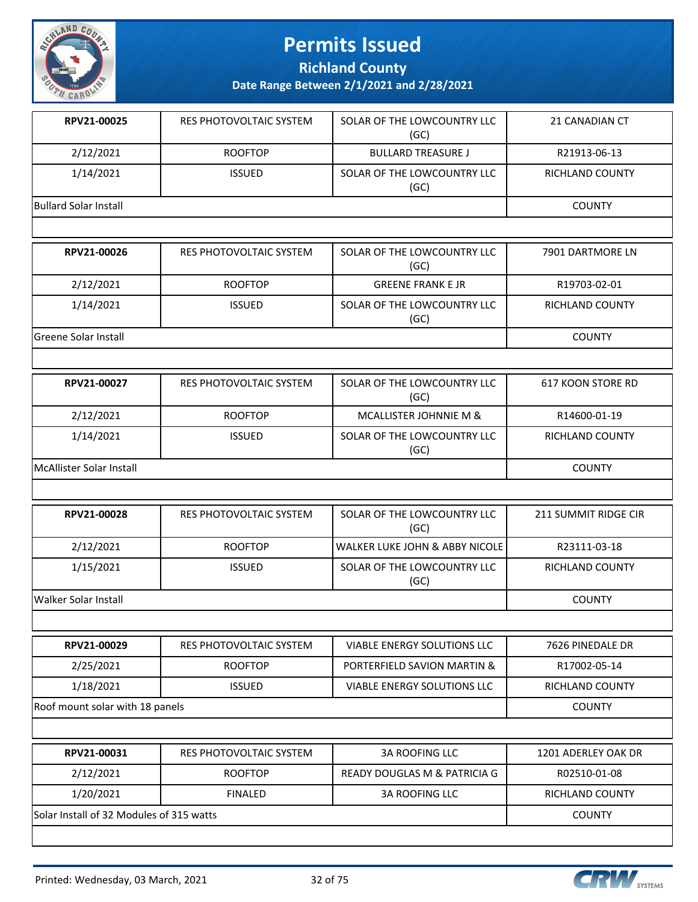# Permits Issued

## Richland County

### Date Range Between 2/1/2021 and 2/28/2021

| | | | |
|---|---|---|---|
| **RPV21-00025** | RES PHOTOVOLTAIC SYSTEM | SOLAR OF THE LOWCOUNTRY LLC (GC) | 21 CANADIAN CT |
| 2/12/2021 | ROOFTOP | BULLARD TREASURE J | R21913-06-13 |
| 1/14/2021 | ISSUED | SOLAR OF THE LOWCOUNTRY LLC (GC) | RICHLAND COUNTY |
| Bullard Solar Install | | | COUNTY |

| | | | |
|---|---|---|---|
| **RPV21-00026** | RES PHOTOVOLTAIC SYSTEM | SOLAR OF THE LOWCOUNTRY LLC (GC) | 7901 DARTMORE LN |
| 2/12/2021 | ROOFTOP | GREENE FRANK E JR | R19703-02-01 |
| 1/14/2021 | ISSUED | SOLAR OF THE LOWCOUNTRY LLC (GC) | RICHLAND COUNTY |
| Greene Solar Install | | | COUNTY |

| | | | |
|---|---|---|---|
| **RPV21-00027** | RES PHOTOVOLTAIC SYSTEM | SOLAR OF THE LOWCOUNTRY LLC (GC) | 617 KOON STORE RD |
| 2/12/2021 | ROOFTOP | MCALLISTER JOHNNIE M & | R14600-01-19 |
| 1/14/2021 | ISSUED | SOLAR OF THE LOWCOUNTRY LLC (GC) | RICHLAND COUNTY |
| McAllister Solar Install | | | COUNTY |

| | | | |
|---|---|---|---|
| **RPV21-00028** | RES PHOTOVOLTAIC SYSTEM | SOLAR OF THE LOWCOUNTRY LLC (GC) | 211 SUMMIT RIDGE CIR |
| 2/12/2021 | ROOFTOP | WALKER LUKE JOHN & ABBY NICOLE | R23111-03-18 |
| 1/15/2021 | ISSUED | SOLAR OF THE LOWCOUNTRY LLC (GC) | RICHLAND COUNTY |
| Walker Solar Install | | | COUNTY |

| | | | |
|---|---|---|---|
| **RPV21-00029** | RES PHOTOVOLTAIC SYSTEM | VIABLE ENERGY SOLUTIONS LLC | 7626 PINEDALE DR |
| 2/25/2021 | ROOFTOP | PORTERFIELD SAVION MARTIN & | R17002-05-14 |
| 1/18/2021 | ISSUED | VIABLE ENERGY SOLUTIONS LLC | RICHLAND COUNTY |
| Roof mount solar with 18 panels | | | COUNTY |

| | | | |
|---|---|---|---|
| **RPV21-00031** | RES PHOTOVOLTAIC SYSTEM | 3A ROOFING LLC | 1201 ADERLEY OAK DR |
| 2/12/2021 | ROOFTOP | READY DOUGLAS M & PATRICIA G | R02510-01-08 |
| 1/20/2021 | FINALED | 3A ROOFING LLC | RICHLAND COUNTY |
| Solar Install of 32 Modules of 315 watts | | | COUNTY |

Printed: Wednesday, 03 March, 2021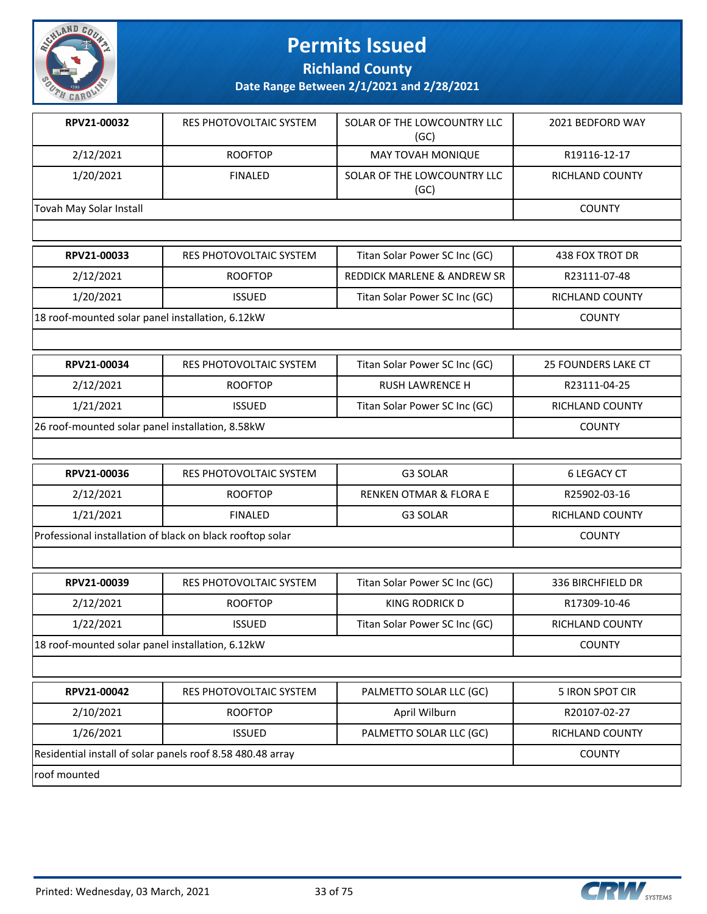# Permits Issued

## Richland County

### Date Range Between 2/1/2021 and 2/28/2021

| | | | |
|---|---|---|---|
| **RPV21-00032** | RES PHOTOVOLTAIC SYSTEM | SOLAR OF THE LOWCOUNTRY LLC (GC) | 2021 BEDFORD WAY |
| 2/12/2021 | ROOFTOP | MAY TOVAH MONIQUE | R19116-12-17 |
| 1/20/2021 | FINALED | SOLAR OF THE LOWCOUNTRY LLC (GC) | RICHLAND COUNTY |
| Tovah May Solar Install | | | COUNTY |

| | | | |
|---|---|---|---|
| **RPV21-00033** | RES PHOTOVOLTAIC SYSTEM | Titan Solar Power SC Inc (GC) | 438 FOX TROT DR |
| 2/12/2021 | ROOFTOP | REDDICK MARLENE & ANDREW SR | R23111-07-48 |
| 1/20/2021 | ISSUED | Titan Solar Power SC Inc (GC) | RICHLAND COUNTY |
| 18 roof-mounted solar panel installation, 6.12kW | | | COUNTY |

| | | | |
|---|---|---|---|
| **RPV21-00034** | RES PHOTOVOLTAIC SYSTEM | Titan Solar Power SC Inc (GC) | 25 FOUNDERS LAKE CT |
| 2/12/2021 | ROOFTOP | RUSH LAWRENCE H | R23111-04-25 |
| 1/21/2021 | ISSUED | Titan Solar Power SC Inc (GC) | RICHLAND COUNTY |
| 26 roof-mounted solar panel installation, 8.58kW | | | COUNTY |

| | | | |
|---|---|---|---|
| **RPV21-00036** | RES PHOTOVOLTAIC SYSTEM | G3 SOLAR | 6 LEGACY CT |
| 2/12/2021 | ROOFTOP | RENKEN OTMAR & FLORA E | R25902-03-16 |
| 1/21/2021 | FINALED | G3 SOLAR | RICHLAND COUNTY |
| Professional installation of black on black rooftop solar | | | COUNTY |

| | | | |
|---|---|---|---|
| **RPV21-00039** | RES PHOTOVOLTAIC SYSTEM | Titan Solar Power SC Inc (GC) | 336 BIRCHFIELD DR |
| 2/12/2021 | ROOFTOP | KING RODRICK D | R17309-10-46 |
| 1/22/2021 | ISSUED | Titan Solar Power SC Inc (GC) | RICHLAND COUNTY |
| 18 roof-mounted solar panel installation, 6.12kW | | | COUNTY |

| | | | |
|---|---|---|---|
| **RPV21-00042** | RES PHOTOVOLTAIC SYSTEM | PALMETTO SOLAR LLC (GC) | 5 IRON SPOT CIR |
| 2/10/2021 | ROOFTOP | April Wilburn | R20107-02-27 |
| 1/26/2021 | ISSUED | PALMETTO SOLAR LLC (GC) | RICHLAND COUNTY |
| Residential install of solar panels roof 8.58 480.48 array | | | COUNTY |
| roof mounted | | | |

Printed: Wednesday, 03 March, 2021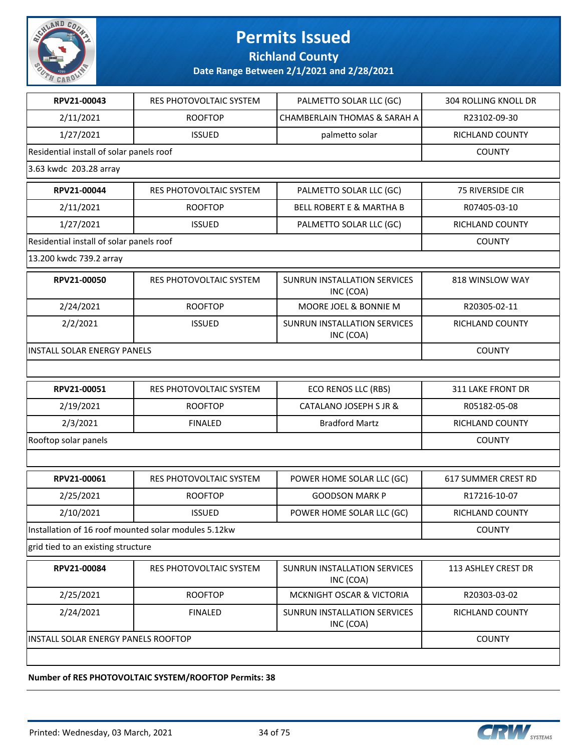# Permits Issued

## Richland County

### Date Range Between 2/1/2021 and 2/28/2021

| | | | |
|---|---|---|---|
| **RPV21-00043** | RES PHOTOVOLTAIC SYSTEM | PALMETTO SOLAR LLC (GC) | 304 ROLLING KNOLL DR |
| 2/11/2021 | ROOFTOP | CHAMBERLAIN THOMAS & SARAH A | R23102-09-30 |
| 1/27/2021 | ISSUED | palmetto solar | RICHLAND COUNTY |
| Residential install of solar panels roof | | | COUNTY |
| 3.63 kwdc 203.28 array | | | |

| | | | |
|---|---|---|---|
| **RPV21-00044** | RES PHOTOVOLTAIC SYSTEM | PALMETTO SOLAR LLC (GC) | 75 RIVERSIDE CIR |
| 2/11/2021 | ROOFTOP | BELL ROBERT E & MARTHA B | R07405-03-10 |
| 1/27/2021 | ISSUED | PALMETTO SOLAR LLC (GC) | RICHLAND COUNTY |
| Residential install of solar panels roof | | | COUNTY |
| 13.200 kwdc 739.2 array | | | |

| | | | |
|---|---|---|---|
| **RPV21-00050** | RES PHOTOVOLTAIC SYSTEM | SUNRUN INSTALLATION SERVICES INC (COA) | 818 WINSLOW WAY |
| 2/24/2021 | ROOFTOP | MOORE JOEL & BONNIE M | R20305-02-11 |
| 2/2/2021 | ISSUED | SUNRUN INSTALLATION SERVICES INC (COA) | RICHLAND COUNTY |
| INSTALL SOLAR ENERGY PANELS | | | COUNTY |

| | | | |
|---|---|---|---|
| **RPV21-00051** | RES PHOTOVOLTAIC SYSTEM | ECO RENOS LLC (RBS) | 311 LAKE FRONT DR |
| 2/19/2021 | ROOFTOP | CATALANO JOSEPH S JR & | R05182-05-08 |
| 2/3/2021 | FINALED | Bradford Martz | RICHLAND COUNTY |
| Rooftop solar panels | | | COUNTY |

| | | | |
|---|---|---|---|
| **RPV21-00061** | RES PHOTOVOLTAIC SYSTEM | POWER HOME SOLAR LLC (GC) | 617 SUMMER CREST RD |
| 2/25/2021 | ROOFTOP | GOODSON MARK P | R17216-10-07 |
| 2/10/2021 | ISSUED | POWER HOME SOLAR LLC (GC) | RICHLAND COUNTY |
| Installation of 16 roof mounted solar modules 5.12kw | | | COUNTY |
| grid tied to an existing structure | | | |

| | | | |
|---|---|---|---|
| **RPV21-00084** | RES PHOTOVOLTAIC SYSTEM | SUNRUN INSTALLATION SERVICES INC (COA) | 113 ASHLEY CREST DR |
| 2/25/2021 | ROOFTOP | MCKNIGHT OSCAR & VICTORIA | R20303-03-02 |
| 2/24/2021 | FINALED | SUNRUN INSTALLATION SERVICES INC (COA) | RICHLAND COUNTY |
| INSTALL SOLAR ENERGY PANELS ROOFTOP | | | COUNTY |

**Number of RES PHOTOVOLTAIC SYSTEM/ROOFTOP Permits: 38**

Printed: Wednesday, 03 March, 2021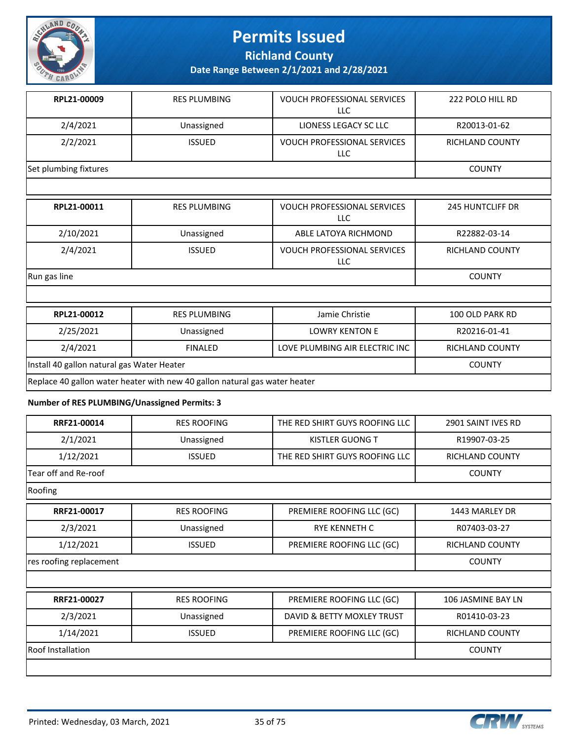# Permits Issued

**Richland County**

**Date Range Between 2/1/2021 and 2/28/2021**

| | | | |
|---|---|---|---|
| **RPL21-00009** | RES PLUMBING | VOUCH PROFESSIONAL SERVICES LLC | 222 POLO HILL RD |
| 2/4/2021 | Unassigned | LIONESS LEGACY SC LLC | R20013-01-62 |
| 2/2/2021 | ISSUED | VOUCH PROFESSIONAL SERVICES LLC | RICHLAND COUNTY |
| Set plumbing fixtures | | | COUNTY |
| | | | |

| | | | |
|---|---|---|---|
| **RPL21-00011** | RES PLUMBING | VOUCH PROFESSIONAL SERVICES LLC | 245 HUNTCLIFF DR |
| 2/10/2021 | Unassigned | ABLE LATOYA RICHMOND | R22882-03-14 |
| 2/4/2021 | ISSUED | VOUCH PROFESSIONAL SERVICES LLC | RICHLAND COUNTY |
| Run gas line | | | COUNTY |
| | | | |

| | | | |
|---|---|---|---|
| **RPL21-00012** | RES PLUMBING | Jamie Christie | 100 OLD PARK RD |
| 2/25/2021 | Unassigned | LOWRY KENTON E | R20216-01-41 |
| 2/4/2021 | FINALED | LOVE PLUMBING AIR ELECTRIC INC | RICHLAND COUNTY |
| Install 40 gallon natural gas Water Heater | | | COUNTY |
| Replace 40 gallon water heater with new 40 gallon natural gas water heater | | | |

**Number of RES PLUMBING/Unassigned Permits: 3**

| | | | |
|---|---|---|---|
| **RRF21-00014** | RES ROOFING | THE RED SHIRT GUYS ROOFING LLC | 2901 SAINT IVES RD |
| 2/1/2021 | Unassigned | KISTLER GUONG T | R19907-03-25 |
| 1/12/2021 | ISSUED | THE RED SHIRT GUYS ROOFING LLC | RICHLAND COUNTY |
| Tear off and Re-roof | | | COUNTY |
| Roofing | | | |

| | | | |
|---|---|---|---|
| **RRF21-00017** | RES ROOFING | PREMIERE ROOFING LLC (GC) | 1443 MARLEY DR |
| 2/3/2021 | Unassigned | RYE KENNETH C | R07403-03-27 |
| 1/12/2021 | ISSUED | PREMIERE ROOFING LLC (GC) | RICHLAND COUNTY |
| res roofing replacement | | | COUNTY |
| | | | |

| | | | |
|---|---|---|---|
| **RRF21-00027** | RES ROOFING | PREMIERE ROOFING LLC (GC) | 106 JASMINE BAY LN |
| 2/3/2021 | Unassigned | DAVID & BETTY MOXLEY TRUST | R01410-03-23 |
| 1/14/2021 | ISSUED | PREMIERE ROOFING LLC (GC) | RICHLAND COUNTY |
| Roof Installation | | | COUNTY |
| | | | |

Printed: Wednesday, 03 March, 2021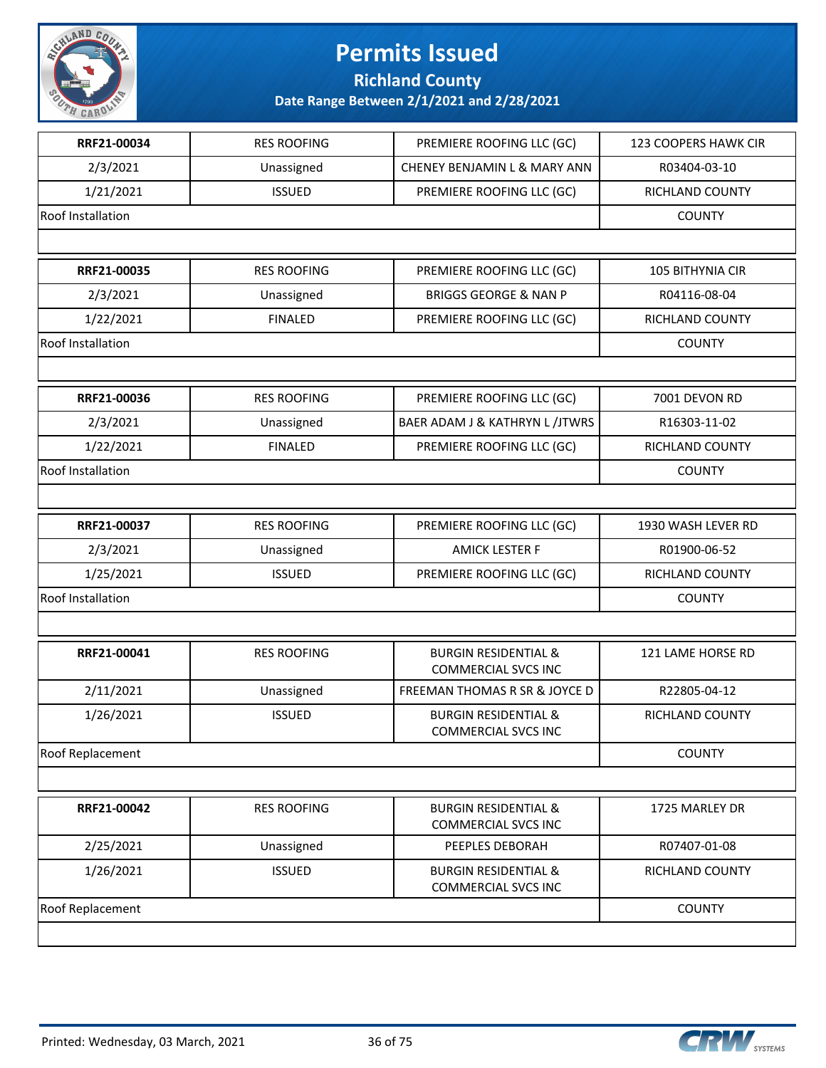# Permits Issued

## Richland County

### Date Range Between 2/1/2021 and 2/28/2021

| | | | |
|---|---|---|---|
| **RRF21-00034** | RES ROOFING | PREMIERE ROOFING LLC (GC) | 123 COOPERS HAWK CIR |
| 2/3/2021 | Unassigned | CHENEY BENJAMIN L & MARY ANN | R03404-03-10 |
| 1/21/2021 | ISSUED | PREMIERE ROOFING LLC (GC) | RICHLAND COUNTY |
| Roof Installation | | | COUNTY |

| | | | |
|---|---|---|---|
| **RRF21-00035** | RES ROOFING | PREMIERE ROOFING LLC (GC) | 105 BITHYNIA CIR |
| 2/3/2021 | Unassigned | BRIGGS GEORGE & NAN P | R04116-08-04 |
| 1/22/2021 | FINALED | PREMIERE ROOFING LLC (GC) | RICHLAND COUNTY |
| Roof Installation | | | COUNTY |

| | | | |
|---|---|---|---|
| **RRF21-00036** | RES ROOFING | PREMIERE ROOFING LLC (GC) | 7001 DEVON RD |
| 2/3/2021 | Unassigned | BAER ADAM J & KATHRYN L /JTWRS | R16303-11-02 |
| 1/22/2021 | FINALED | PREMIERE ROOFING LLC (GC) | RICHLAND COUNTY |
| Roof Installation | | | COUNTY |

| | | | |
|---|---|---|---|
| **RRF21-00037** | RES ROOFING | PREMIERE ROOFING LLC (GC) | 1930 WASH LEVER RD |
| 2/3/2021 | Unassigned | AMICK LESTER F | R01900-06-52 |
| 1/25/2021 | ISSUED | PREMIERE ROOFING LLC (GC) | RICHLAND COUNTY |
| Roof Installation | | | COUNTY |

| | | | |
|---|---|---|---|
| **RRF21-00041** | RES ROOFING | BURGIN RESIDENTIAL & COMMERCIAL SVCS INC | 121 LAME HORSE RD |
| 2/11/2021 | Unassigned | FREEMAN THOMAS R SR & JOYCE D | R22805-04-12 |
| 1/26/2021 | ISSUED | BURGIN RESIDENTIAL & COMMERCIAL SVCS INC | RICHLAND COUNTY |
| Roof Replacement | | | COUNTY |

| | | | |
|---|---|---|---|
| **RRF21-00042** | RES ROOFING | BURGIN RESIDENTIAL & COMMERCIAL SVCS INC | 1725 MARLEY DR |
| 2/25/2021 | Unassigned | PEEPLES DEBORAH | R07407-01-08 |
| 1/26/2021 | ISSUED | BURGIN RESIDENTIAL & COMMERCIAL SVCS INC | RICHLAND COUNTY |
| Roof Replacement | | | COUNTY |

Printed: Wednesday, 03 March, 2021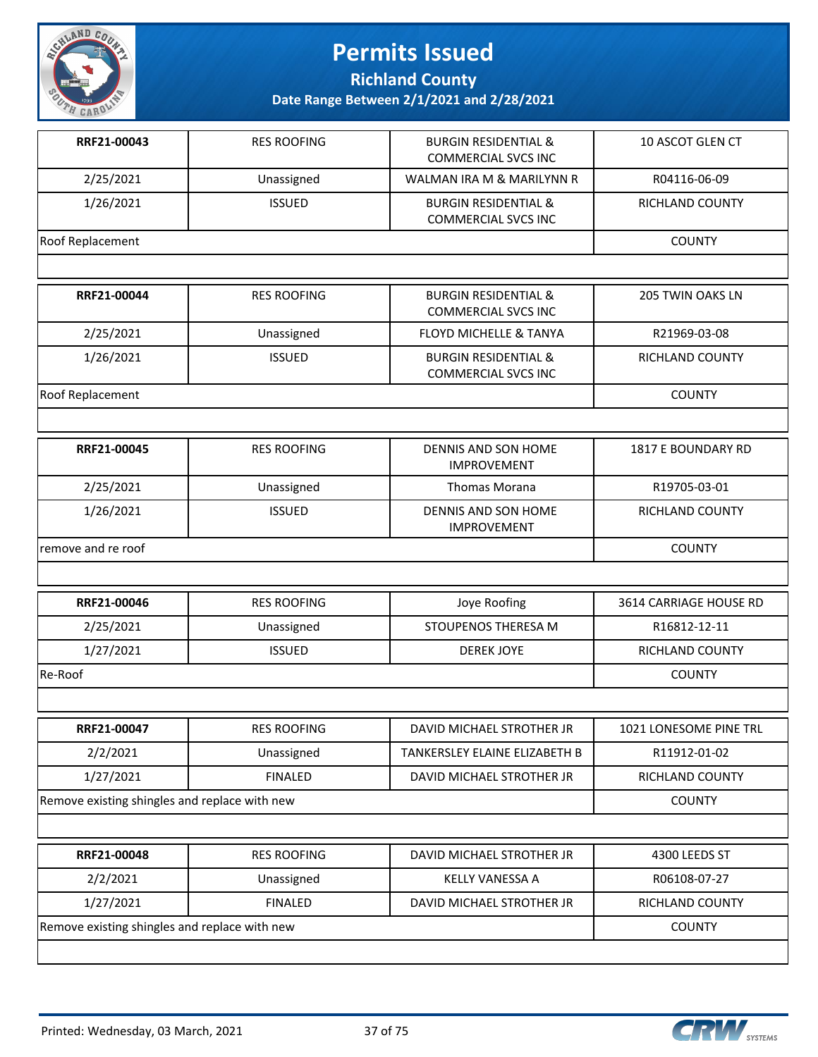# Permits Issued

**Richland County**

**Date Range Between 2/1/2021 and 2/28/2021**

| **RRF21-00043** | RES ROOFING | BURGIN RESIDENTIAL & COMMERCIAL SVCS INC | 10 ASCOT GLEN CT |
|---|---|---|---|
| 2/25/2021 | Unassigned | WALMAN IRA M & MARILYNN R | R04116-06-09 |
| 1/26/2021 | ISSUED | BURGIN RESIDENTIAL & COMMERCIAL SVCS INC | RICHLAND COUNTY |
| Roof Replacement | | | COUNTY |

| **RRF21-00044** | RES ROOFING | BURGIN RESIDENTIAL & COMMERCIAL SVCS INC | 205 TWIN OAKS LN |
|---|---|---|---|
| 2/25/2021 | Unassigned | FLOYD MICHELLE & TANYA | R21969-03-08 |
| 1/26/2021 | ISSUED | BURGIN RESIDENTIAL & COMMERCIAL SVCS INC | RICHLAND COUNTY |
| Roof Replacement | | | COUNTY |

| **RRF21-00045** | RES ROOFING | DENNIS AND SON HOME IMPROVEMENT | 1817 E BOUNDARY RD |
|---|---|---|---|
| 2/25/2021 | Unassigned | Thomas Morana | R19705-03-01 |
| 1/26/2021 | ISSUED | DENNIS AND SON HOME IMPROVEMENT | RICHLAND COUNTY |
| remove and re roof | | | COUNTY |

| **RRF21-00046** | RES ROOFING | Joye Roofing | 3614 CARRIAGE HOUSE RD |
|---|---|---|---|
| 2/25/2021 | Unassigned | STOUPENOS THERESA M | R16812-12-11 |
| 1/27/2021 | ISSUED | DEREK JOYE | RICHLAND COUNTY |
| Re-Roof | | | COUNTY |

| **RRF21-00047** | RES ROOFING | DAVID MICHAEL STROTHER JR | 1021 LONESOME PINE TRL |
|---|---|---|---|
| 2/2/2021 | Unassigned | TANKERSLEY ELAINE ELIZABETH B | R11912-01-02 |
| 1/27/2021 | FINALED | DAVID MICHAEL STROTHER JR | RICHLAND COUNTY |
| Remove existing shingles and replace with new | | | COUNTY |

| **RRF21-00048** | RES ROOFING | DAVID MICHAEL STROTHER JR | 4300 LEEDS ST |
|---|---|---|---|
| 2/2/2021 | Unassigned | KELLY VANESSA A | R06108-07-27 |
| 1/27/2021 | FINALED | DAVID MICHAEL STROTHER JR | RICHLAND COUNTY |
| Remove existing shingles and replace with new | | | COUNTY |

Printed: Wednesday, 03 March, 2021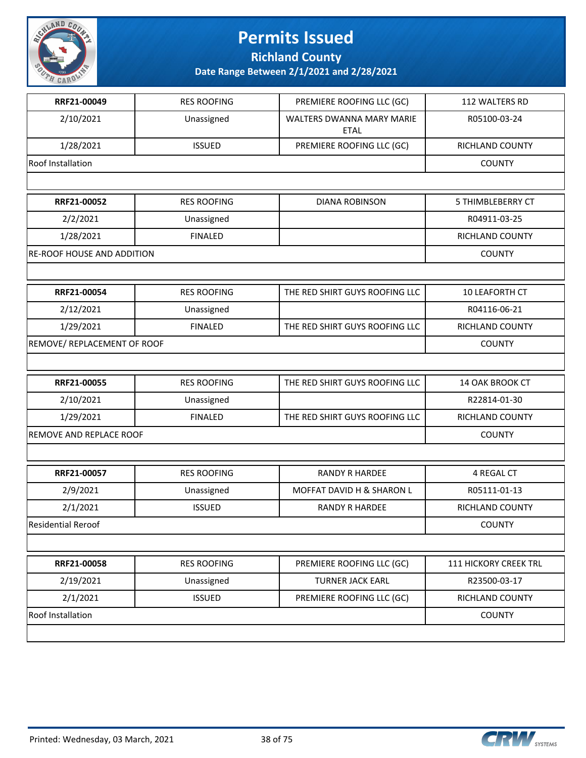# Permits Issued

## Richland County

### Date Range Between 2/1/2021 and 2/28/2021

| | | | |
|---|---|---|---|
| **RRF21-00049** | RES ROOFING | PREMIERE ROOFING LLC (GC) | 112 WALTERS RD |
| 2/10/2021 | Unassigned | WALTERS DWANNA MARY MARIE ETAL | R05100-03-24 |
| 1/28/2021 | ISSUED | PREMIERE ROOFING LLC (GC) | RICHLAND COUNTY |
| Roof Installation | | | COUNTY |

| | | | |
|---|---|---|---|
| **RRF21-00052** | RES ROOFING | DIANA ROBINSON | 5 THIMBLEBERRY CT |
| 2/2/2021 | Unassigned | | R04911-03-25 |
| 1/28/2021 | FINALED | | RICHLAND COUNTY |
| RE-ROOF HOUSE AND ADDITION | | | COUNTY |

| | | | |
|---|---|---|---|
| **RRF21-00054** | RES ROOFING | THE RED SHIRT GUYS ROOFING LLC | 10 LEAFORTH CT |
| 2/12/2021 | Unassigned | | R04116-06-21 |
| 1/29/2021 | FINALED | THE RED SHIRT GUYS ROOFING LLC | RICHLAND COUNTY |
| REMOVE/ REPLACEMENT OF ROOF | | | COUNTY |

| | | | |
|---|---|---|---|
| **RRF21-00055** | RES ROOFING | THE RED SHIRT GUYS ROOFING LLC | 14 OAK BROOK CT |
| 2/10/2021 | Unassigned | | R22814-01-30 |
| 1/29/2021 | FINALED | THE RED SHIRT GUYS ROOFING LLC | RICHLAND COUNTY |
| REMOVE AND REPLACE ROOF | | | COUNTY |

| | | | |
|---|---|---|---|
| **RRF21-00057** | RES ROOFING | RANDY R HARDEE | 4 REGAL CT |
| 2/9/2021 | Unassigned | MOFFAT DAVID H & SHARON L | R05111-01-13 |
| 2/1/2021 | ISSUED | RANDY R HARDEE | RICHLAND COUNTY |
| Residential Reroof | | | COUNTY |

| | | | |
|---|---|---|---|
| **RRF21-00058** | RES ROOFING | PREMIERE ROOFING LLC (GC) | 111 HICKORY CREEK TRL |
| 2/19/2021 | Unassigned | TURNER JACK EARL | R23500-03-17 |
| 2/1/2021 | ISSUED | PREMIERE ROOFING LLC (GC) | RICHLAND COUNTY |
| Roof Installation | | | COUNTY |

Printed: Wednesday, 03 March, 2021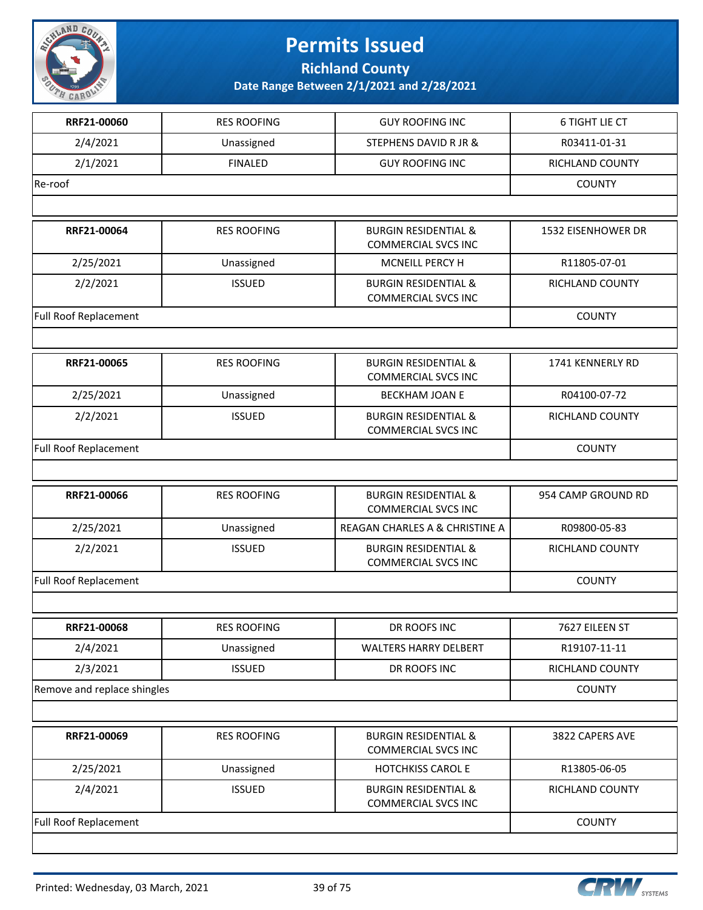# Permits Issued

## Richland County

### Date Range Between 2/1/2021 and 2/28/2021

| | | | |
|---|---|---|---|
| **RRF21-00060** | RES ROOFING | GUY ROOFING INC | 6 TIGHT LIE CT |
| 2/4/2021 | Unassigned | STEPHENS DAVID R JR & | R03411-01-31 |
| 2/1/2021 | FINALED | GUY ROOFING INC | RICHLAND COUNTY |
| Re-roof | | | COUNTY |

| | | | |
|---|---|---|---|
| **RRF21-00064** | RES ROOFING | BURGIN RESIDENTIAL & COMMERCIAL SVCS INC | 1532 EISENHOWER DR |
| 2/25/2021 | Unassigned | MCNEILL PERCY H | R11805-07-01 |
| 2/2/2021 | ISSUED | BURGIN RESIDENTIAL & COMMERCIAL SVCS INC | RICHLAND COUNTY |
| Full Roof Replacement | | | COUNTY |

| | | | |
|---|---|---|---|
| **RRF21-00065** | RES ROOFING | BURGIN RESIDENTIAL & COMMERCIAL SVCS INC | 1741 KENNERLY RD |
| 2/25/2021 | Unassigned | BECKHAM JOAN E | R04100-07-72 |
| 2/2/2021 | ISSUED | BURGIN RESIDENTIAL & COMMERCIAL SVCS INC | RICHLAND COUNTY |
| Full Roof Replacement | | | COUNTY |

| | | | |
|---|---|---|---|
| **RRF21-00066** | RES ROOFING | BURGIN RESIDENTIAL & COMMERCIAL SVCS INC | 954 CAMP GROUND RD |
| 2/25/2021 | Unassigned | REAGAN CHARLES A & CHRISTINE A | R09800-05-83 |
| 2/2/2021 | ISSUED | BURGIN RESIDENTIAL & COMMERCIAL SVCS INC | RICHLAND COUNTY |
| Full Roof Replacement | | | COUNTY |

| | | | |
|---|---|---|---|
| **RRF21-00068** | RES ROOFING | DR ROOFS INC | 7627 EILEEN ST |
| 2/4/2021 | Unassigned | WALTERS HARRY DELBERT | R19107-11-11 |
| 2/3/2021 | ISSUED | DR ROOFS INC | RICHLAND COUNTY |
| Remove and replace shingles | | | COUNTY |

| | | | |
|---|---|---|---|
| **RRF21-00069** | RES ROOFING | BURGIN RESIDENTIAL & COMMERCIAL SVCS INC | 3822 CAPERS AVE |
| 2/25/2021 | Unassigned | HOTCHKISS CAROL E | R13805-06-05 |
| 2/4/2021 | ISSUED | BURGIN RESIDENTIAL & COMMERCIAL SVCS INC | RICHLAND COUNTY |
| Full Roof Replacement | | | COUNTY |

Printed: Wednesday, 03 March, 2021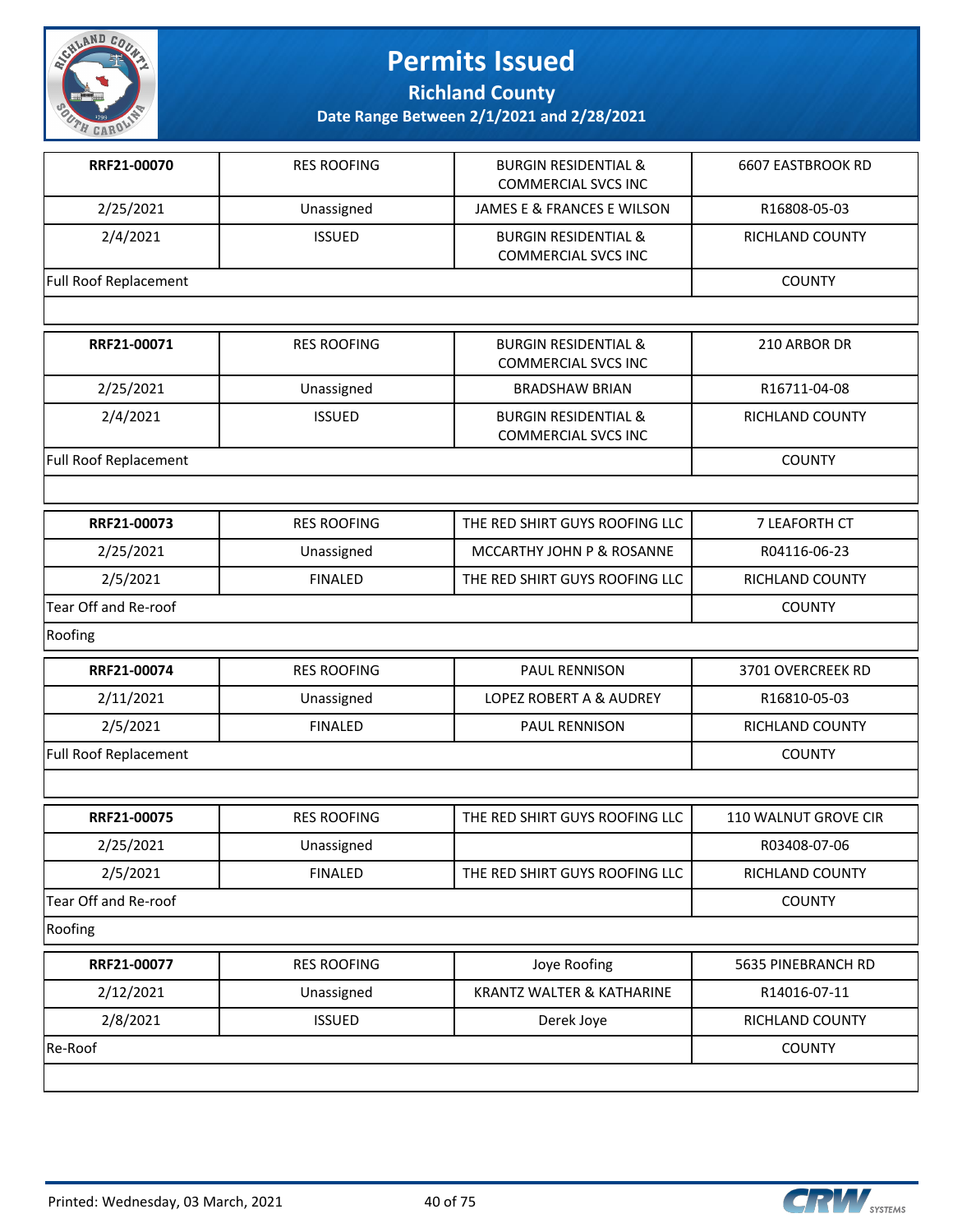# Permits Issued

## Richland County

### Date Range Between 2/1/2021 and 2/28/2021

| | | | |
|---|---|---|---|
| **RRF21-00070** | RES ROOFING | BURGIN RESIDENTIAL & COMMERCIAL SVCS INC | 6607 EASTBROOK RD |
| 2/25/2021 | Unassigned | JAMES E & FRANCES E WILSON | R16808-05-03 |
| 2/4/2021 | ISSUED | BURGIN RESIDENTIAL & COMMERCIAL SVCS INC | RICHLAND COUNTY |
| Full Roof Replacement | | | COUNTY |

| | | | |
|---|---|---|---|
| **RRF21-00071** | RES ROOFING | BURGIN RESIDENTIAL & COMMERCIAL SVCS INC | 210 ARBOR DR |
| 2/25/2021 | Unassigned | BRADSHAW BRIAN | R16711-04-08 |
| 2/4/2021 | ISSUED | BURGIN RESIDENTIAL & COMMERCIAL SVCS INC | RICHLAND COUNTY |
| Full Roof Replacement | | | COUNTY |

| | | | |
|---|---|---|---|
| **RRF21-00073** | RES ROOFING | THE RED SHIRT GUYS ROOFING LLC | 7 LEAFORTH CT |
| 2/25/2021 | Unassigned | MCCARTHY JOHN P & ROSANNE | R04116-06-23 |
| 2/5/2021 | FINALED | THE RED SHIRT GUYS ROOFING LLC | RICHLAND COUNTY |
| Tear Off and Re-roof | | | COUNTY |
| Roofing | | | |

| | | | |
|---|---|---|---|
| **RRF21-00074** | RES ROOFING | PAUL RENNISON | 3701 OVERCREEK RD |
| 2/11/2021 | Unassigned | LOPEZ ROBERT A & AUDREY | R16810-05-03 |
| 2/5/2021 | FINALED | PAUL RENNISON | RICHLAND COUNTY |
| Full Roof Replacement | | | COUNTY |

| | | | |
|---|---|---|---|
| **RRF21-00075** | RES ROOFING | THE RED SHIRT GUYS ROOFING LLC | 110 WALNUT GROVE CIR |
| 2/25/2021 | Unassigned | | R03408-07-06 |
| 2/5/2021 | FINALED | THE RED SHIRT GUYS ROOFING LLC | RICHLAND COUNTY |
| Tear Off and Re-roof | | | COUNTY |
| Roofing | | | |

| | | | |
|---|---|---|---|
| **RRF21-00077** | RES ROOFING | Joye Roofing | 5635 PINEBRANCH RD |
| 2/12/2021 | Unassigned | KRANTZ WALTER & KATHARINE | R14016-07-11 |
| 2/8/2021 | ISSUED | Derek Joye | RICHLAND COUNTY |
| Re-Roof | | | COUNTY |

Printed: Wednesday, 03 March, 2021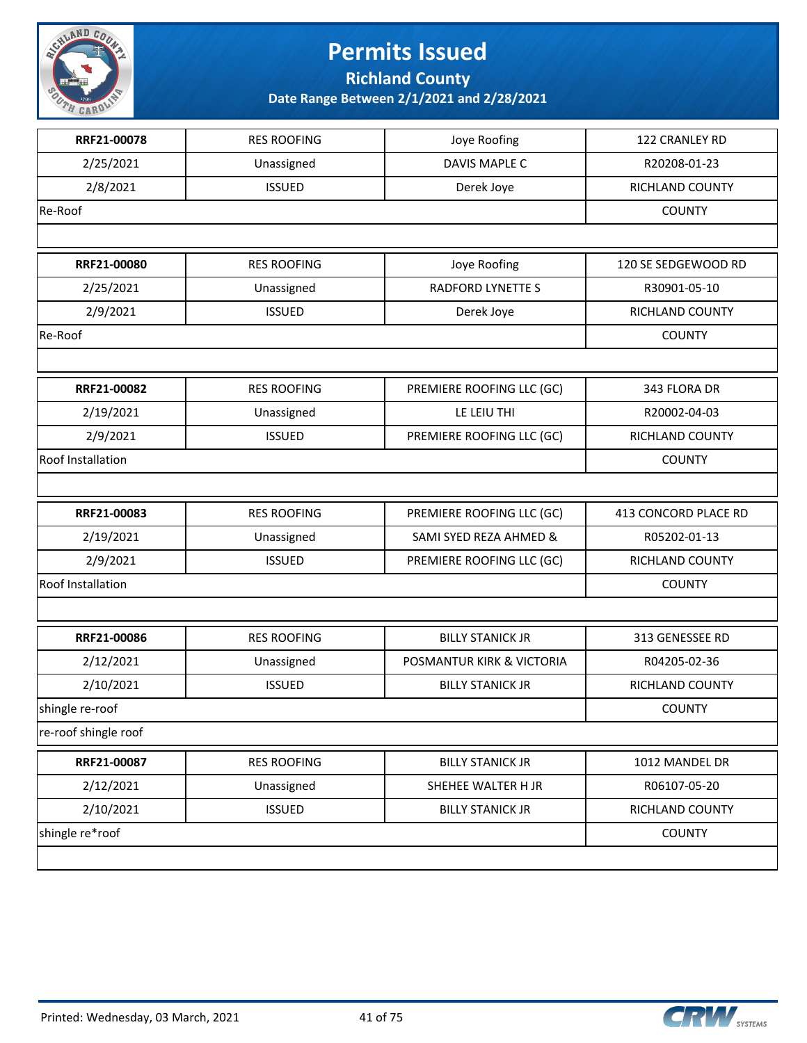# Permits Issued

## Richland County

### Date Range Between 2/1/2021 and 2/28/2021

| | | | |
|---|---|---|---|
| **RRF21-00078** | RES ROOFING | Joye Roofing | 122 CRANLEY RD |
| 2/25/2021 | Unassigned | DAVIS MAPLE C | R20208-01-23 |
| 2/8/2021 | ISSUED | Derek Joye | RICHLAND COUNTY |
| Re-Roof | | | COUNTY |
| | | | |

| | | | |
|---|---|---|---|
| **RRF21-00080** | RES ROOFING | Joye Roofing | 120 SE SEDGEWOOD RD |
| 2/25/2021 | Unassigned | RADFORD LYNETTE S | R30901-05-10 |
| 2/9/2021 | ISSUED | Derek Joye | RICHLAND COUNTY |
| Re-Roof | | | COUNTY |
| | | | |

| | | | |
|---|---|---|---|
| **RRF21-00082** | RES ROOFING | PREMIERE ROOFING LLC (GC) | 343 FLORA DR |
| 2/19/2021 | Unassigned | LE LEIU THI | R20002-04-03 |
| 2/9/2021 | ISSUED | PREMIERE ROOFING LLC (GC) | RICHLAND COUNTY |
| Roof Installation | | | COUNTY |
| | | | |

| | | | |
|---|---|---|---|
| **RRF21-00083** | RES ROOFING | PREMIERE ROOFING LLC (GC) | 413 CONCORD PLACE RD |
| 2/19/2021 | Unassigned | SAMI SYED REZA AHMED & | R05202-01-13 |
| 2/9/2021 | ISSUED | PREMIERE ROOFING LLC (GC) | RICHLAND COUNTY |
| Roof Installation | | | COUNTY |
| | | | |

| | | | |
|---|---|---|---|
| **RRF21-00086** | RES ROOFING | BILLY STANICK JR | 313 GENESSEE RD |
| 2/12/2021 | Unassigned | POSMANTUR KIRK & VICTORIA | R04205-02-36 |
| 2/10/2021 | ISSUED | BILLY STANICK JR | RICHLAND COUNTY |
| shingle re-roof | | | COUNTY |
| re-roof shingle roof | | | |

| | | | |
|---|---|---|---|
| **RRF21-00087** | RES ROOFING | BILLY STANICK JR | 1012 MANDEL DR |
| 2/12/2021 | Unassigned | SHEHEE WALTER H JR | R06107-05-20 |
| 2/10/2021 | ISSUED | BILLY STANICK JR | RICHLAND COUNTY |
| shingle re*roof | | | COUNTY |
| | | | |

Printed: Wednesday, 03 March, 2021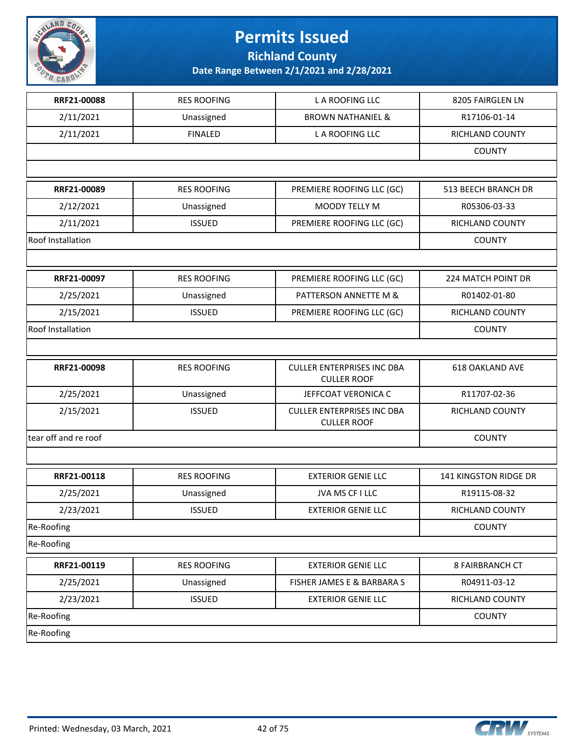# Permits Issued

## Richland County

### Date Range Between 2/1/2021 and 2/28/2021

| | | | |
|---|---|---|---|
| **RRF21-00088** | RES ROOFING | L A ROOFING LLC | 8205 FAIRGLEN LN |
| 2/11/2021 | Unassigned | BROWN NATHANIEL & | R17106-01-14 |
| 2/11/2021 | FINALED | L A ROOFING LLC | RICHLAND COUNTY |
| | | | COUNTY |
| | | | |
| **RRF21-00089** | RES ROOFING | PREMIERE ROOFING LLC (GC) | 513 BEECH BRANCH DR |
| 2/12/2021 | Unassigned | MOODY TELLY M | R05306-03-33 |
| 2/11/2021 | ISSUED | PREMIERE ROOFING LLC (GC) | RICHLAND COUNTY |
| Roof Installation | | | COUNTY |
| | | | |
| **RRF21-00097** | RES ROOFING | PREMIERE ROOFING LLC (GC) | 224 MATCH POINT DR |
| 2/25/2021 | Unassigned | PATTERSON ANNETTE M & | R01402-01-80 |
| 2/15/2021 | ISSUED | PREMIERE ROOFING LLC (GC) | RICHLAND COUNTY |
| Roof Installation | | | COUNTY |
| | | | |
| **RRF21-00098** | RES ROOFING | CULLER ENTERPRISES INC DBA CULLER ROOF | 618 OAKLAND AVE |
| 2/25/2021 | Unassigned | JEFFCOAT VERONICA C | R11707-02-36 |
| 2/15/2021 | ISSUED | CULLER ENTERPRISES INC DBA CULLER ROOF | RICHLAND COUNTY |
| tear off and re roof | | | COUNTY |
| | | | |
| **RRF21-00118** | RES ROOFING | EXTERIOR GENIE LLC | 141 KINGSTON RIDGE DR |
| 2/25/2021 | Unassigned | JVA MS CF I LLC | R19115-08-32 |
| 2/23/2021 | ISSUED | EXTERIOR GENIE LLC | RICHLAND COUNTY |
| Re-Roofing | | | COUNTY |
| Re-Roofing | | | |
| **RRF21-00119** | RES ROOFING | EXTERIOR GENIE LLC | 8 FAIRBRANCH CT |
| 2/25/2021 | Unassigned | FISHER JAMES E & BARBARA S | R04911-03-12 |
| 2/23/2021 | ISSUED | EXTERIOR GENIE LLC | RICHLAND COUNTY |
| Re-Roofing | | | COUNTY |
| Re-Roofing | | | |

Printed: Wednesday, 03 March, 2021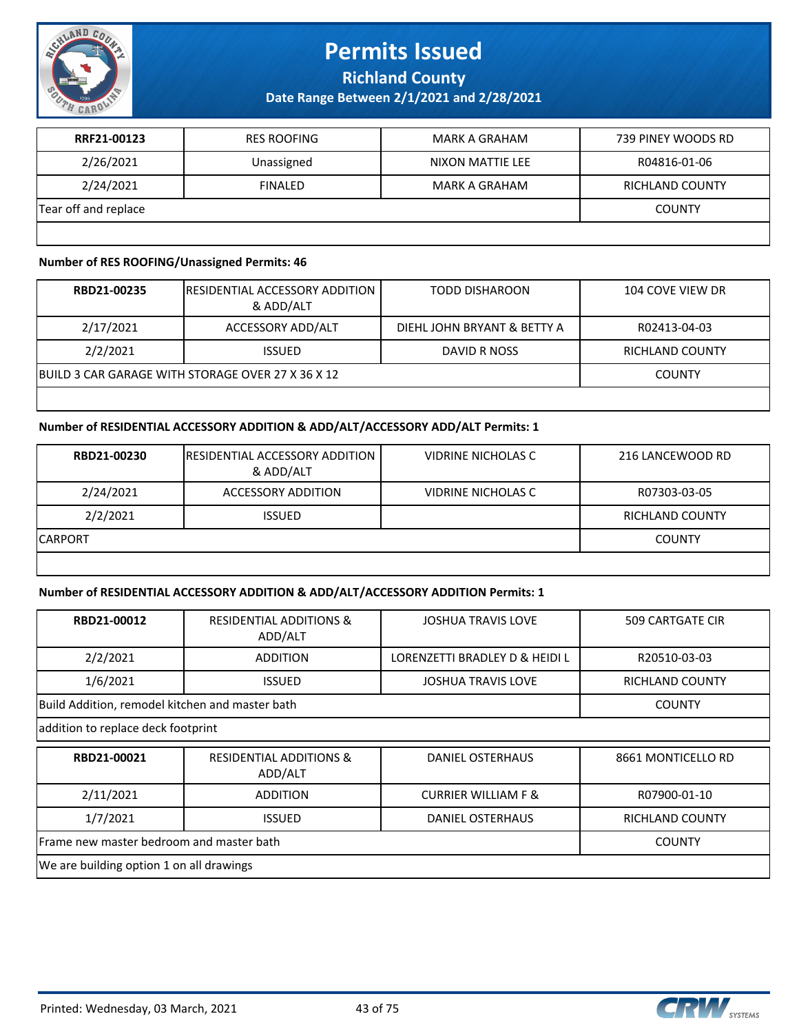| RRF21-00123 | RES ROOFING | MARK A GRAHAM | 739 PINEY WOODS RD |
|---|---|---|---|
| 2/26/2021 | Unassigned | NIXON MATTIE LEE | R04816-01-06 |
| 2/24/2021 | FINALED | MARK A GRAHAM | RICHLAND COUNTY |
| Tear off and replace | | | COUNTY |

**Number of RES ROOFING/Unassigned Permits: 46**

| RBD21-00235 | RESIDENTIAL ACCESSORY ADDITION & ADD/ALT | TODD DISHAROON | 104 COVE VIEW DR |
|---|---|---|---|
| 2/17/2021 | ACCESSORY ADD/ALT | DIEHL JOHN BRYANT & BETTY A | R02413-04-03 |
| 2/2/2021 | ISSUED | DAVID R NOSS | RICHLAND COUNTY |
| BUILD 3 CAR GARAGE WITH STORAGE OVER 27 X 36 X 12 | | | COUNTY |

**Number of RESIDENTIAL ACCESSORY ADDITION & ADD/ALT/ACCESSORY ADD/ALT Permits: 1**

| RBD21-00230 | RESIDENTIAL ACCESSORY ADDITION & ADD/ALT | VIDRINE NICHOLAS C | 216 LANCEWOOD RD |
|---|---|---|---|
| 2/24/2021 | ACCESSORY ADDITION | VIDRINE NICHOLAS C | R07303-03-05 |
| 2/2/2021 | ISSUED | | RICHLAND COUNTY |
| CARPORT | | | COUNTY |

**Number of RESIDENTIAL ACCESSORY ADDITION & ADD/ALT/ACCESSORY ADDITION Permits: 1**

| RBD21-00012 | RESIDENTIAL ADDITIONS & ADD/ALT | JOSHUA TRAVIS LOVE | 509 CARTGATE CIR |
|---|---|---|---|
| 2/2/2021 | ADDITION | LORENZETTI BRADLEY D & HEIDI L | R20510-03-03 |
| 1/6/2021 | ISSUED | JOSHUA TRAVIS LOVE | RICHLAND COUNTY |
| Build Addition, remodel kitchen and master bath | | | COUNTY |
| addition to replace deck footprint | | | |

| RBD21-00021 | RESIDENTIAL ADDITIONS & ADD/ALT | DANIEL OSTERHAUS | 8661 MONTICELLO RD |
|---|---|---|---|
| 2/11/2021 | ADDITION | CURRIER WILLIAM F & | R07900-01-10 |
| 1/7/2021 | ISSUED | DANIEL OSTERHAUS | RICHLAND COUNTY |
| Frame new master bedroom and master bath | | | COUNTY |
| We are building option 1 on all drawings | | | |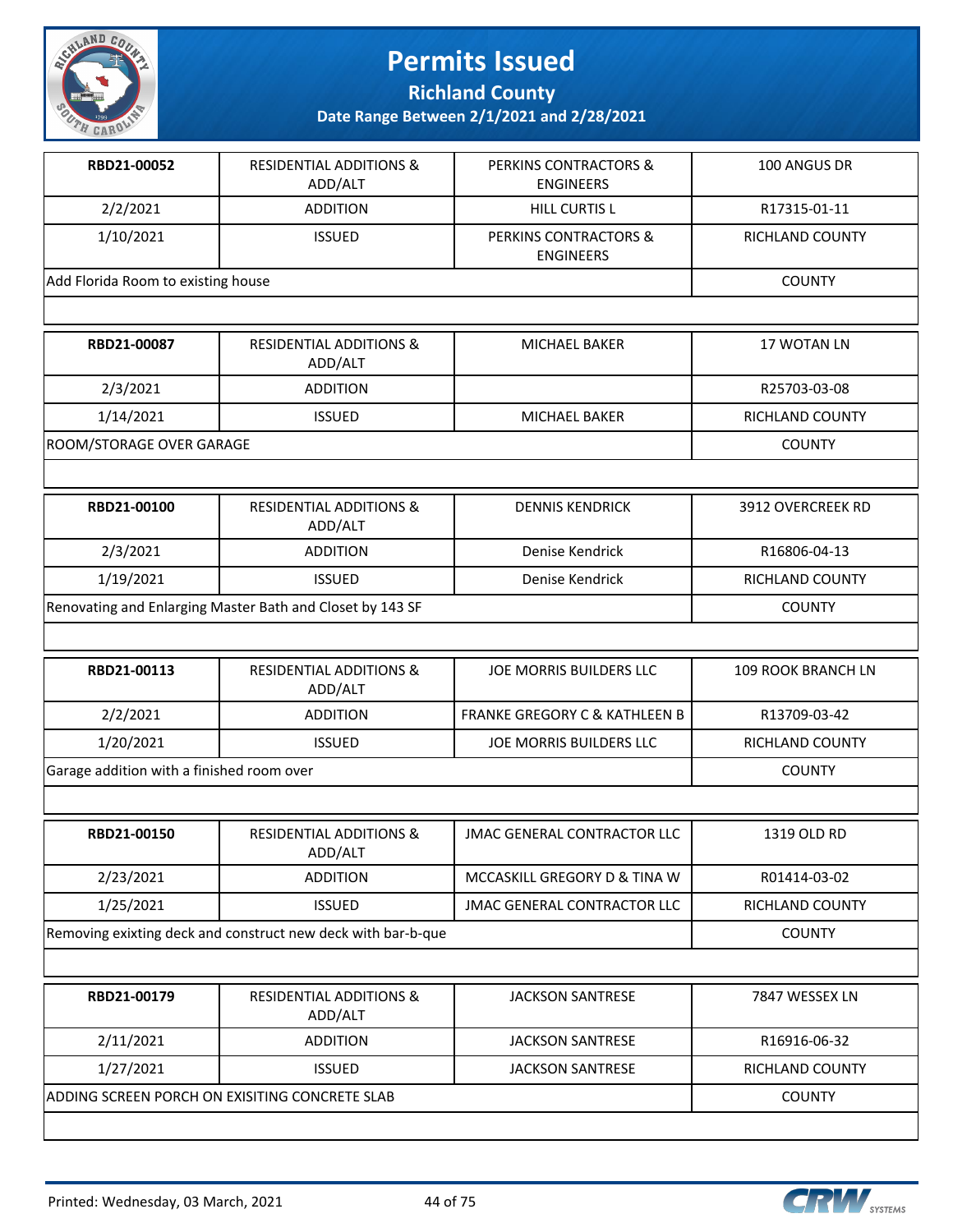# Permits Issued

**Richland County**

**Date Range Between 2/1/2021 and 2/28/2021**

| RBD21-00052 | RESIDENTIAL ADDITIONS & ADD/ALT | PERKINS CONTRACTORS & ENGINEERS | 100 ANGUS DR |
|---|---|---|---|
| 2/2/2021 | ADDITION | HILL CURTIS L | R17315-01-11 |
| 1/10/2021 | ISSUED | PERKINS CONTRACTORS & ENGINEERS | RICHLAND COUNTY |
| Add Florida Room to existing house | | | COUNTY |

| RBD21-00087 | RESIDENTIAL ADDITIONS & ADD/ALT | MICHAEL BAKER | 17 WOTAN LN |
|---|---|---|---|
| 2/3/2021 | ADDITION | | R25703-03-08 |
| 1/14/2021 | ISSUED | MICHAEL BAKER | RICHLAND COUNTY |
| ROOM/STORAGE OVER GARAGE | | | COUNTY |

| RBD21-00100 | RESIDENTIAL ADDITIONS & ADD/ALT | DENNIS KENDRICK | 3912 OVERCREEK RD |
|---|---|---|---|
| 2/3/2021 | ADDITION | Denise Kendrick | R16806-04-13 |
| 1/19/2021 | ISSUED | Denise Kendrick | RICHLAND COUNTY |
| Renovating and Enlarging Master Bath and Closet by 143 SF | | | COUNTY |

| RBD21-00113 | RESIDENTIAL ADDITIONS & ADD/ALT | JOE MORRIS BUILDERS LLC | 109 ROOK BRANCH LN |
|---|---|---|---|
| 2/2/2021 | ADDITION | FRANKE GREGORY C & KATHLEEN B | R13709-03-42 |
| 1/20/2021 | ISSUED | JOE MORRIS BUILDERS LLC | RICHLAND COUNTY |
| Garage addition with a finished room over | | | COUNTY |

| RBD21-00150 | RESIDENTIAL ADDITIONS & ADD/ALT | JMAC GENERAL CONTRACTOR LLC | 1319 OLD RD |
|---|---|---|---|
| 2/23/2021 | ADDITION | MCCASKILL GREGORY D & TINA W | R01414-03-02 |
| 1/25/2021 | ISSUED | JMAC GENERAL CONTRACTOR LLC | RICHLAND COUNTY |
| Removing exixting deck and construct new deck with bar-b-que | | | COUNTY |

| RBD21-00179 | RESIDENTIAL ADDITIONS & ADD/ALT | JACKSON SANTRESE | 7847 WESSEX LN |
|---|---|---|---|
| 2/11/2021 | ADDITION | JACKSON SANTRESE | R16916-06-32 |
| 1/27/2021 | ISSUED | JACKSON SANTRESE | RICHLAND COUNTY |
| ADDING SCREEN PORCH ON EXISITING CONCRETE SLAB | | | COUNTY |

Printed: Wednesday, 03 March, 2021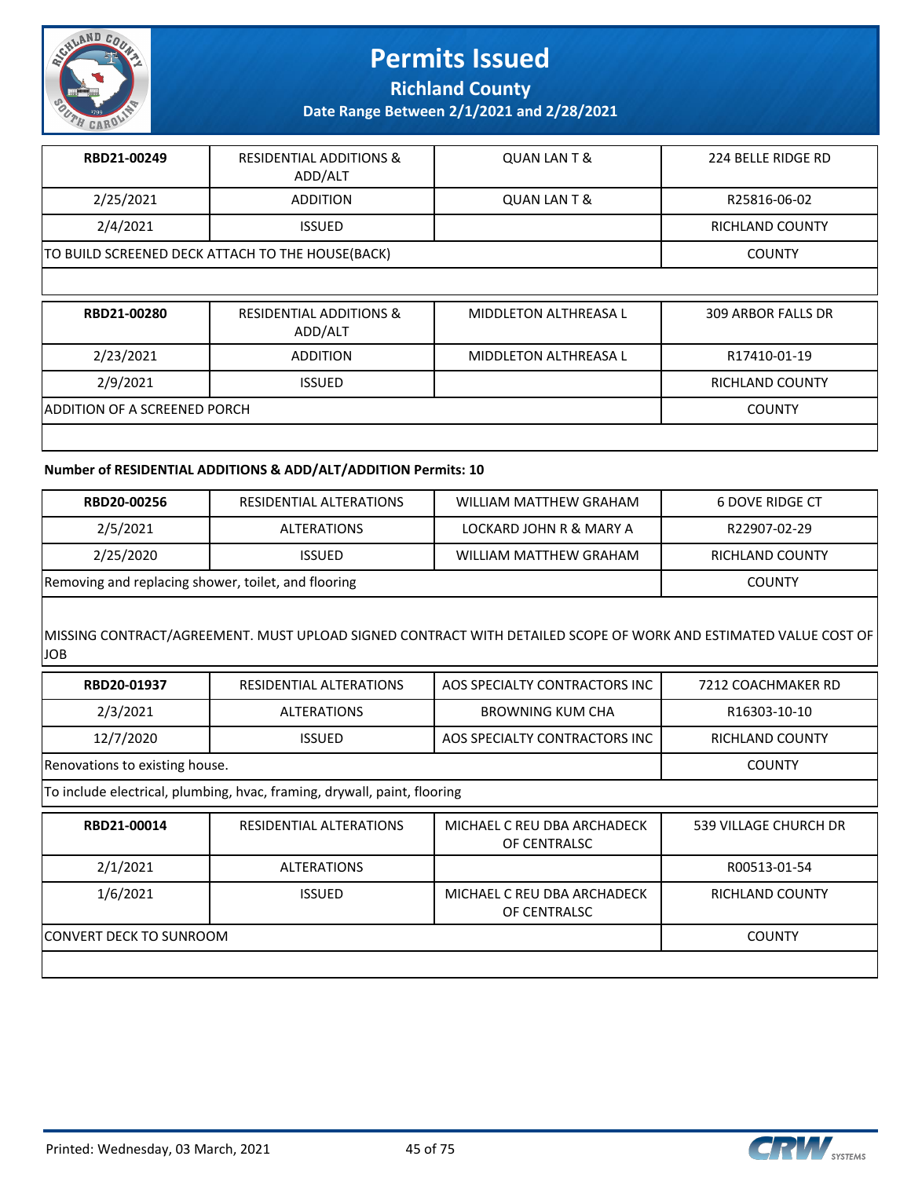# Permits Issued

## Richland County

### Date Range Between 2/1/2021 and 2/28/2021

| RBD21-00249 | RESIDENTIAL ADDITIONS & ADD/ALT | QUAN LAN T & | 224 BELLE RIDGE RD |
|---|---|---|---|
| 2/25/2021 | ADDITION | QUAN LAN T & | R25816-06-02 |
| 2/4/2021 | ISSUED | | RICHLAND COUNTY |
| TO BUILD SCREENED DECK ATTACH TO THE HOUSE(BACK) | | | COUNTY |

| RBD21-00280 | RESIDENTIAL ADDITIONS & ADD/ALT | MIDDLETON ALTHREASA L | 309 ARBOR FALLS DR |
|---|---|---|---|
| 2/23/2021 | ADDITION | MIDDLETON ALTHREASA L | R17410-01-19 |
| 2/9/2021 | ISSUED | | RICHLAND COUNTY |
| ADDITION OF A SCREENED PORCH | | | COUNTY |

**Number of RESIDENTIAL ADDITIONS & ADD/ALT/ADDITION Permits: 10**

| RBD20-00256 | RESIDENTIAL ALTERATIONS | WILLIAM MATTHEW GRAHAM | 6 DOVE RIDGE CT |
|---|---|---|---|
| 2/5/2021 | ALTERATIONS | LOCKARD JOHN R & MARY A | R22907-02-29 |
| 2/25/2020 | ISSUED | WILLIAM MATTHEW GRAHAM | RICHLAND COUNTY |
| Removing and replacing shower, toilet, and flooring | | | COUNTY |

MISSING CONTRACT/AGREEMENT. MUST UPLOAD SIGNED CONTRACT WITH DETAILED SCOPE OF WORK AND ESTIMATED VALUE COST OF JOB

| RBD20-01937 | RESIDENTIAL ALTERATIONS | AOS SPECIALTY CONTRACTORS INC | 7212 COACHMAKER RD |
|---|---|---|---|
| 2/3/2021 | ALTERATIONS | BROWNING KUM CHA | R16303-10-10 |
| 12/7/2020 | ISSUED | AOS SPECIALTY CONTRACTORS INC | RICHLAND COUNTY |
| Renovations to existing house. | | | COUNTY |

To include electrical, plumbing, hvac, framing, drywall, paint, flooring

| RBD21-00014 | RESIDENTIAL ALTERATIONS | MICHAEL C REU DBA ARCHADECK OF CENTRALSC | 539 VILLAGE CHURCH DR |
|---|---|---|---|
| 2/1/2021 | ALTERATIONS | | R00513-01-54 |
| 1/6/2021 | ISSUED | MICHAEL C REU DBA ARCHADECK OF CENTRALSC | RICHLAND COUNTY |
| CONVERT DECK TO SUNROOM | | | COUNTY |

Printed: Wednesday, 03 March, 2021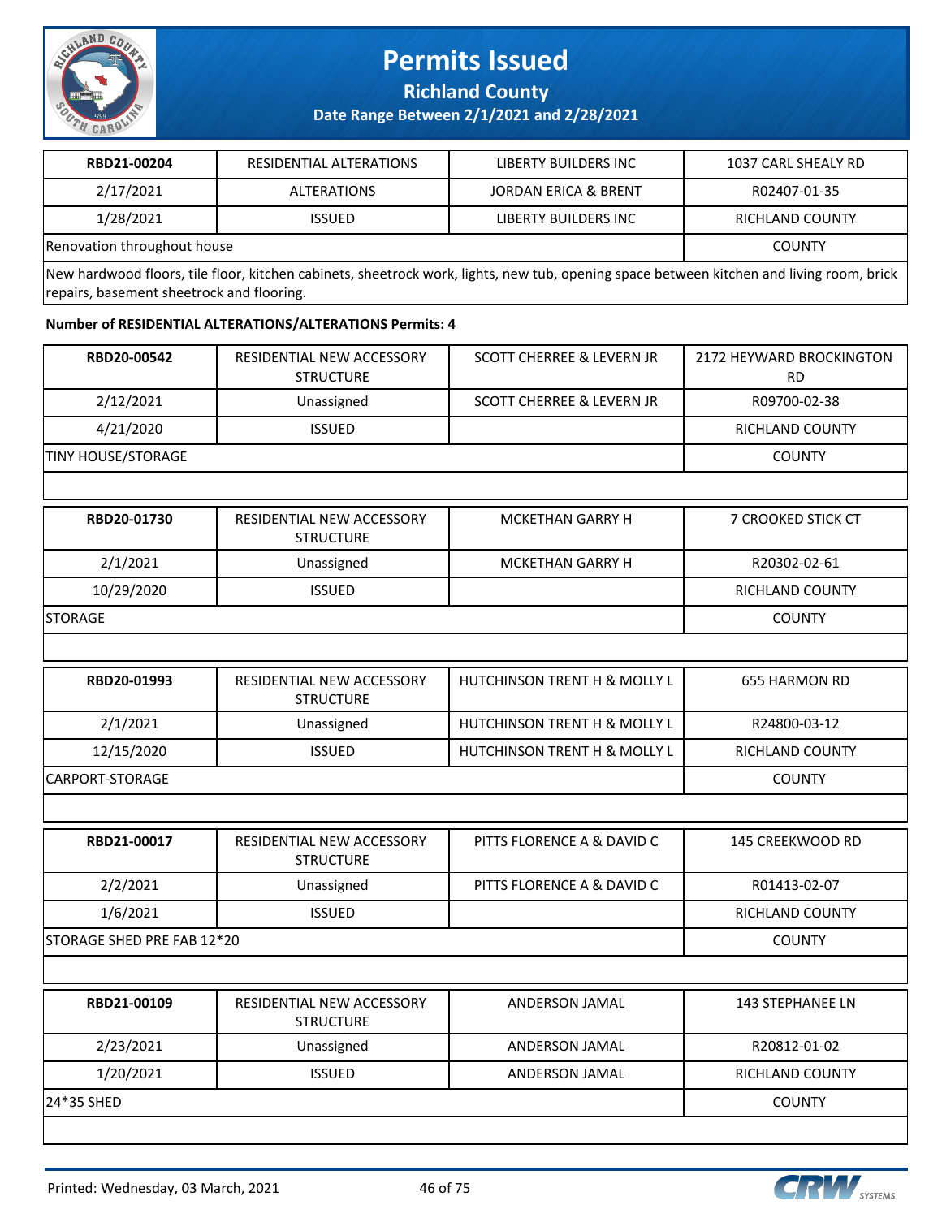| RBD21-00204 | RESIDENTIAL ALTERATIONS | LIBERTY BUILDERS INC | 1037 CARL SHEALY RD |
|---|---|---|---|
| 2/17/2021 | ALTERATIONS | JORDAN ERICA & BRENT | R02407-01-35 |
| 1/28/2021 | ISSUED | LIBERTY BUILDERS INC | RICHLAND COUNTY |
| Renovation throughout house | | | COUNTY |
| New hardwood floors, tile floor, kitchen cabinets, sheetrock work, lights, new tub, opening space between kitchen and living room, brick repairs, basement sheetrock and flooring. | | | |

**Number of RESIDENTIAL ALTERATIONS/ALTERATIONS Permits: 4**

| RBD20-00542 | RESIDENTIAL NEW ACCESSORY STRUCTURE | SCOTT CHERREE & LEVERN JR | 2172 HEYWARD BROCKINGTON RD |
|---|---|---|---|
| 2/12/2021 | Unassigned | SCOTT CHERREE & LEVERN JR | R09700-02-38 |
| 4/21/2020 | ISSUED | | RICHLAND COUNTY |
| TINY HOUSE/STORAGE | | | COUNTY |

| RBD20-01730 | RESIDENTIAL NEW ACCESSORY STRUCTURE | MCKETHAN GARRY H | 7 CROOKED STICK CT |
|---|---|---|---|
| 2/1/2021 | Unassigned | MCKETHAN GARRY H | R20302-02-61 |
| 10/29/2020 | ISSUED | | RICHLAND COUNTY |
| STORAGE | | | COUNTY |

| RBD20-01993 | RESIDENTIAL NEW ACCESSORY STRUCTURE | HUTCHINSON TRENT H & MOLLY L | 655 HARMON RD |
|---|---|---|---|
| 2/1/2021 | Unassigned | HUTCHINSON TRENT H & MOLLY L | R24800-03-12 |
| 12/15/2020 | ISSUED | HUTCHINSON TRENT H & MOLLY L | RICHLAND COUNTY |
| CARPORT-STORAGE | | | COUNTY |

| RBD21-00017 | RESIDENTIAL NEW ACCESSORY STRUCTURE | PITTS FLORENCE A & DAVID C | 145 CREEKWOOD RD |
|---|---|---|---|
| 2/2/2021 | Unassigned | PITTS FLORENCE A & DAVID C | R01413-02-07 |
| 1/6/2021 | ISSUED | | RICHLAND COUNTY |
| STORAGE SHED PRE FAB 12*20 | | | COUNTY |

| RBD21-00109 | RESIDENTIAL NEW ACCESSORY STRUCTURE | ANDERSON JAMAL | 143 STEPHANEE LN |
|---|---|---|---|
| 2/23/2021 | Unassigned | ANDERSON JAMAL | R20812-01-02 |
| 1/20/2021 | ISSUED | ANDERSON JAMAL | RICHLAND COUNTY |
| 24*35 SHED | | | COUNTY |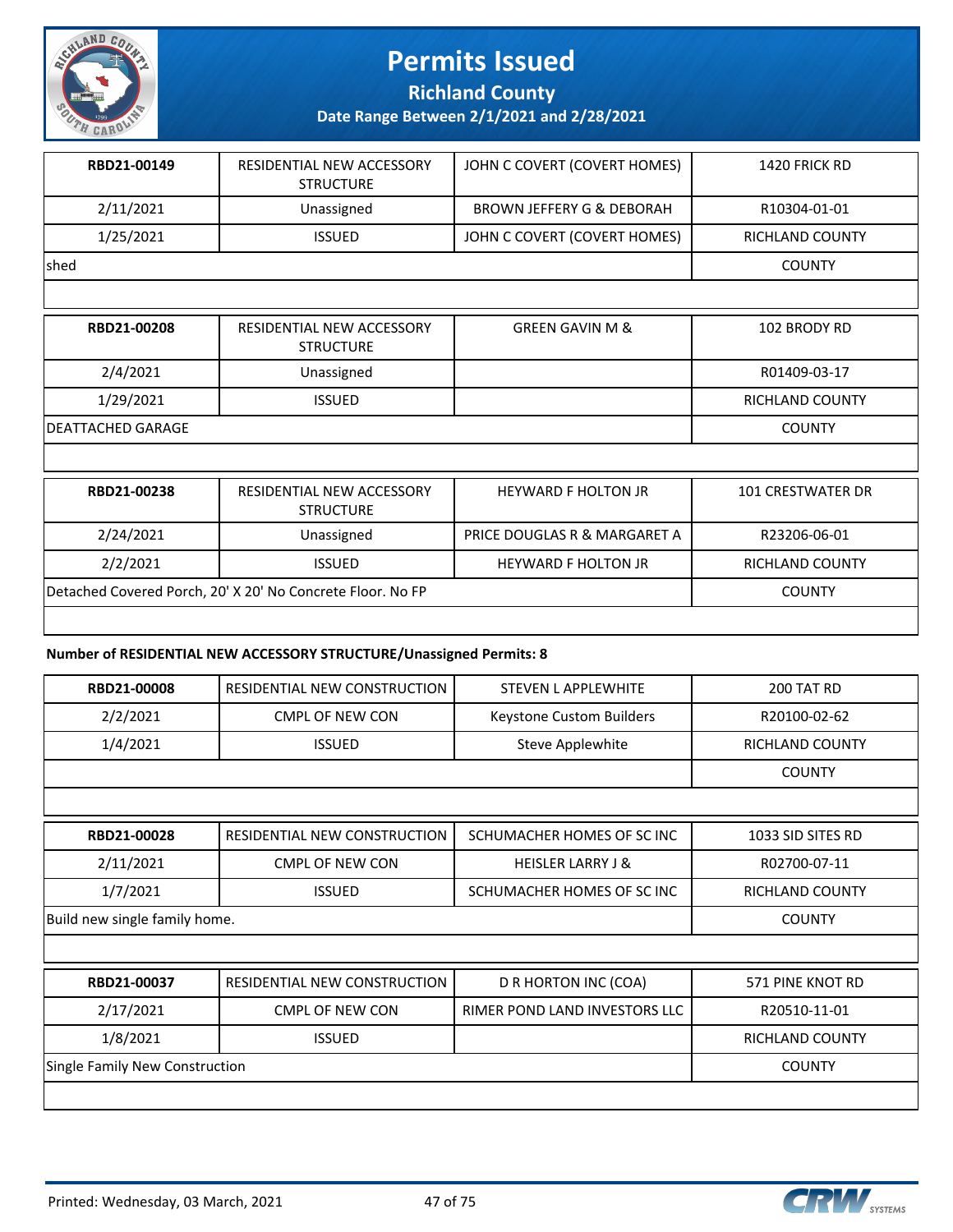# Permits Issued

**Richland County**

**Date Range Between 2/1/2021 and 2/28/2021**

| RBD21-00149 | RESIDENTIAL NEW ACCESSORY STRUCTURE | JOHN C COVERT (COVERT HOMES) | 1420 FRICK RD |
|---|---|---|---|
| 2/11/2021 | Unassigned | BROWN JEFFERY G & DEBORAH | R10304-01-01 |
| 1/25/2021 | ISSUED | JOHN C COVERT (COVERT HOMES) | RICHLAND COUNTY |
| shed | | | COUNTY |

| RBD21-00208 | RESIDENTIAL NEW ACCESSORY STRUCTURE | GREEN GAVIN M & | 102 BRODY RD |
|---|---|---|---|
| 2/4/2021 | Unassigned | | R01409-03-17 |
| 1/29/2021 | ISSUED | | RICHLAND COUNTY |
| DEATTACHED GARAGE | | | COUNTY |

| RBD21-00238 | RESIDENTIAL NEW ACCESSORY STRUCTURE | HEYWARD F HOLTON JR | 101 CRESTWATER DR |
|---|---|---|---|
| 2/24/2021 | Unassigned | PRICE DOUGLAS R & MARGARET A | R23206-06-01 |
| 2/2/2021 | ISSUED | HEYWARD F HOLTON JR | RICHLAND COUNTY |
| Detached Covered Porch, 20' X 20' No Concrete Floor. No FP | | | COUNTY |

**Number of RESIDENTIAL NEW ACCESSORY STRUCTURE/Unassigned Permits: 8**

| RBD21-00008 | RESIDENTIAL NEW CONSTRUCTION | STEVEN L APPLEWHITE | 200 TAT RD |
|---|---|---|---|
| 2/2/2021 | CMPL OF NEW CON | Keystone Custom Builders | R20100-02-62 |
| 1/4/2021 | ISSUED | Steve Applewhite | RICHLAND COUNTY |
| | | | COUNTY |

| RBD21-00028 | RESIDENTIAL NEW CONSTRUCTION | SCHUMACHER HOMES OF SC INC | 1033 SID SITES RD |
|---|---|---|---|
| 2/11/2021 | CMPL OF NEW CON | HEISLER LARRY J & | R02700-07-11 |
| 1/7/2021 | ISSUED | SCHUMACHER HOMES OF SC INC | RICHLAND COUNTY |
| Build new single family home. | | | COUNTY |

| RBD21-00037 | RESIDENTIAL NEW CONSTRUCTION | D R HORTON INC (COA) | 571 PINE KNOT RD |
|---|---|---|---|
| 2/17/2021 | CMPL OF NEW CON | RIMER POND LAND INVESTORS LLC | R20510-11-01 |
| 1/8/2021 | ISSUED | | RICHLAND COUNTY |
| Single Family New Construction | | | COUNTY |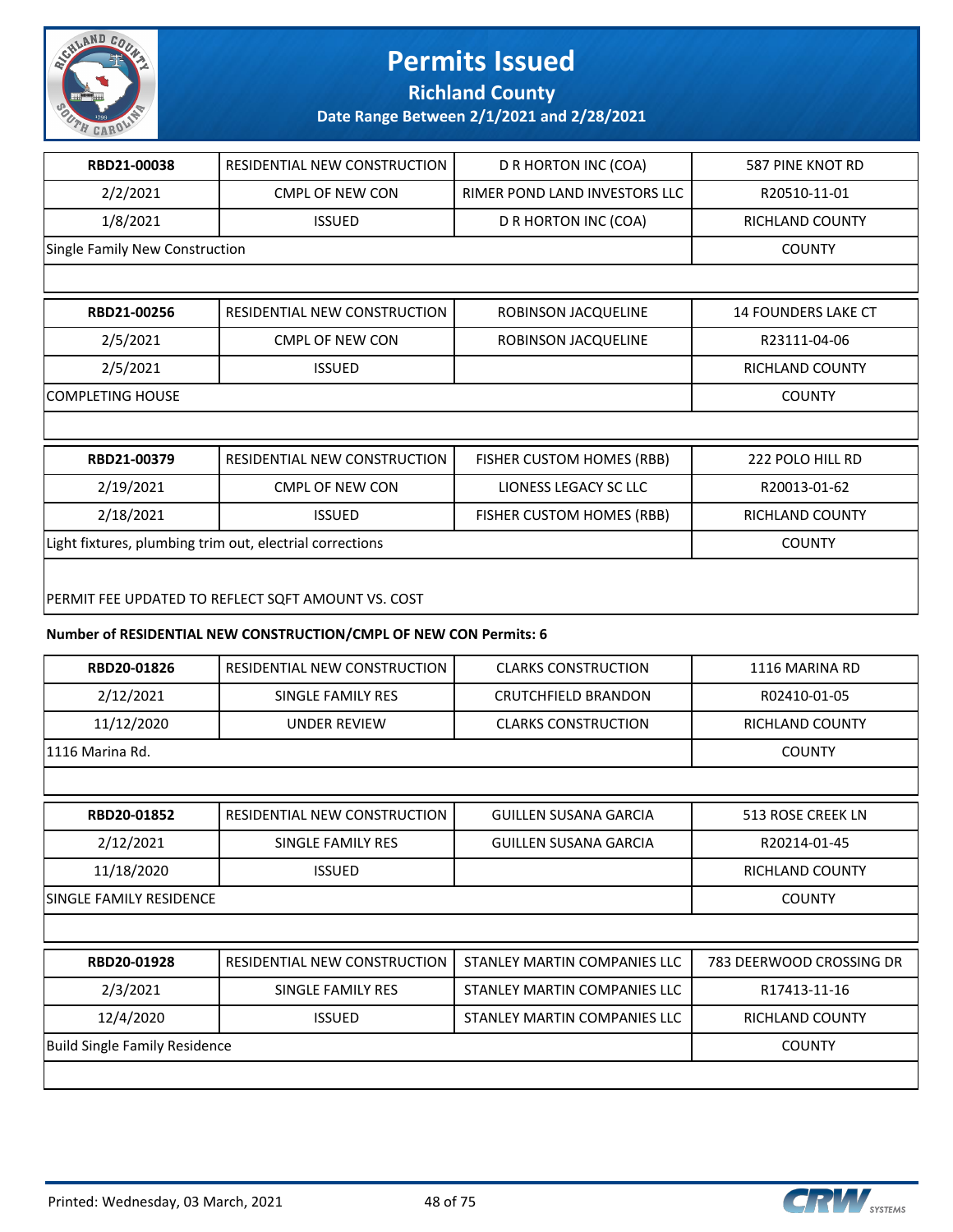# Permits Issued

## Richland County

### Date Range Between 2/1/2021 and 2/28/2021

| | | | |
|---|---|---|---|
| **RBD21-00038** | RESIDENTIAL NEW CONSTRUCTION | D R HORTON INC (COA) | 587 PINE KNOT RD |
| 2/2/2021 | CMPL OF NEW CON | RIMER POND LAND INVESTORS LLC | R20510-11-01 |
| 1/8/2021 | ISSUED | D R HORTON INC (COA) | RICHLAND COUNTY |
| Single Family New Construction | | | COUNTY |

| | | | |
|---|---|---|---|
| **RBD21-00256** | RESIDENTIAL NEW CONSTRUCTION | ROBINSON JACQUELINE | 14 FOUNDERS LAKE CT |
| 2/5/2021 | CMPL OF NEW CON | ROBINSON JACQUELINE | R23111-04-06 |
| 2/5/2021 | ISSUED | | RICHLAND COUNTY |
| COMPLETING HOUSE | | | COUNTY |

| | | | |
|---|---|---|---|
| **RBD21-00379** | RESIDENTIAL NEW CONSTRUCTION | FISHER CUSTOM HOMES (RBB) | 222 POLO HILL RD |
| 2/19/2021 | CMPL OF NEW CON | LIONESS LEGACY SC LLC | R20013-01-62 |
| 2/18/2021 | ISSUED | FISHER CUSTOM HOMES (RBB) | RICHLAND COUNTY |
| Light fixtures, plumbing trim out, electrical corrections | | | COUNTY |

PERMIT FEE UPDATED TO REFLECT SQFT AMOUNT VS. COST

**Number of RESIDENTIAL NEW CONSTRUCTION/CMPL OF NEW CON Permits: 6**

| | | | |
|---|---|---|---|
| **RBD20-01826** | RESIDENTIAL NEW CONSTRUCTION | CLARKS CONSTRUCTION | 1116 MARINA RD |
| 2/12/2021 | SINGLE FAMILY RES | CRUTCHFIELD BRANDON | R02410-01-05 |
| 11/12/2020 | UNDER REVIEW | CLARKS CONSTRUCTION | RICHLAND COUNTY |
| 1116 Marina Rd. | | | COUNTY |

| | | | |
|---|---|---|---|
| **RBD20-01852** | RESIDENTIAL NEW CONSTRUCTION | GUILLEN SUSANA GARCIA | 513 ROSE CREEK LN |
| 2/12/2021 | SINGLE FAMILY RES | GUILLEN SUSANA GARCIA | R20214-01-45 |
| 11/18/2020 | ISSUED | | RICHLAND COUNTY |
| SINGLE FAMILY RESIDENCE | | | COUNTY |

| | | | |
|---|---|---|---|
| **RBD20-01928** | RESIDENTIAL NEW CONSTRUCTION | STANLEY MARTIN COMPANIES LLC | 783 DEERWOOD CROSSING DR |
| 2/3/2021 | SINGLE FAMILY RES | STANLEY MARTIN COMPANIES LLC | R17413-11-16 |
| 12/4/2020 | ISSUED | STANLEY MARTIN COMPANIES LLC | RICHLAND COUNTY |
| Build Single Family Residence | | | COUNTY |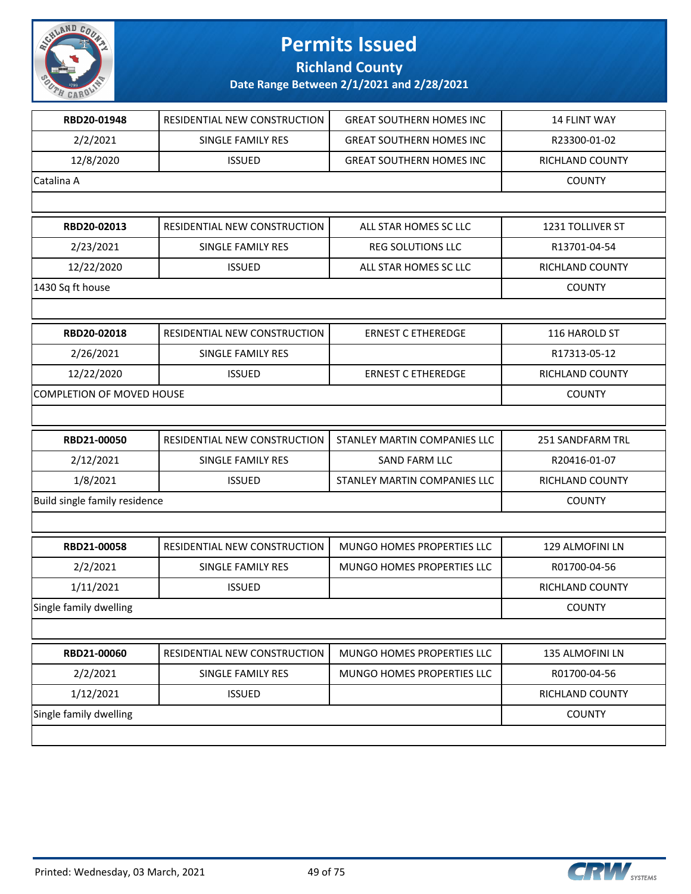# Permits Issued

## Richland County

### Date Range Between 2/1/2021 and 2/28/2021

| | | | |
|---|---|---|---|
| **RBD20-01948** | RESIDENTIAL NEW CONSTRUCTION | GREAT SOUTHERN HOMES INC | 14 FLINT WAY |
| 2/2/2021 | SINGLE FAMILY RES | GREAT SOUTHERN HOMES INC | R23300-01-02 |
| 12/8/2020 | ISSUED | GREAT SOUTHERN HOMES INC | RICHLAND COUNTY |
| Catalina A | | | COUNTY |

| | | | |
|---|---|---|---|
| **RBD20-02013** | RESIDENTIAL NEW CONSTRUCTION | ALL STAR HOMES SC LLC | 1231 TOLLIVER ST |
| 2/23/2021 | SINGLE FAMILY RES | REG SOLUTIONS LLC | R13701-04-54 |
| 12/22/2020 | ISSUED | ALL STAR HOMES SC LLC | RICHLAND COUNTY |
| 1430 Sq ft house | | | COUNTY |

| | | | |
|---|---|---|---|
| **RBD20-02018** | RESIDENTIAL NEW CONSTRUCTION | ERNEST C ETHEREDGE | 116 HAROLD ST |
| 2/26/2021 | SINGLE FAMILY RES | | R17313-05-12 |
| 12/22/2020 | ISSUED | ERNEST C ETHEREDGE | RICHLAND COUNTY |
| COMPLETION OF MOVED HOUSE | | | COUNTY |

| | | | |
|---|---|---|---|
| **RBD21-00050** | RESIDENTIAL NEW CONSTRUCTION | STANLEY MARTIN COMPANIES LLC | 251 SANDFARM TRL |
| 2/12/2021 | SINGLE FAMILY RES | SAND FARM LLC | R20416-01-07 |
| 1/8/2021 | ISSUED | STANLEY MARTIN COMPANIES LLC | RICHLAND COUNTY |
| Build single family residence | | | COUNTY |

| | | | |
|---|---|---|---|
| **RBD21-00058** | RESIDENTIAL NEW CONSTRUCTION | MUNGO HOMES PROPERTIES LLC | 129 ALMOFINI LN |
| 2/2/2021 | SINGLE FAMILY RES | MUNGO HOMES PROPERTIES LLC | R01700-04-56 |
| 1/11/2021 | ISSUED | | RICHLAND COUNTY |
| Single family dwelling | | | COUNTY |

| | | | |
|---|---|---|---|
| **RBD21-00060** | RESIDENTIAL NEW CONSTRUCTION | MUNGO HOMES PROPERTIES LLC | 135 ALMOFINI LN |
| 2/2/2021 | SINGLE FAMILY RES | MUNGO HOMES PROPERTIES LLC | R01700-04-56 |
| 1/12/2021 | ISSUED | | RICHLAND COUNTY |
| Single family dwelling | | | COUNTY |

Printed: Wednesday, 03 March, 2021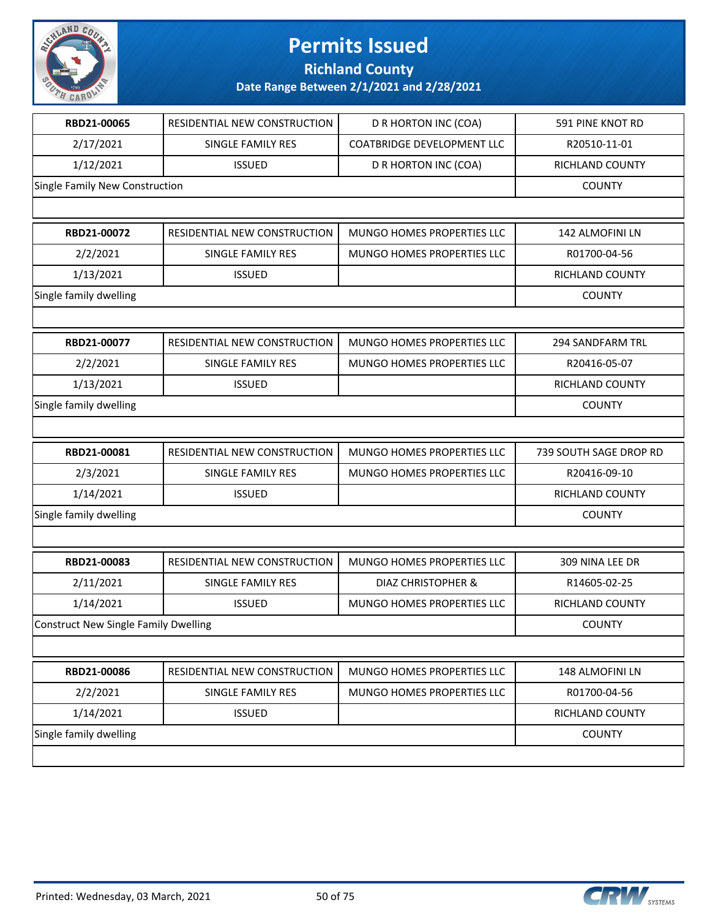# Permits Issued

## Richland County

### Date Range Between 2/1/2021 and 2/28/2021

| | | | |
|---|---|---|---|
| **RBD21-00065** | RESIDENTIAL NEW CONSTRUCTION | D R HORTON INC (COA) | 591 PINE KNOT RD |
| 2/17/2021 | SINGLE FAMILY RES | COATBRIDGE DEVELOPMENT LLC | R20510-11-01 |
| 1/12/2021 | ISSUED | D R HORTON INC (COA) | RICHLAND COUNTY |
| Single Family New Construction | | | COUNTY |

| | | | |
|---|---|---|---|
| **RBD21-00072** | RESIDENTIAL NEW CONSTRUCTION | MUNGO HOMES PROPERTIES LLC | 142 ALMOFINI LN |
| 2/2/2021 | SINGLE FAMILY RES | MUNGO HOMES PROPERTIES LLC | R01700-04-56 |
| 1/13/2021 | ISSUED | | RICHLAND COUNTY |
| Single family dwelling | | | COUNTY |

| | | | |
|---|---|---|---|
| **RBD21-00077** | RESIDENTIAL NEW CONSTRUCTION | MUNGO HOMES PROPERTIES LLC | 294 SANDFARM TRL |
| 2/2/2021 | SINGLE FAMILY RES | MUNGO HOMES PROPERTIES LLC | R20416-05-07 |
| 1/13/2021 | ISSUED | | RICHLAND COUNTY |
| Single family dwelling | | | COUNTY |

| | | | |
|---|---|---|---|
| **RBD21-00081** | RESIDENTIAL NEW CONSTRUCTION | MUNGO HOMES PROPERTIES LLC | 739 SOUTH SAGE DROP RD |
| 2/3/2021 | SINGLE FAMILY RES | MUNGO HOMES PROPERTIES LLC | R20416-09-10 |
| 1/14/2021 | ISSUED | | RICHLAND COUNTY |
| Single family dwelling | | | COUNTY |

| | | | |
|---|---|---|---|
| **RBD21-00083** | RESIDENTIAL NEW CONSTRUCTION | MUNGO HOMES PROPERTIES LLC | 309 NINA LEE DR |
| 2/11/2021 | SINGLE FAMILY RES | DIAZ CHRISTOPHER & | R14605-02-25 |
| 1/14/2021 | ISSUED | MUNGO HOMES PROPERTIES LLC | RICHLAND COUNTY |
| Construct New Single Family Dwelling | | | COUNTY |

| | | | |
|---|---|---|---|
| **RBD21-00086** | RESIDENTIAL NEW CONSTRUCTION | MUNGO HOMES PROPERTIES LLC | 148 ALMOFINI LN |
| 2/2/2021 | SINGLE FAMILY RES | MUNGO HOMES PROPERTIES LLC | R01700-04-56 |
| 1/14/2021 | ISSUED | | RICHLAND COUNTY |
| Single family dwelling | | | COUNTY |

Printed: Wednesday, 03 March, 2021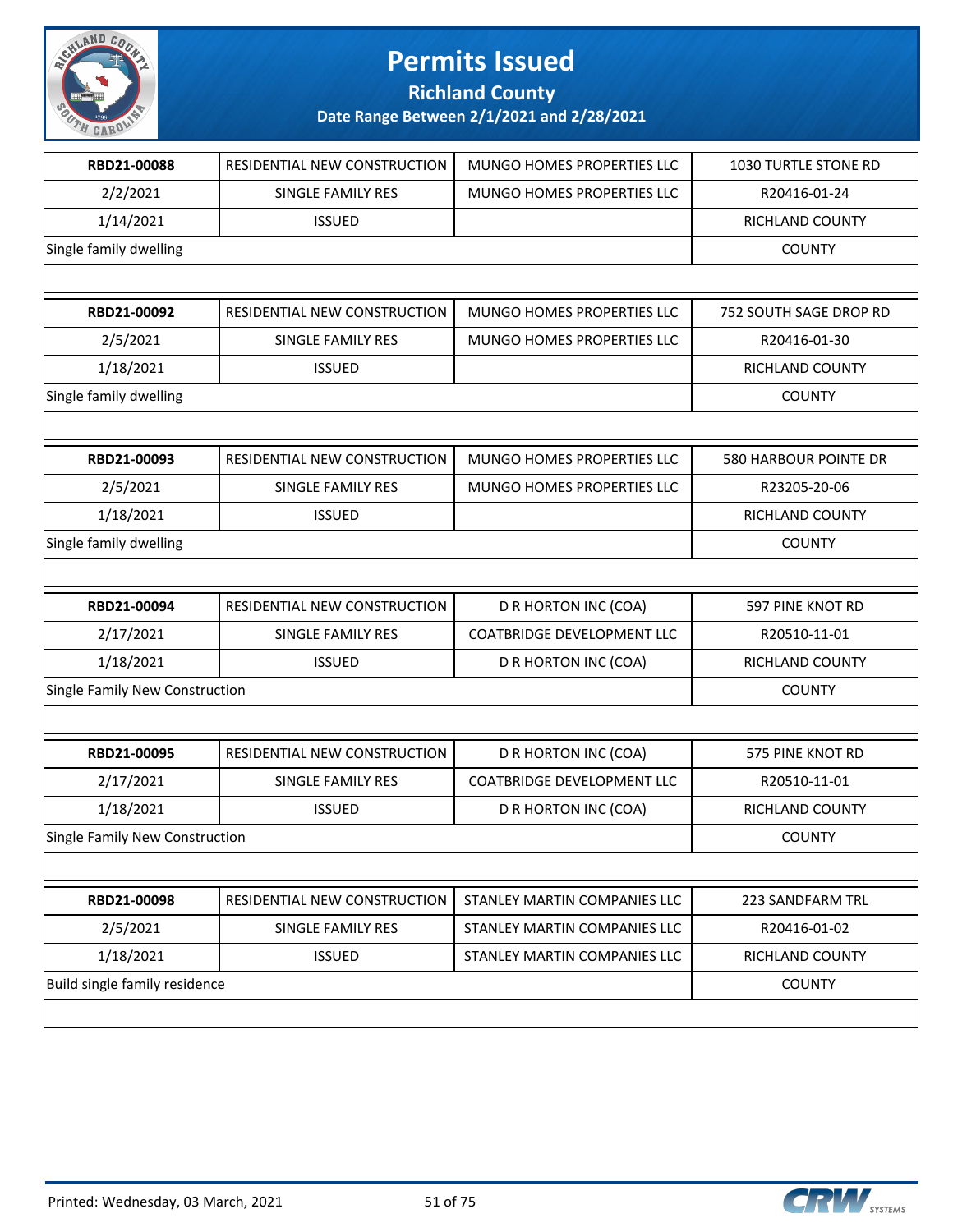# Permits Issued

## Richland County

### Date Range Between 2/1/2021 and 2/28/2021

| RBD21-00088 | RESIDENTIAL NEW CONSTRUCTION | MUNGO HOMES PROPERTIES LLC | 1030 TURTLE STONE RD |
|---|---|---|---|
| 2/2/2021 | SINGLE FAMILY RES | MUNGO HOMES PROPERTIES LLC | R20416-01-24 |
| 1/14/2021 | ISSUED | | RICHLAND COUNTY |
| Single family dwelling | | | COUNTY |

| RBD21-00092 | RESIDENTIAL NEW CONSTRUCTION | MUNGO HOMES PROPERTIES LLC | 752 SOUTH SAGE DROP RD |
|---|---|---|---|
| 2/5/2021 | SINGLE FAMILY RES | MUNGO HOMES PROPERTIES LLC | R20416-01-30 |
| 1/18/2021 | ISSUED | | RICHLAND COUNTY |
| Single family dwelling | | | COUNTY |

| RBD21-00093 | RESIDENTIAL NEW CONSTRUCTION | MUNGO HOMES PROPERTIES LLC | 580 HARBOUR POINTE DR |
|---|---|---|---|
| 2/5/2021 | SINGLE FAMILY RES | MUNGO HOMES PROPERTIES LLC | R23205-20-06 |
| 1/18/2021 | ISSUED | | RICHLAND COUNTY |
| Single family dwelling | | | COUNTY |

| RBD21-00094 | RESIDENTIAL NEW CONSTRUCTION | D R HORTON INC (COA) | 597 PINE KNOT RD |
|---|---|---|---|
| 2/17/2021 | SINGLE FAMILY RES | COATBRIDGE DEVELOPMENT LLC | R20510-11-01 |
| 1/18/2021 | ISSUED | D R HORTON INC (COA) | RICHLAND COUNTY |
| Single Family New Construction | | | COUNTY |

| RBD21-00095 | RESIDENTIAL NEW CONSTRUCTION | D R HORTON INC (COA) | 575 PINE KNOT RD |
|---|---|---|---|
| 2/17/2021 | SINGLE FAMILY RES | COATBRIDGE DEVELOPMENT LLC | R20510-11-01 |
| 1/18/2021 | ISSUED | D R HORTON INC (COA) | RICHLAND COUNTY |
| Single Family New Construction | | | COUNTY |

| RBD21-00098 | RESIDENTIAL NEW CONSTRUCTION | STANLEY MARTIN COMPANIES LLC | 223 SANDFARM TRL |
|---|---|---|---|
| 2/5/2021 | SINGLE FAMILY RES | STANLEY MARTIN COMPANIES LLC | R20416-01-02 |
| 1/18/2021 | ISSUED | STANLEY MARTIN COMPANIES LLC | RICHLAND COUNTY |
| Build single family residence | | | COUNTY |

Printed: Wednesday, 03 March, 2021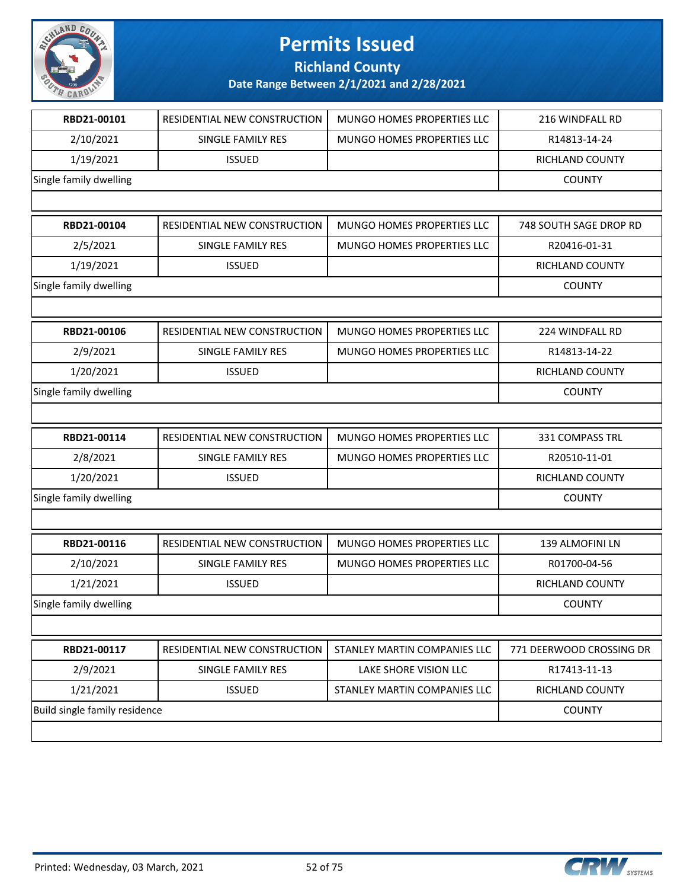# Permits Issued

**Richland County**

**Date Range Between 2/1/2021 and 2/28/2021**

| **RBD21-00101** | RESIDENTIAL NEW CONSTRUCTION | MUNGO HOMES PROPERTIES LLC | 216 WINDFALL RD |
|---|---|---|---|
| 2/10/2021 | SINGLE FAMILY RES | MUNGO HOMES PROPERTIES LLC | R14813-14-24 |
| 1/19/2021 | ISSUED | | RICHLAND COUNTY |
| Single family dwelling | | | COUNTY |

| **RBD21-00104** | RESIDENTIAL NEW CONSTRUCTION | MUNGO HOMES PROPERTIES LLC | 748 SOUTH SAGE DROP RD |
|---|---|---|---|
| 2/5/2021 | SINGLE FAMILY RES | MUNGO HOMES PROPERTIES LLC | R20416-01-31 |
| 1/19/2021 | ISSUED | | RICHLAND COUNTY |
| Single family dwelling | | | COUNTY |

| **RBD21-00106** | RESIDENTIAL NEW CONSTRUCTION | MUNGO HOMES PROPERTIES LLC | 224 WINDFALL RD |
|---|---|---|---|
| 2/9/2021 | SINGLE FAMILY RES | MUNGO HOMES PROPERTIES LLC | R14813-14-22 |
| 1/20/2021 | ISSUED | | RICHLAND COUNTY |
| Single family dwelling | | | COUNTY |

| **RBD21-00114** | RESIDENTIAL NEW CONSTRUCTION | MUNGO HOMES PROPERTIES LLC | 331 COMPASS TRL |
|---|---|---|---|
| 2/8/2021 | SINGLE FAMILY RES | MUNGO HOMES PROPERTIES LLC | R20510-11-01 |
| 1/20/2021 | ISSUED | | RICHLAND COUNTY |
| Single family dwelling | | | COUNTY |

| **RBD21-00116** | RESIDENTIAL NEW CONSTRUCTION | MUNGO HOMES PROPERTIES LLC | 139 ALMOFINI LN |
|---|---|---|---|
| 2/10/2021 | SINGLE FAMILY RES | MUNGO HOMES PROPERTIES LLC | R01700-04-56 |
| 1/21/2021 | ISSUED | | RICHLAND COUNTY |
| Single family dwelling | | | COUNTY |

| **RBD21-00117** | RESIDENTIAL NEW CONSTRUCTION | STANLEY MARTIN COMPANIES LLC | 771 DEERWOOD CROSSING DR |
|---|---|---|---|
| 2/9/2021 | SINGLE FAMILY RES | LAKE SHORE VISION LLC | R17413-11-13 |
| 1/21/2021 | ISSUED | STANLEY MARTIN COMPANIES LLC | RICHLAND COUNTY |
| Build single family residence | | | COUNTY |

Printed: Wednesday, 03 March, 2021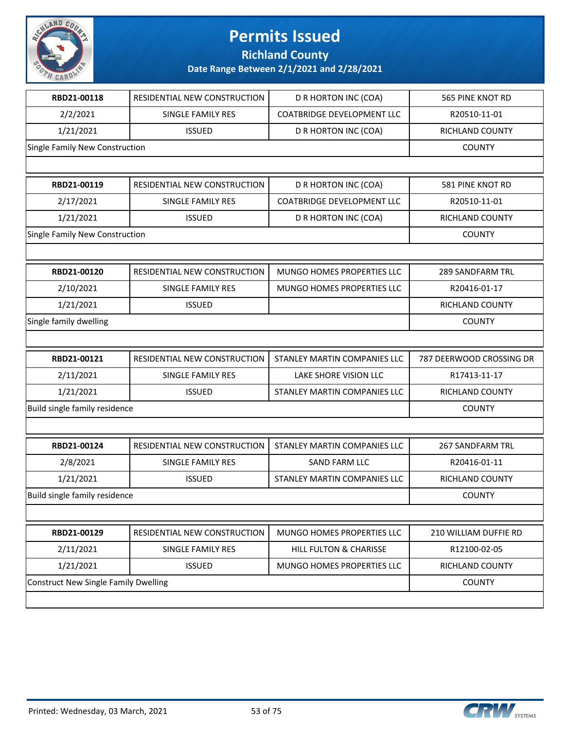# Permits Issued

## Richland County

### Date Range Between 2/1/2021 and 2/28/2021

| | | | |
|---|---|---|---|
| **RBD21-00118** | RESIDENTIAL NEW CONSTRUCTION | D R HORTON INC (COA) | 565 PINE KNOT RD |
| 2/2/2021 | SINGLE FAMILY RES | COATBRIDGE DEVELOPMENT LLC | R20510-11-01 |
| 1/21/2021 | ISSUED | D R HORTON INC (COA) | RICHLAND COUNTY |
| Single Family New Construction | | | COUNTY |

| | | | |
|---|---|---|---|
| **RBD21-00119** | RESIDENTIAL NEW CONSTRUCTION | D R HORTON INC (COA) | 581 PINE KNOT RD |
| 2/17/2021 | SINGLE FAMILY RES | COATBRIDGE DEVELOPMENT LLC | R20510-11-01 |
| 1/21/2021 | ISSUED | D R HORTON INC (COA) | RICHLAND COUNTY |
| Single Family New Construction | | | COUNTY |

| | | | |
|---|---|---|---|
| **RBD21-00120** | RESIDENTIAL NEW CONSTRUCTION | MUNGO HOMES PROPERTIES LLC | 289 SANDFARM TRL |
| 2/10/2021 | SINGLE FAMILY RES | MUNGO HOMES PROPERTIES LLC | R20416-01-17 |
| 1/21/2021 | ISSUED | | RICHLAND COUNTY |
| Single family dwelling | | | COUNTY |

| | | | |
|---|---|---|---|
| **RBD21-00121** | RESIDENTIAL NEW CONSTRUCTION | STANLEY MARTIN COMPANIES LLC | 787 DEERWOOD CROSSING DR |
| 2/11/2021 | SINGLE FAMILY RES | LAKE SHORE VISION LLC | R17413-11-17 |
| 1/21/2021 | ISSUED | STANLEY MARTIN COMPANIES LLC | RICHLAND COUNTY |
| Build single family residence | | | COUNTY |

| | | | |
|---|---|---|---|
| **RBD21-00124** | RESIDENTIAL NEW CONSTRUCTION | STANLEY MARTIN COMPANIES LLC | 267 SANDFARM TRL |
| 2/8/2021 | SINGLE FAMILY RES | SAND FARM LLC | R20416-01-11 |
| 1/21/2021 | ISSUED | STANLEY MARTIN COMPANIES LLC | RICHLAND COUNTY |
| Build single family residence | | | COUNTY |

| | | | |
|---|---|---|---|
| **RBD21-00129** | RESIDENTIAL NEW CONSTRUCTION | MUNGO HOMES PROPERTIES LLC | 210 WILLIAM DUFFIE RD |
| 2/11/2021 | SINGLE FAMILY RES | HILL FULTON & CHARISSE | R12100-02-05 |
| 1/21/2021 | ISSUED | MUNGO HOMES PROPERTIES LLC | RICHLAND COUNTY |
| Construct New Single Family Dwelling | | | COUNTY |

Printed: Wednesday, 03 March, 2021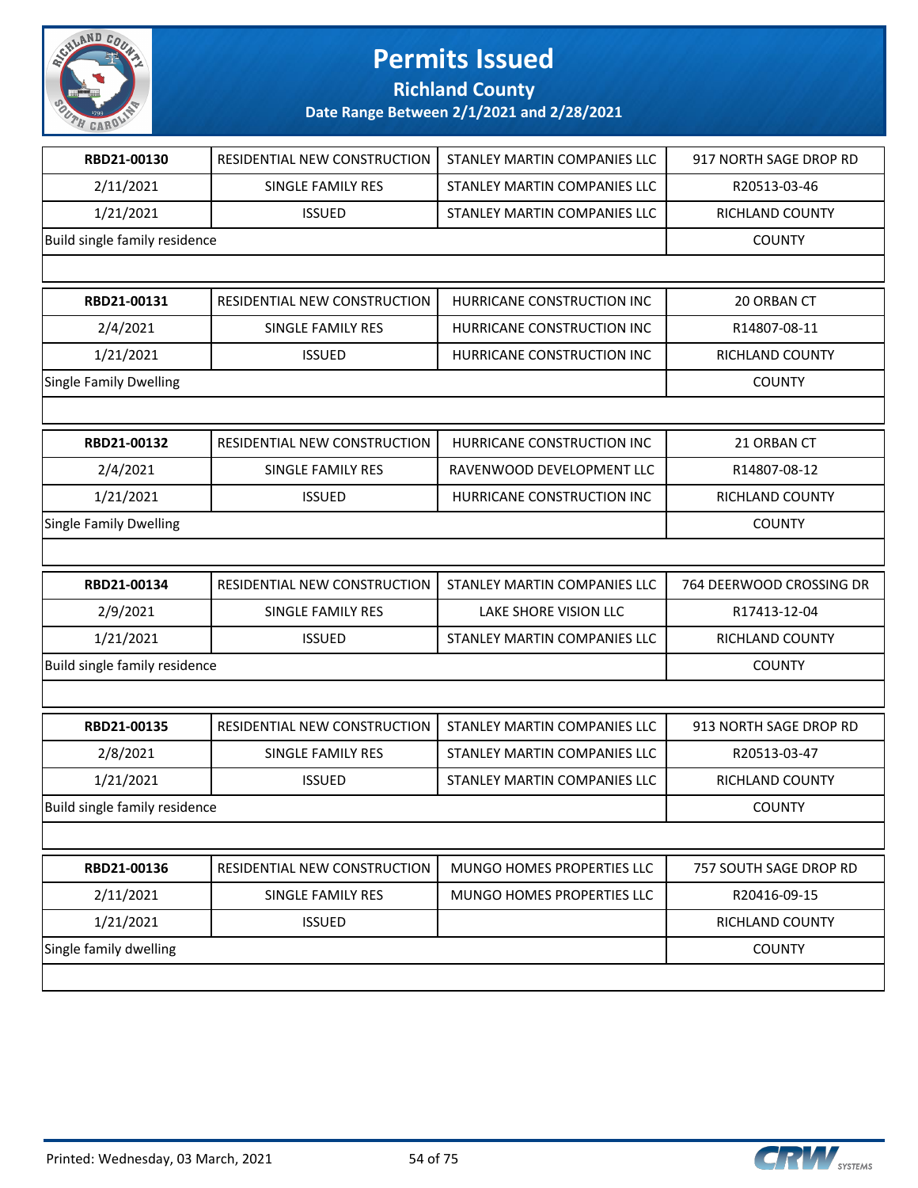# Permits Issued

## Richland County

### Date Range Between 2/1/2021 and 2/28/2021

| RBD21-00130 | RESIDENTIAL NEW CONSTRUCTION | STANLEY MARTIN COMPANIES LLC | 917 NORTH SAGE DROP RD |
|---|---|---|---|
| 2/11/2021 | SINGLE FAMILY RES | STANLEY MARTIN COMPANIES LLC | R20513-03-46 |
| 1/21/2021 | ISSUED | STANLEY MARTIN COMPANIES LLC | RICHLAND COUNTY |
| Build single family residence | | | COUNTY |

| RBD21-00131 | RESIDENTIAL NEW CONSTRUCTION | HURRICANE CONSTRUCTION INC | 20 ORBAN CT |
|---|---|---|---|
| 2/4/2021 | SINGLE FAMILY RES | HURRICANE CONSTRUCTION INC | R14807-08-11 |
| 1/21/2021 | ISSUED | HURRICANE CONSTRUCTION INC | RICHLAND COUNTY |
| Single Family Dwelling | | | COUNTY |

| RBD21-00132 | RESIDENTIAL NEW CONSTRUCTION | HURRICANE CONSTRUCTION INC | 21 ORBAN CT |
|---|---|---|---|
| 2/4/2021 | SINGLE FAMILY RES | RAVENWOOD DEVELOPMENT LLC | R14807-08-12 |
| 1/21/2021 | ISSUED | HURRICANE CONSTRUCTION INC | RICHLAND COUNTY |
| Single Family Dwelling | | | COUNTY |

| RBD21-00134 | RESIDENTIAL NEW CONSTRUCTION | STANLEY MARTIN COMPANIES LLC | 764 DEERWOOD CROSSING DR |
|---|---|---|---|
| 2/9/2021 | SINGLE FAMILY RES | LAKE SHORE VISION LLC | R17413-12-04 |
| 1/21/2021 | ISSUED | STANLEY MARTIN COMPANIES LLC | RICHLAND COUNTY |
| Build single family residence | | | COUNTY |

| RBD21-00135 | RESIDENTIAL NEW CONSTRUCTION | STANLEY MARTIN COMPANIES LLC | 913 NORTH SAGE DROP RD |
|---|---|---|---|
| 2/8/2021 | SINGLE FAMILY RES | STANLEY MARTIN COMPANIES LLC | R20513-03-47 |
| 1/21/2021 | ISSUED | STANLEY MARTIN COMPANIES LLC | RICHLAND COUNTY |
| Build single family residence | | | COUNTY |

| RBD21-00136 | RESIDENTIAL NEW CONSTRUCTION | MUNGO HOMES PROPERTIES LLC | 757 SOUTH SAGE DROP RD |
|---|---|---|---|
| 2/11/2021 | SINGLE FAMILY RES | MUNGO HOMES PROPERTIES LLC | R20416-09-15 |
| 1/21/2021 | ISSUED | | RICHLAND COUNTY |
| Single family dwelling | | | COUNTY |

Printed: Wednesday, 03 March, 2021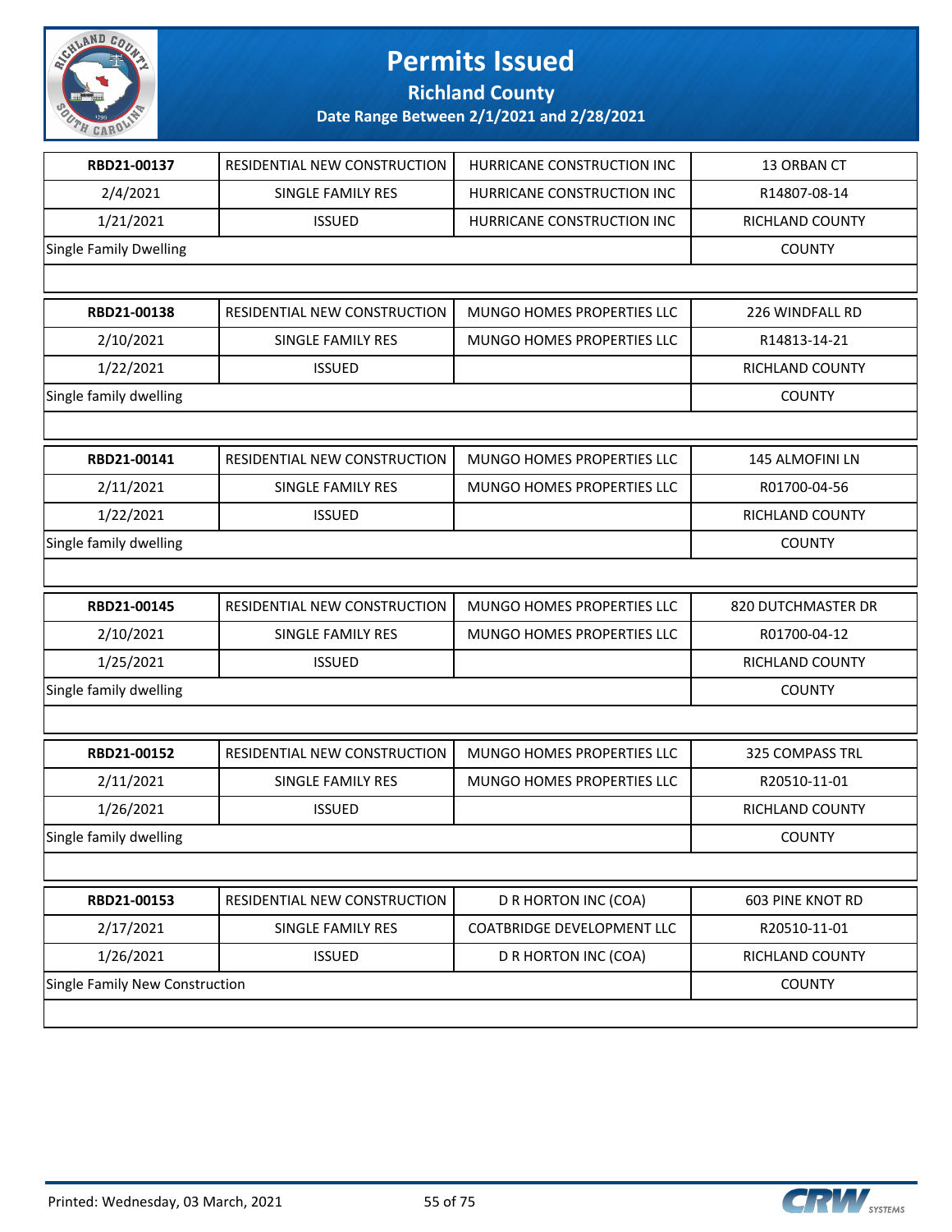# Permits Issued

## Richland County

### Date Range Between 2/1/2021 and 2/28/2021

| | | | |
|---|---|---|---|
| **RBD21-00137** | RESIDENTIAL NEW CONSTRUCTION | HURRICANE CONSTRUCTION INC | 13 ORBAN CT |
| 2/4/2021 | SINGLE FAMILY RES | HURRICANE CONSTRUCTION INC | R14807-08-14 |
| 1/21/2021 | ISSUED | HURRICANE CONSTRUCTION INC | RICHLAND COUNTY |
| Single Family Dwelling | | | COUNTY |

| | | | |
|---|---|---|---|
| **RBD21-00138** | RESIDENTIAL NEW CONSTRUCTION | MUNGO HOMES PROPERTIES LLC | 226 WINDFALL RD |
| 2/10/2021 | SINGLE FAMILY RES | MUNGO HOMES PROPERTIES LLC | R14813-14-21 |
| 1/22/2021 | ISSUED | | RICHLAND COUNTY |
| Single family dwelling | | | COUNTY |

| | | | |
|---|---|---|---|
| **RBD21-00141** | RESIDENTIAL NEW CONSTRUCTION | MUNGO HOMES PROPERTIES LLC | 145 ALMOFINI LN |
| 2/11/2021 | SINGLE FAMILY RES | MUNGO HOMES PROPERTIES LLC | R01700-04-56 |
| 1/22/2021 | ISSUED | | RICHLAND COUNTY |
| Single family dwelling | | | COUNTY |

| | | | |
|---|---|---|---|
| **RBD21-00145** | RESIDENTIAL NEW CONSTRUCTION | MUNGO HOMES PROPERTIES LLC | 820 DUTCHMASTER DR |
| 2/10/2021 | SINGLE FAMILY RES | MUNGO HOMES PROPERTIES LLC | R01700-04-12 |
| 1/25/2021 | ISSUED | | RICHLAND COUNTY |
| Single family dwelling | | | COUNTY |

| | | | |
|---|---|---|---|
| **RBD21-00152** | RESIDENTIAL NEW CONSTRUCTION | MUNGO HOMES PROPERTIES LLC | 325 COMPASS TRL |
| 2/11/2021 | SINGLE FAMILY RES | MUNGO HOMES PROPERTIES LLC | R20510-11-01 |
| 1/26/2021 | ISSUED | | RICHLAND COUNTY |
| Single family dwelling | | | COUNTY |

| | | | |
|---|---|---|---|
| **RBD21-00153** | RESIDENTIAL NEW CONSTRUCTION | D R HORTON INC (COA) | 603 PINE KNOT RD |
| 2/17/2021 | SINGLE FAMILY RES | COATBRIDGE DEVELOPMENT LLC | R20510-11-01 |
| 1/26/2021 | ISSUED | D R HORTON INC (COA) | RICHLAND COUNTY |
| Single Family New Construction | | | COUNTY |

Printed: Wednesday, 03 March, 2021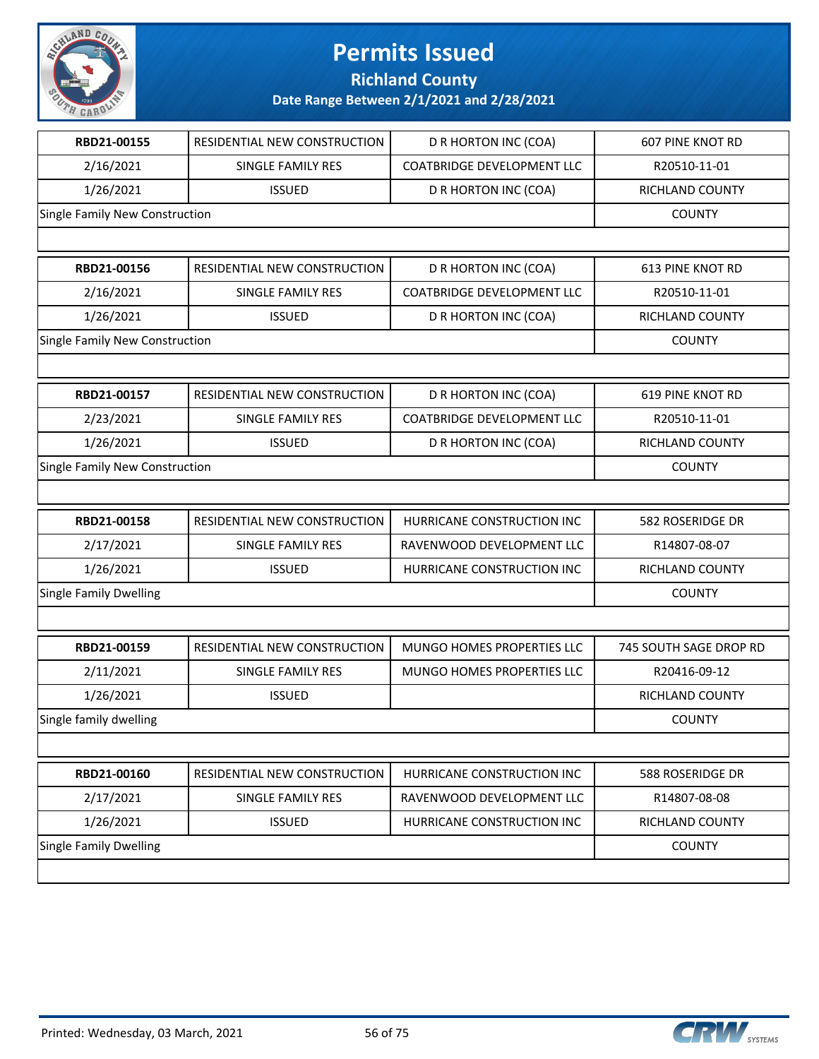# Permits Issued

## Richland County

### Date Range Between 2/1/2021 and 2/28/2021

| RBD21-00155 | RESIDENTIAL NEW CONSTRUCTION | D R HORTON INC (COA) | 607 PINE KNOT RD |
|---|---|---|---|
| 2/16/2021 | SINGLE FAMILY RES | COATBRIDGE DEVELOPMENT LLC | R20510-11-01 |
| 1/26/2021 | ISSUED | D R HORTON INC (COA) | RICHLAND COUNTY |
| Single Family New Construction | | | COUNTY |

| RBD21-00156 | RESIDENTIAL NEW CONSTRUCTION | D R HORTON INC (COA) | 613 PINE KNOT RD |
|---|---|---|---|
| 2/16/2021 | SINGLE FAMILY RES | COATBRIDGE DEVELOPMENT LLC | R20510-11-01 |
| 1/26/2021 | ISSUED | D R HORTON INC (COA) | RICHLAND COUNTY |
| Single Family New Construction | | | COUNTY |

| RBD21-00157 | RESIDENTIAL NEW CONSTRUCTION | D R HORTON INC (COA) | 619 PINE KNOT RD |
|---|---|---|---|
| 2/23/2021 | SINGLE FAMILY RES | COATBRIDGE DEVELOPMENT LLC | R20510-11-01 |
| 1/26/2021 | ISSUED | D R HORTON INC (COA) | RICHLAND COUNTY |
| Single Family New Construction | | | COUNTY |

| RBD21-00158 | RESIDENTIAL NEW CONSTRUCTION | HURRICANE CONSTRUCTION INC | 582 ROSERIDGE DR |
|---|---|---|---|
| 2/17/2021 | SINGLE FAMILY RES | RAVENWOOD DEVELOPMENT LLC | R14807-08-07 |
| 1/26/2021 | ISSUED | HURRICANE CONSTRUCTION INC | RICHLAND COUNTY |
| Single Family Dwelling | | | COUNTY |

| RBD21-00159 | RESIDENTIAL NEW CONSTRUCTION | MUNGO HOMES PROPERTIES LLC | 745 SOUTH SAGE DROP RD |
|---|---|---|---|
| 2/11/2021 | SINGLE FAMILY RES | MUNGO HOMES PROPERTIES LLC | R20416-09-12 |
| 1/26/2021 | ISSUED | | RICHLAND COUNTY |
| Single family dwelling | | | COUNTY |

| RBD21-00160 | RESIDENTIAL NEW CONSTRUCTION | HURRICANE CONSTRUCTION INC | 588 ROSERIDGE DR |
|---|---|---|---|
| 2/17/2021 | SINGLE FAMILY RES | RAVENWOOD DEVELOPMENT LLC | R14807-08-08 |
| 1/26/2021 | ISSUED | HURRICANE CONSTRUCTION INC | RICHLAND COUNTY |
| Single Family Dwelling | | | COUNTY |

Printed: Wednesday, 03 March, 2021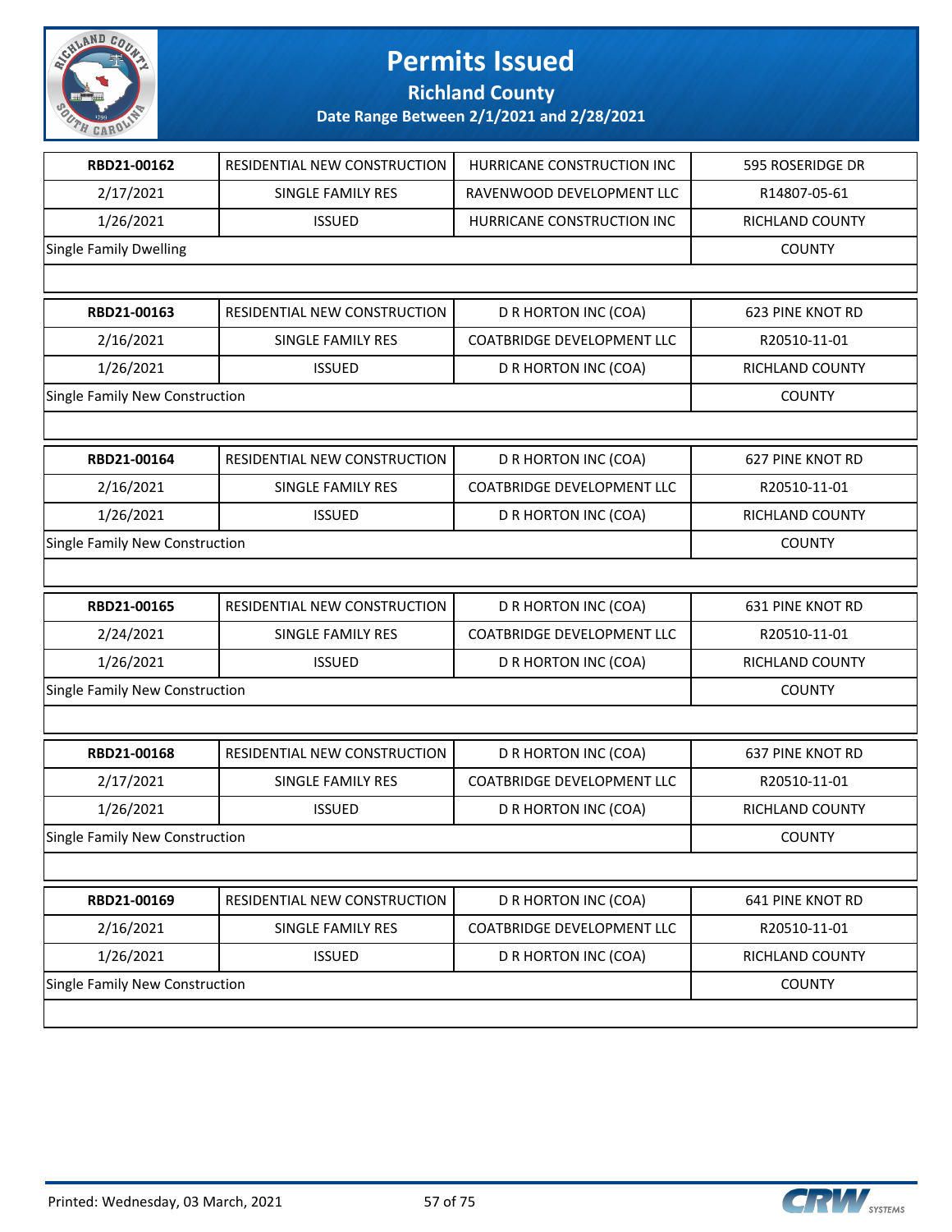# Permits Issued

## Richland County

### Date Range Between 2/1/2021 and 2/28/2021

| | | | |
|---|---|---|---|
| **RBD21-00162** | RESIDENTIAL NEW CONSTRUCTION | HURRICANE CONSTRUCTION INC | 595 ROSERIDGE DR |
| 2/17/2021 | SINGLE FAMILY RES | RAVENWOOD DEVELOPMENT LLC | R14807-05-61 |
| 1/26/2021 | ISSUED | HURRICANE CONSTRUCTION INC | RICHLAND COUNTY |
| Single Family Dwelling | | | COUNTY |

| | | | |
|---|---|---|---|
| **RBD21-00163** | RESIDENTIAL NEW CONSTRUCTION | D R HORTON INC (COA) | 623 PINE KNOT RD |
| 2/16/2021 | SINGLE FAMILY RES | COATBRIDGE DEVELOPMENT LLC | R20510-11-01 |
| 1/26/2021 | ISSUED | D R HORTON INC (COA) | RICHLAND COUNTY |
| Single Family New Construction | | | COUNTY |

| | | | |
|---|---|---|---|
| **RBD21-00164** | RESIDENTIAL NEW CONSTRUCTION | D R HORTON INC (COA) | 627 PINE KNOT RD |
| 2/16/2021 | SINGLE FAMILY RES | COATBRIDGE DEVELOPMENT LLC | R20510-11-01 |
| 1/26/2021 | ISSUED | D R HORTON INC (COA) | RICHLAND COUNTY |
| Single Family New Construction | | | COUNTY |

| | | | |
|---|---|---|---|
| **RBD21-00165** | RESIDENTIAL NEW CONSTRUCTION | D R HORTON INC (COA) | 631 PINE KNOT RD |
| 2/24/2021 | SINGLE FAMILY RES | COATBRIDGE DEVELOPMENT LLC | R20510-11-01 |
| 1/26/2021 | ISSUED | D R HORTON INC (COA) | RICHLAND COUNTY |
| Single Family New Construction | | | COUNTY |

| | | | |
|---|---|---|---|
| **RBD21-00168** | RESIDENTIAL NEW CONSTRUCTION | D R HORTON INC (COA) | 637 PINE KNOT RD |
| 2/17/2021 | SINGLE FAMILY RES | COATBRIDGE DEVELOPMENT LLC | R20510-11-01 |
| 1/26/2021 | ISSUED | D R HORTON INC (COA) | RICHLAND COUNTY |
| Single Family New Construction | | | COUNTY |

| | | | |
|---|---|---|---|
| **RBD21-00169** | RESIDENTIAL NEW CONSTRUCTION | D R HORTON INC (COA) | 641 PINE KNOT RD |
| 2/16/2021 | SINGLE FAMILY RES | COATBRIDGE DEVELOPMENT LLC | R20510-11-01 |
| 1/26/2021 | ISSUED | D R HORTON INC (COA) | RICHLAND COUNTY |
| Single Family New Construction | | | COUNTY |

Printed: Wednesday, 03 March, 2021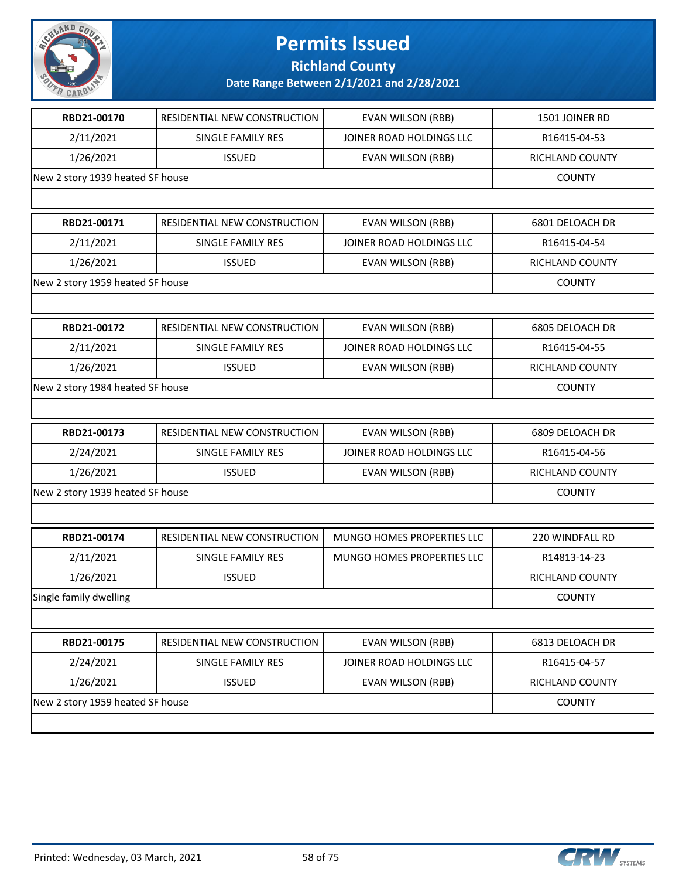# Permits Issued

## Richland County

### Date Range Between 2/1/2021 and 2/28/2021

| RBD21-00170 | RESIDENTIAL NEW CONSTRUCTION | EVAN WILSON (RBB) | 1501 JOINER RD |
|---|---|---|---|
| 2/11/2021 | SINGLE FAMILY RES | JOINER ROAD HOLDINGS LLC | R16415-04-53 |
| 1/26/2021 | ISSUED | EVAN WILSON (RBB) | RICHLAND COUNTY |
| New 2 story 1939 heated SF house | | | COUNTY |

| RBD21-00171 | RESIDENTIAL NEW CONSTRUCTION | EVAN WILSON (RBB) | 6801 DELOACH DR |
|---|---|---|---|
| 2/11/2021 | SINGLE FAMILY RES | JOINER ROAD HOLDINGS LLC | R16415-04-54 |
| 1/26/2021 | ISSUED | EVAN WILSON (RBB) | RICHLAND COUNTY |
| New 2 story 1959 heated SF house | | | COUNTY |

| RBD21-00172 | RESIDENTIAL NEW CONSTRUCTION | EVAN WILSON (RBB) | 6805 DELOACH DR |
|---|---|---|---|
| 2/11/2021 | SINGLE FAMILY RES | JOINER ROAD HOLDINGS LLC | R16415-04-55 |
| 1/26/2021 | ISSUED | EVAN WILSON (RBB) | RICHLAND COUNTY |
| New 2 story 1984 heated SF house | | | COUNTY |

| RBD21-00173 | RESIDENTIAL NEW CONSTRUCTION | EVAN WILSON (RBB) | 6809 DELOACH DR |
|---|---|---|---|
| 2/24/2021 | SINGLE FAMILY RES | JOINER ROAD HOLDINGS LLC | R16415-04-56 |
| 1/26/2021 | ISSUED | EVAN WILSON (RBB) | RICHLAND COUNTY |
| New 2 story 1939 heated SF house | | | COUNTY |

| RBD21-00174 | RESIDENTIAL NEW CONSTRUCTION | MUNGO HOMES PROPERTIES LLC | 220 WINDFALL RD |
|---|---|---|---|
| 2/11/2021 | SINGLE FAMILY RES | MUNGO HOMES PROPERTIES LLC | R14813-14-23 |
| 1/26/2021 | ISSUED | | RICHLAND COUNTY |
| Single family dwelling | | | COUNTY |

| RBD21-00175 | RESIDENTIAL NEW CONSTRUCTION | EVAN WILSON (RBB) | 6813 DELOACH DR |
|---|---|---|---|
| 2/24/2021 | SINGLE FAMILY RES | JOINER ROAD HOLDINGS LLC | R16415-04-57 |
| 1/26/2021 | ISSUED | EVAN WILSON (RBB) | RICHLAND COUNTY |
| New 2 story 1959 heated SF house | | | COUNTY |

Printed: Wednesday, 03 March, 2021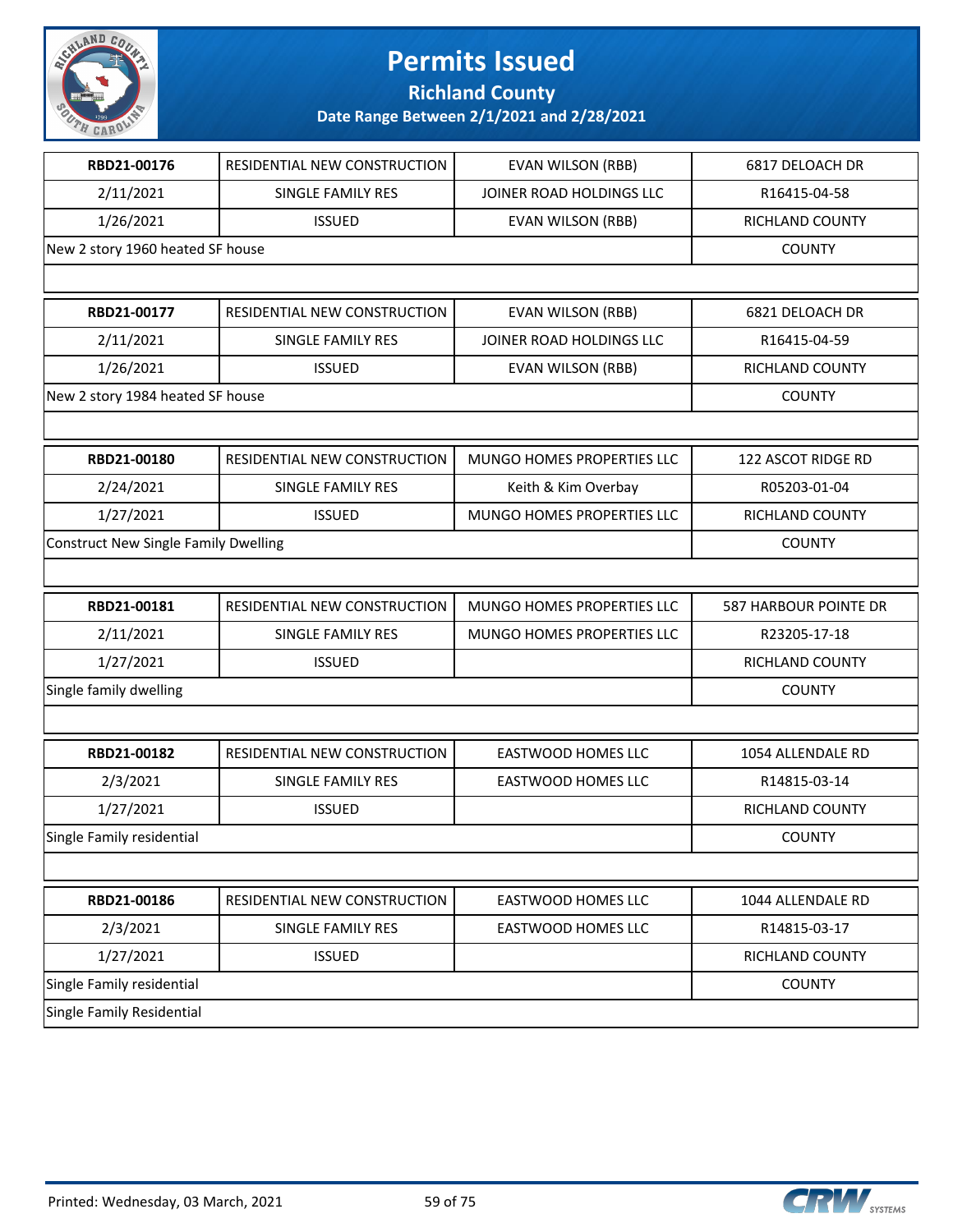# Permits Issued

## Richland County

### Date Range Between 2/1/2021 and 2/28/2021

| | | | |
|---|---|---|---|
| **RBD21-00176** | RESIDENTIAL NEW CONSTRUCTION | EVAN WILSON (RBB) | 6817 DELOACH DR |
| 2/11/2021 | SINGLE FAMILY RES | JOINER ROAD HOLDINGS LLC | R16415-04-58 |
| 1/26/2021 | ISSUED | EVAN WILSON (RBB) | RICHLAND COUNTY |
| New 2 story 1960 heated SF house | | | COUNTY |

| | | | |
|---|---|---|---|
| **RBD21-00177** | RESIDENTIAL NEW CONSTRUCTION | EVAN WILSON (RBB) | 6821 DELOACH DR |
| 2/11/2021 | SINGLE FAMILY RES | JOINER ROAD HOLDINGS LLC | R16415-04-59 |
| 1/26/2021 | ISSUED | EVAN WILSON (RBB) | RICHLAND COUNTY |
| New 2 story 1984 heated SF house | | | COUNTY |

| | | | |
|---|---|---|---|
| **RBD21-00180** | RESIDENTIAL NEW CONSTRUCTION | MUNGO HOMES PROPERTIES LLC | 122 ASCOT RIDGE RD |
| 2/24/2021 | SINGLE FAMILY RES | Keith & Kim Overbay | R05203-01-04 |
| 1/27/2021 | ISSUED | MUNGO HOMES PROPERTIES LLC | RICHLAND COUNTY |
| Construct New Single Family Dwelling | | | COUNTY |

| | | | |
|---|---|---|---|
| **RBD21-00181** | RESIDENTIAL NEW CONSTRUCTION | MUNGO HOMES PROPERTIES LLC | 587 HARBOUR POINTE DR |
| 2/11/2021 | SINGLE FAMILY RES | MUNGO HOMES PROPERTIES LLC | R23205-17-18 |
| 1/27/2021 | ISSUED | | RICHLAND COUNTY |
| Single family dwelling | | | COUNTY |

| | | | |
|---|---|---|---|
| **RBD21-00182** | RESIDENTIAL NEW CONSTRUCTION | EASTWOOD HOMES LLC | 1054 ALLENDALE RD |
| 2/3/2021 | SINGLE FAMILY RES | EASTWOOD HOMES LLC | R14815-03-14 |
| 1/27/2021 | ISSUED | | RICHLAND COUNTY |
| Single Family residential | | | COUNTY |

| | | | |
|---|---|---|---|
| **RBD21-00186** | RESIDENTIAL NEW CONSTRUCTION | EASTWOOD HOMES LLC | 1044 ALLENDALE RD |
| 2/3/2021 | SINGLE FAMILY RES | EASTWOOD HOMES LLC | R14815-03-17 |
| 1/27/2021 | ISSUED | | RICHLAND COUNTY |
| Single Family residential | | | COUNTY |
| Single Family Residential | | | |

Printed: Wednesday, 03 March, 2021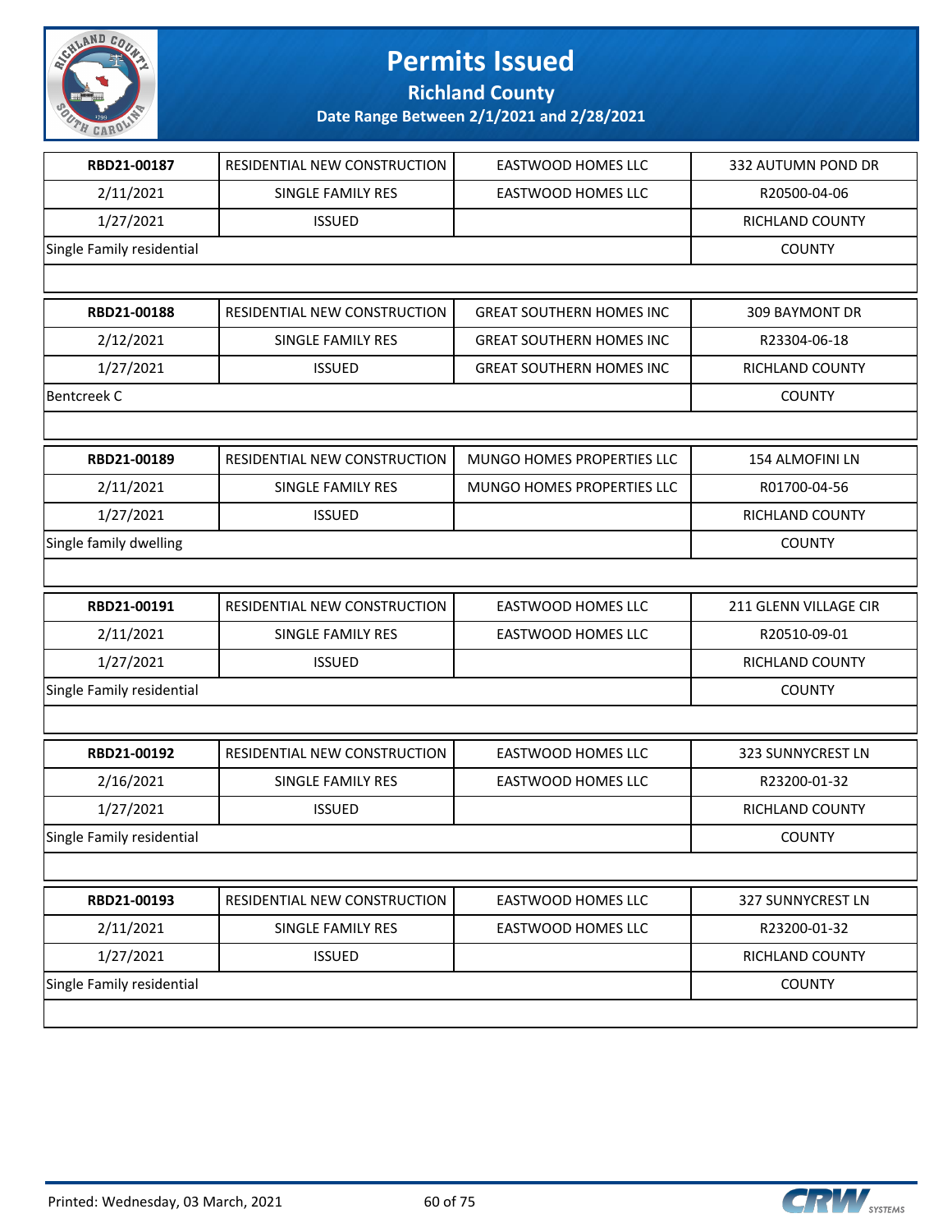# Permits Issued

## Richland County

### Date Range Between 2/1/2021 and 2/28/2021

| RBD21-00187 | RESIDENTIAL NEW CONSTRUCTION | EASTWOOD HOMES LLC | 332 AUTUMN POND DR |
|---|---|---|---|
| 2/11/2021 | SINGLE FAMILY RES | EASTWOOD HOMES LLC | R20500-04-06 |
| 1/27/2021 | ISSUED | | RICHLAND COUNTY |
| Single Family residential | | | COUNTY |

| RBD21-00188 | RESIDENTIAL NEW CONSTRUCTION | GREAT SOUTHERN HOMES INC | 309 BAYMONT DR |
|---|---|---|---|
| 2/12/2021 | SINGLE FAMILY RES | GREAT SOUTHERN HOMES INC | R23304-06-18 |
| 1/27/2021 | ISSUED | GREAT SOUTHERN HOMES INC | RICHLAND COUNTY |
| Bentcreek C | | | COUNTY |

| RBD21-00189 | RESIDENTIAL NEW CONSTRUCTION | MUNGO HOMES PROPERTIES LLC | 154 ALMOFINI LN |
|---|---|---|---|
| 2/11/2021 | SINGLE FAMILY RES | MUNGO HOMES PROPERTIES LLC | R01700-04-56 |
| 1/27/2021 | ISSUED | | RICHLAND COUNTY |
| Single family dwelling | | | COUNTY |

| RBD21-00191 | RESIDENTIAL NEW CONSTRUCTION | EASTWOOD HOMES LLC | 211 GLENN VILLAGE CIR |
|---|---|---|---|
| 2/11/2021 | SINGLE FAMILY RES | EASTWOOD HOMES LLC | R20510-09-01 |
| 1/27/2021 | ISSUED | | RICHLAND COUNTY |
| Single Family residential | | | COUNTY |

| RBD21-00192 | RESIDENTIAL NEW CONSTRUCTION | EASTWOOD HOMES LLC | 323 SUNNYCREST LN |
|---|---|---|---|
| 2/16/2021 | SINGLE FAMILY RES | EASTWOOD HOMES LLC | R23200-01-32 |
| 1/27/2021 | ISSUED | | RICHLAND COUNTY |
| Single Family residential | | | COUNTY |

| RBD21-00193 | RESIDENTIAL NEW CONSTRUCTION | EASTWOOD HOMES LLC | 327 SUNNYCREST LN |
|---|---|---|---|
| 2/11/2021 | SINGLE FAMILY RES | EASTWOOD HOMES LLC | R23200-01-32 |
| 1/27/2021 | ISSUED | | RICHLAND COUNTY |
| Single Family residential | | | COUNTY |

Printed: Wednesday, 03 March, 2021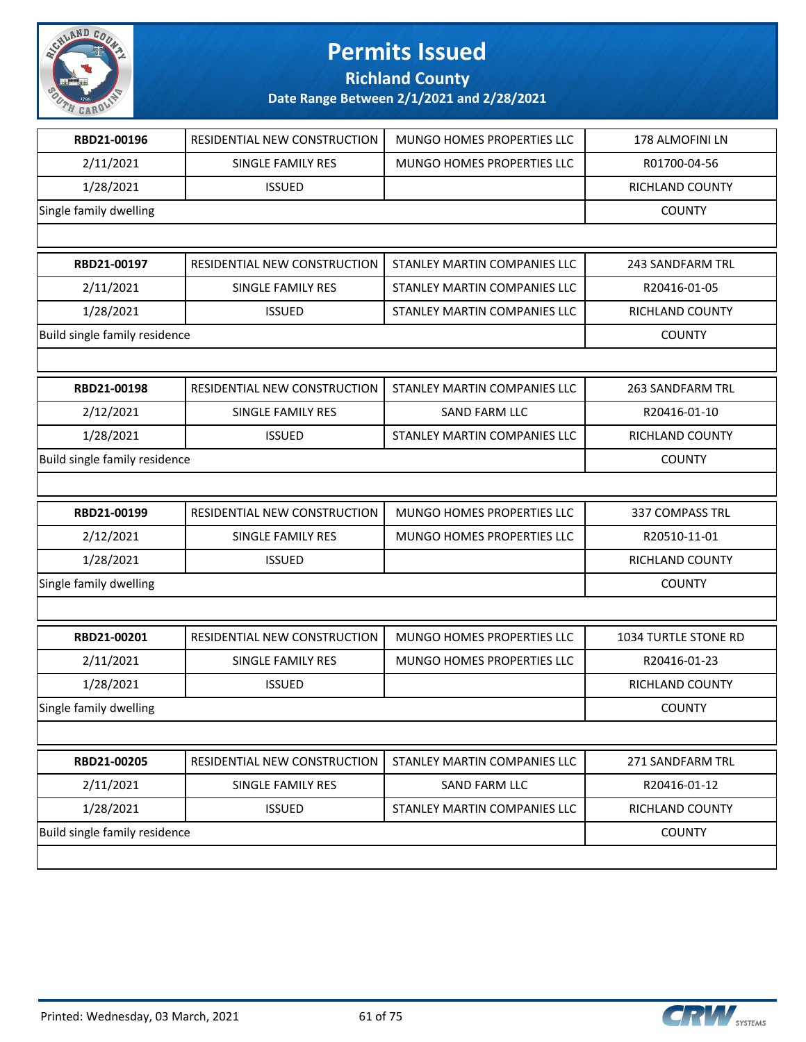# Permits Issued

## Richland County

### Date Range Between 2/1/2021 and 2/28/2021

| | | | |
|---|---|---|---|
| **RBD21-00196** | RESIDENTIAL NEW CONSTRUCTION | MUNGO HOMES PROPERTIES LLC | 178 ALMOFINI LN |
| 2/11/2021 | SINGLE FAMILY RES | MUNGO HOMES PROPERTIES LLC | R01700-04-56 |
| 1/28/2021 | ISSUED | | RICHLAND COUNTY |
| Single family dwelling | | | COUNTY |

| | | | |
|---|---|---|---|
| **RBD21-00197** | RESIDENTIAL NEW CONSTRUCTION | STANLEY MARTIN COMPANIES LLC | 243 SANDFARM TRL |
| 2/11/2021 | SINGLE FAMILY RES | STANLEY MARTIN COMPANIES LLC | R20416-01-05 |
| 1/28/2021 | ISSUED | STANLEY MARTIN COMPANIES LLC | RICHLAND COUNTY |
| Build single family residence | | | COUNTY |

| | | | |
|---|---|---|---|
| **RBD21-00198** | RESIDENTIAL NEW CONSTRUCTION | STANLEY MARTIN COMPANIES LLC | 263 SANDFARM TRL |
| 2/12/2021 | SINGLE FAMILY RES | SAND FARM LLC | R20416-01-10 |
| 1/28/2021 | ISSUED | STANLEY MARTIN COMPANIES LLC | RICHLAND COUNTY |
| Build single family residence | | | COUNTY |

| | | | |
|---|---|---|---|
| **RBD21-00199** | RESIDENTIAL NEW CONSTRUCTION | MUNGO HOMES PROPERTIES LLC | 337 COMPASS TRL |
| 2/12/2021 | SINGLE FAMILY RES | MUNGO HOMES PROPERTIES LLC | R20510-11-01 |
| 1/28/2021 | ISSUED | | RICHLAND COUNTY |
| Single family dwelling | | | COUNTY |

| | | | |
|---|---|---|---|
| **RBD21-00201** | RESIDENTIAL NEW CONSTRUCTION | MUNGO HOMES PROPERTIES LLC | 1034 TURTLE STONE RD |
| 2/11/2021 | SINGLE FAMILY RES | MUNGO HOMES PROPERTIES LLC | R20416-01-23 |
| 1/28/2021 | ISSUED | | RICHLAND COUNTY |
| Single family dwelling | | | COUNTY |

| | | | |
|---|---|---|---|
| **RBD21-00205** | RESIDENTIAL NEW CONSTRUCTION | STANLEY MARTIN COMPANIES LLC | 271 SANDFARM TRL |
| 2/11/2021 | SINGLE FAMILY RES | SAND FARM LLC | R20416-01-12 |
| 1/28/2021 | ISSUED | STANLEY MARTIN COMPANIES LLC | RICHLAND COUNTY |
| Build single family residence | | | COUNTY |

Printed: Wednesday, 03 March, 2021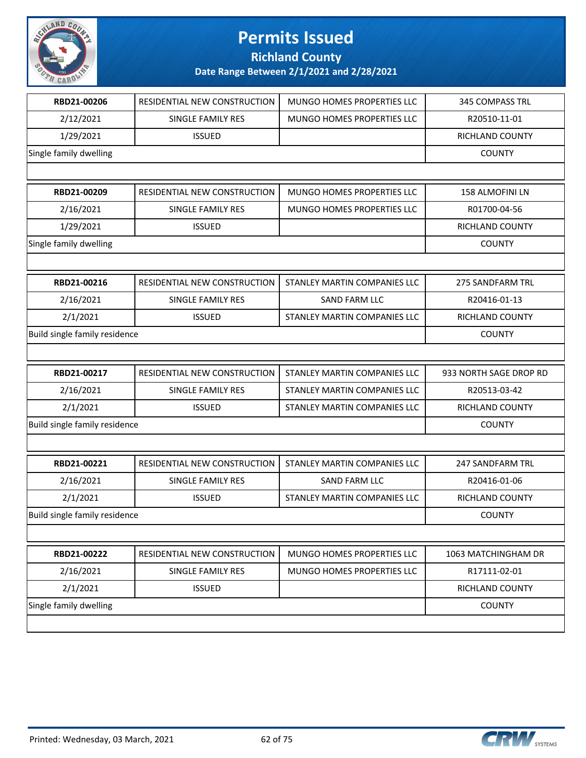# Permits Issued

## Richland County

### Date Range Between 2/1/2021 and 2/28/2021

| | | | |
|---|---|---|---|
| **RBD21-00206** | RESIDENTIAL NEW CONSTRUCTION | MUNGO HOMES PROPERTIES LLC | 345 COMPASS TRL |
| 2/12/2021 | SINGLE FAMILY RES | MUNGO HOMES PROPERTIES LLC | R20510-11-01 |
| 1/29/2021 | ISSUED | | RICHLAND COUNTY |
| Single family dwelling | | | COUNTY |

| | | | |
|---|---|---|---|
| **RBD21-00209** | RESIDENTIAL NEW CONSTRUCTION | MUNGO HOMES PROPERTIES LLC | 158 ALMOFINI LN |
| 2/16/2021 | SINGLE FAMILY RES | MUNGO HOMES PROPERTIES LLC | R01700-04-56 |
| 1/29/2021 | ISSUED | | RICHLAND COUNTY |
| Single family dwelling | | | COUNTY |

| | | | |
|---|---|---|---|
| **RBD21-00216** | RESIDENTIAL NEW CONSTRUCTION | STANLEY MARTIN COMPANIES LLC | 275 SANDFARM TRL |
| 2/16/2021 | SINGLE FAMILY RES | SAND FARM LLC | R20416-01-13 |
| 2/1/2021 | ISSUED | STANLEY MARTIN COMPANIES LLC | RICHLAND COUNTY |
| Build single family residence | | | COUNTY |

| | | | |
|---|---|---|---|
| **RBD21-00217** | RESIDENTIAL NEW CONSTRUCTION | STANLEY MARTIN COMPANIES LLC | 933 NORTH SAGE DROP RD |
| 2/16/2021 | SINGLE FAMILY RES | STANLEY MARTIN COMPANIES LLC | R20513-03-42 |
| 2/1/2021 | ISSUED | STANLEY MARTIN COMPANIES LLC | RICHLAND COUNTY |
| Build single family residence | | | COUNTY |

| | | | |
|---|---|---|---|
| **RBD21-00221** | RESIDENTIAL NEW CONSTRUCTION | STANLEY MARTIN COMPANIES LLC | 247 SANDFARM TRL |
| 2/16/2021 | SINGLE FAMILY RES | SAND FARM LLC | R20416-01-06 |
| 2/1/2021 | ISSUED | STANLEY MARTIN COMPANIES LLC | RICHLAND COUNTY |
| Build single family residence | | | COUNTY |

| | | | |
|---|---|---|---|
| **RBD21-00222** | RESIDENTIAL NEW CONSTRUCTION | MUNGO HOMES PROPERTIES LLC | 1063 MATCHINGHAM DR |
| 2/16/2021 | SINGLE FAMILY RES | MUNGO HOMES PROPERTIES LLC | R17111-02-01 |
| 2/1/2021 | ISSUED | | RICHLAND COUNTY |
| Single family dwelling | | | COUNTY |

Printed: Wednesday, 03 March, 2021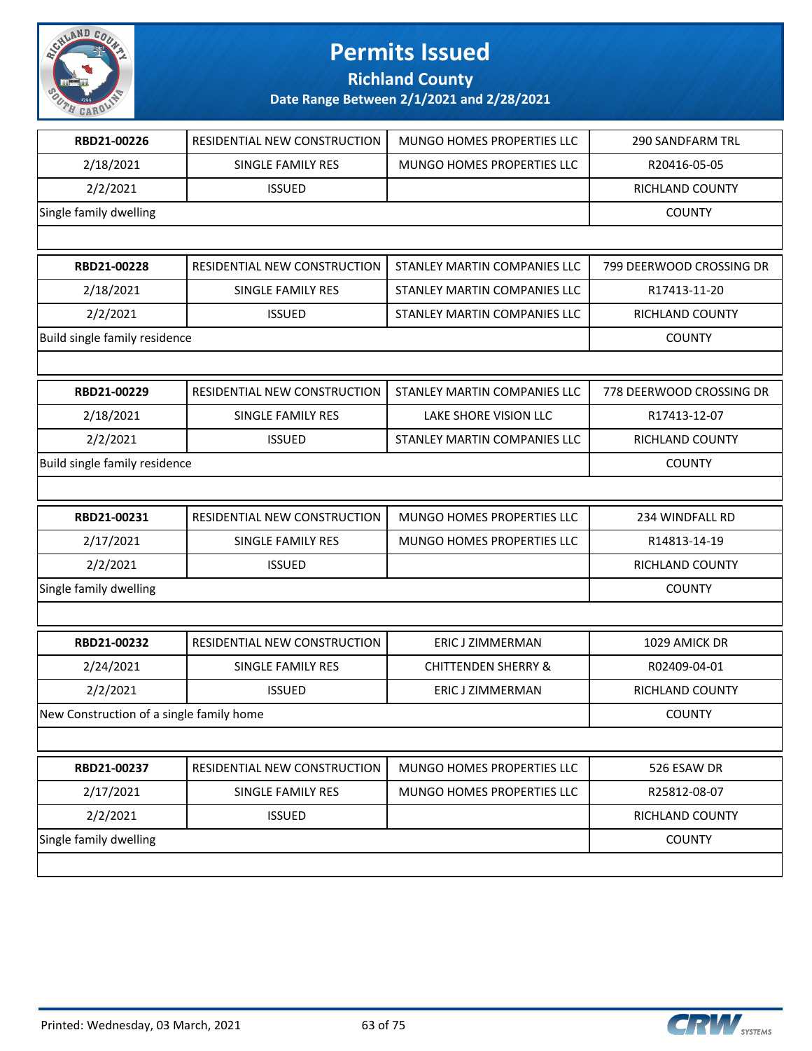# Permits Issued

## Richland County

### Date Range Between 2/1/2021 and 2/28/2021

| | | | |
|---|---|---|---|
| **RBD21-00226** | RESIDENTIAL NEW CONSTRUCTION | MUNGO HOMES PROPERTIES LLC | 290 SANDFARM TRL |
| 2/18/2021 | SINGLE FAMILY RES | MUNGO HOMES PROPERTIES LLC | R20416-05-05 |
| 2/2/2021 | ISSUED | | RICHLAND COUNTY |
| Single family dwelling | | | COUNTY |

| | | | |
|---|---|---|---|
| **RBD21-00228** | RESIDENTIAL NEW CONSTRUCTION | STANLEY MARTIN COMPANIES LLC | 799 DEERWOOD CROSSING DR |
| 2/18/2021 | SINGLE FAMILY RES | STANLEY MARTIN COMPANIES LLC | R17413-11-20 |
| 2/2/2021 | ISSUED | STANLEY MARTIN COMPANIES LLC | RICHLAND COUNTY |
| Build single family residence | | | COUNTY |

| | | | |
|---|---|---|---|
| **RBD21-00229** | RESIDENTIAL NEW CONSTRUCTION | STANLEY MARTIN COMPANIES LLC | 778 DEERWOOD CROSSING DR |
| 2/18/2021 | SINGLE FAMILY RES | LAKE SHORE VISION LLC | R17413-12-07 |
| 2/2/2021 | ISSUED | STANLEY MARTIN COMPANIES LLC | RICHLAND COUNTY |
| Build single family residence | | | COUNTY |

| | | | |
|---|---|---|---|
| **RBD21-00231** | RESIDENTIAL NEW CONSTRUCTION | MUNGO HOMES PROPERTIES LLC | 234 WINDFALL RD |
| 2/17/2021 | SINGLE FAMILY RES | MUNGO HOMES PROPERTIES LLC | R14813-14-19 |
| 2/2/2021 | ISSUED | | RICHLAND COUNTY |
| Single family dwelling | | | COUNTY |

| | | | |
|---|---|---|---|
| **RBD21-00232** | RESIDENTIAL NEW CONSTRUCTION | ERIC J ZIMMERMAN | 1029 AMICK DR |
| 2/24/2021 | SINGLE FAMILY RES | CHITTENDEN SHERRY & | R02409-04-01 |
| 2/2/2021 | ISSUED | ERIC J ZIMMERMAN | RICHLAND COUNTY |
| New Construction of a single family home | | | COUNTY |

| | | | |
|---|---|---|---|
| **RBD21-00237** | RESIDENTIAL NEW CONSTRUCTION | MUNGO HOMES PROPERTIES LLC | 526 ESAW DR |
| 2/17/2021 | SINGLE FAMILY RES | MUNGO HOMES PROPERTIES LLC | R25812-08-07 |
| 2/2/2021 | ISSUED | | RICHLAND COUNTY |
| Single family dwelling | | | COUNTY |

Printed: Wednesday, 03 March, 2021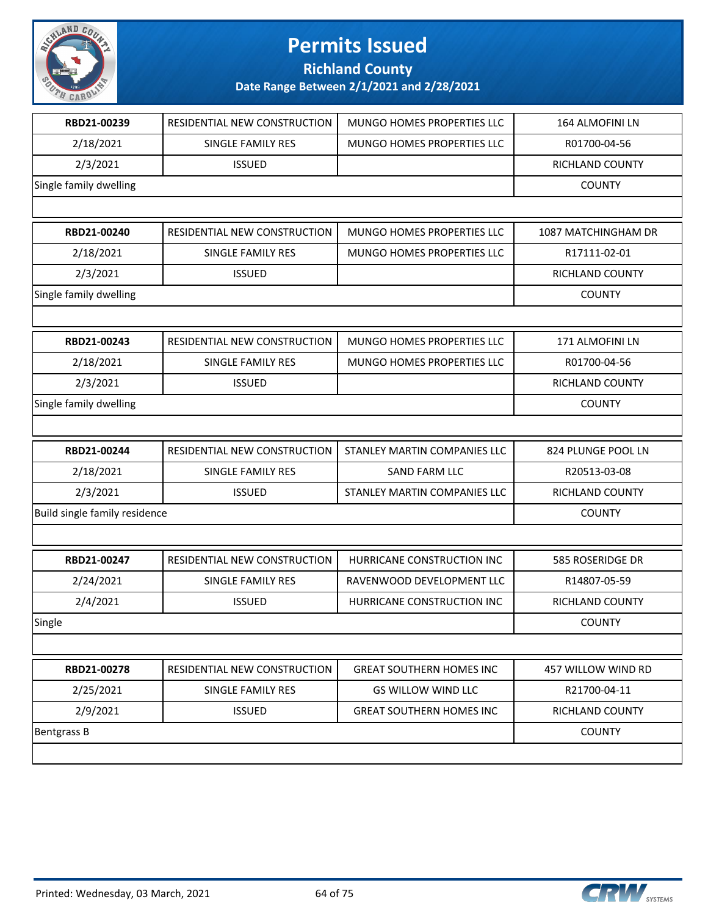# Permits Issued

## Richland County

### Date Range Between 2/1/2021 and 2/28/2021

| RBD21-00239 | RESIDENTIAL NEW CONSTRUCTION | MUNGO HOMES PROPERTIES LLC | 164 ALMOFINI LN |
|---|---|---|---|
| 2/18/2021 | SINGLE FAMILY RES | MUNGO HOMES PROPERTIES LLC | R01700-04-56 |
| 2/3/2021 | ISSUED | | RICHLAND COUNTY |
| Single family dwelling | | | COUNTY |

| RBD21-00240 | RESIDENTIAL NEW CONSTRUCTION | MUNGO HOMES PROPERTIES LLC | 1087 MATCHINGHAM DR |
|---|---|---|---|
| 2/18/2021 | SINGLE FAMILY RES | MUNGO HOMES PROPERTIES LLC | R17111-02-01 |
| 2/3/2021 | ISSUED | | RICHLAND COUNTY |
| Single family dwelling | | | COUNTY |

| RBD21-00243 | RESIDENTIAL NEW CONSTRUCTION | MUNGO HOMES PROPERTIES LLC | 171 ALMOFINI LN |
|---|---|---|---|
| 2/18/2021 | SINGLE FAMILY RES | MUNGO HOMES PROPERTIES LLC | R01700-04-56 |
| 2/3/2021 | ISSUED | | RICHLAND COUNTY |
| Single family dwelling | | | COUNTY |

| RBD21-00244 | RESIDENTIAL NEW CONSTRUCTION | STANLEY MARTIN COMPANIES LLC | 824 PLUNGE POOL LN |
|---|---|---|---|
| 2/18/2021 | SINGLE FAMILY RES | SAND FARM LLC | R20513-03-08 |
| 2/3/2021 | ISSUED | STANLEY MARTIN COMPANIES LLC | RICHLAND COUNTY |
| Build single family residence | | | COUNTY |

| RBD21-00247 | RESIDENTIAL NEW CONSTRUCTION | HURRICANE CONSTRUCTION INC | 585 ROSERIDGE DR |
|---|---|---|---|
| 2/24/2021 | SINGLE FAMILY RES | RAVENWOOD DEVELOPMENT LLC | R14807-05-59 |
| 2/4/2021 | ISSUED | HURRICANE CONSTRUCTION INC | RICHLAND COUNTY |
| Single | | | COUNTY |

| RBD21-00278 | RESIDENTIAL NEW CONSTRUCTION | GREAT SOUTHERN HOMES INC | 457 WILLOW WIND RD |
|---|---|---|---|
| 2/25/2021 | SINGLE FAMILY RES | GS WILLOW WIND LLC | R21700-04-11 |
| 2/9/2021 | ISSUED | GREAT SOUTHERN HOMES INC | RICHLAND COUNTY |
| Bentgrass B | | | COUNTY |

Printed: Wednesday, 03 March, 2021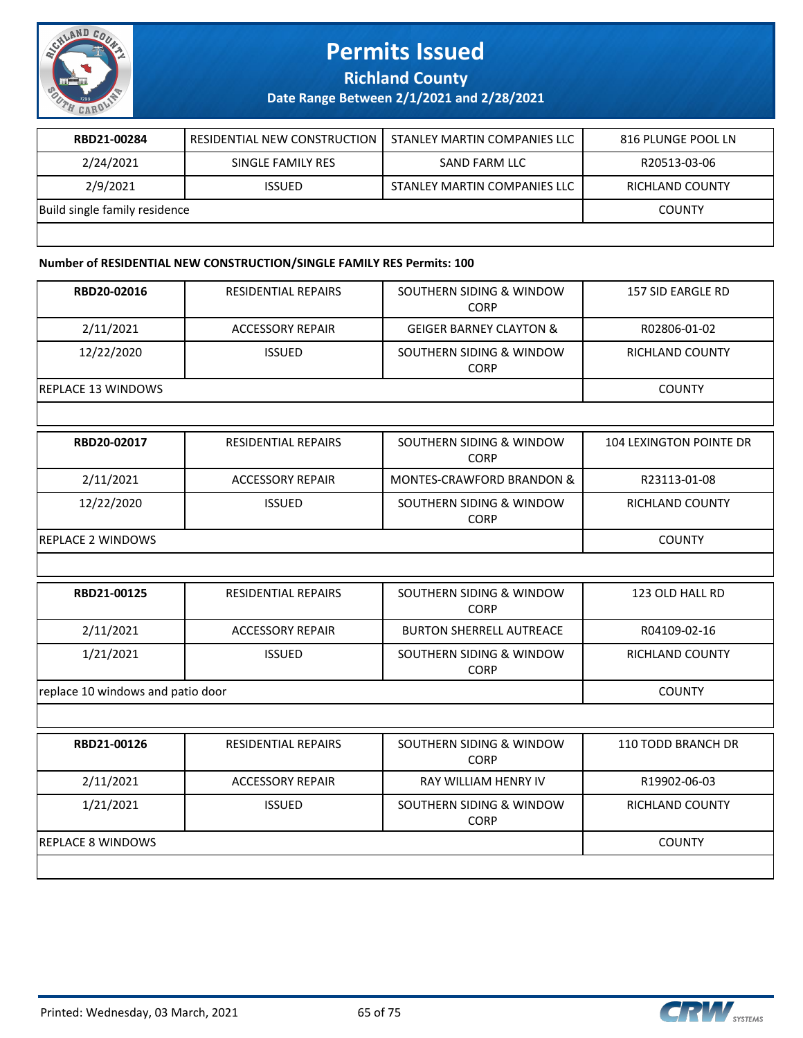# Permits Issued

**Richland County**

**Date Range Between 2/1/2021 and 2/28/2021**

| RBD21-00284 | RESIDENTIAL NEW CONSTRUCTION | STANLEY MARTIN COMPANIES LLC | 816 PLUNGE POOL LN |
|---|---|---|---|
| 2/24/2021 | SINGLE FAMILY RES | SAND FARM LLC | R20513-03-06 |
| 2/9/2021 | ISSUED | STANLEY MARTIN COMPANIES LLC | RICHLAND COUNTY |
| Build single family residence | | | COUNTY |

**Number of RESIDENTIAL NEW CONSTRUCTION/SINGLE FAMILY RES Permits: 100**

| RBD20-02016 | RESIDENTIAL REPAIRS | SOUTHERN SIDING & WINDOW CORP | 157 SID EARGLE RD |
|---|---|---|---|
| 2/11/2021 | ACCESSORY REPAIR | GEIGER BARNEY CLAYTON & | R02806-01-02 |
| 12/22/2020 | ISSUED | SOUTHERN SIDING & WINDOW CORP | RICHLAND COUNTY |
| REPLACE 13 WINDOWS | | | COUNTY |

| RBD20-02017 | RESIDENTIAL REPAIRS | SOUTHERN SIDING & WINDOW CORP | 104 LEXINGTON POINTE DR |
|---|---|---|---|
| 2/11/2021 | ACCESSORY REPAIR | MONTES-CRAWFORD BRANDON & | R23113-01-08 |
| 12/22/2020 | ISSUED | SOUTHERN SIDING & WINDOW CORP | RICHLAND COUNTY |
| REPLACE 2 WINDOWS | | | COUNTY |

| RBD21-00125 | RESIDENTIAL REPAIRS | SOUTHERN SIDING & WINDOW CORP | 123 OLD HALL RD |
|---|---|---|---|
| 2/11/2021 | ACCESSORY REPAIR | BURTON SHERRELL AUTREACE | R04109-02-16 |
| 1/21/2021 | ISSUED | SOUTHERN SIDING & WINDOW CORP | RICHLAND COUNTY |
| replace 10 windows and patio door | | | COUNTY |

| RBD21-00126 | RESIDENTIAL REPAIRS | SOUTHERN SIDING & WINDOW CORP | 110 TODD BRANCH DR |
|---|---|---|---|
| 2/11/2021 | ACCESSORY REPAIR | RAY WILLIAM HENRY IV | R19902-06-03 |
| 1/21/2021 | ISSUED | SOUTHERN SIDING & WINDOW CORP | RICHLAND COUNTY |
| REPLACE 8 WINDOWS | | | COUNTY |

Printed: Wednesday, 03 March, 2021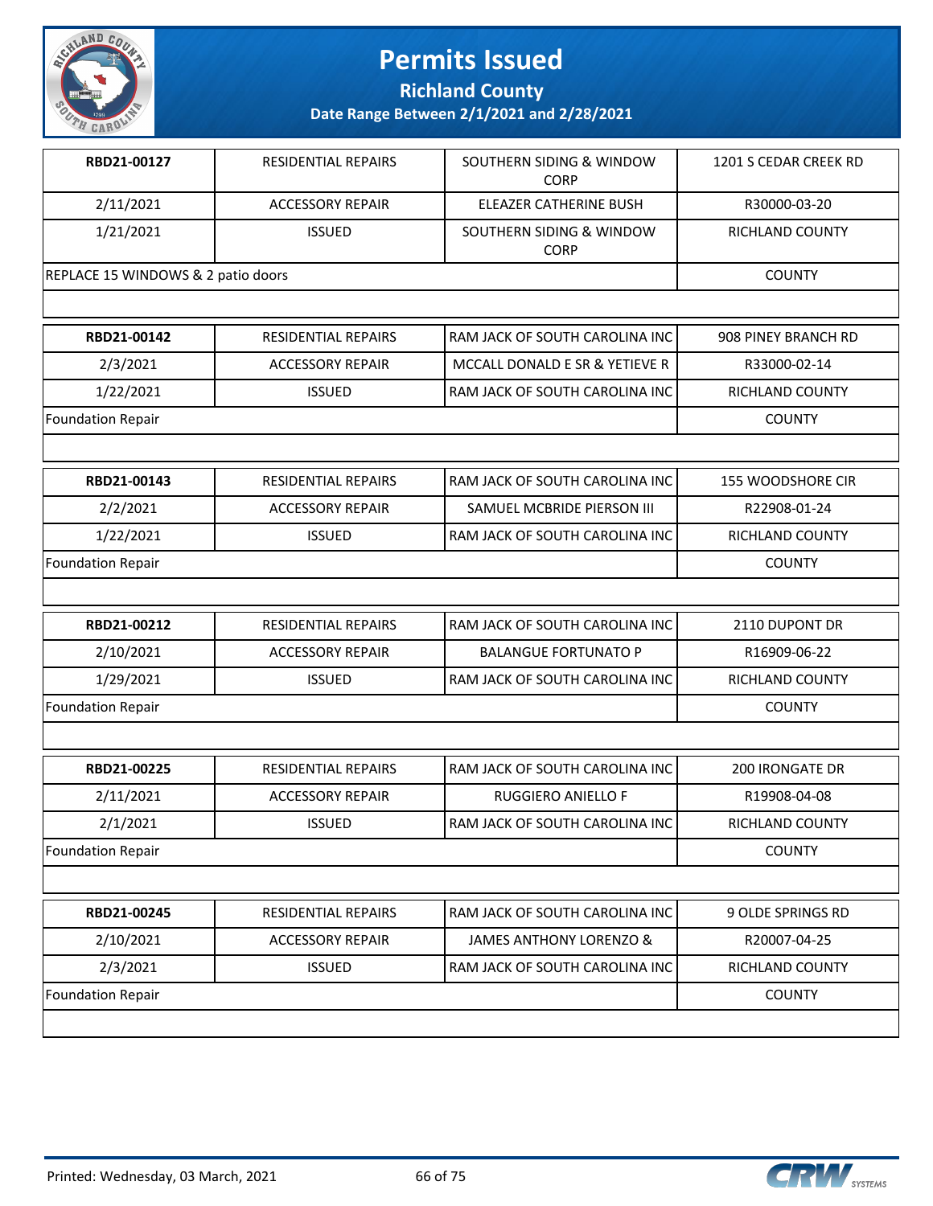# Permits Issued

## Richland County

### Date Range Between 2/1/2021 and 2/28/2021

| | | | |
|---|---|---|---|
| **RBD21-00127** | RESIDENTIAL REPAIRS | SOUTHERN SIDING & WINDOW CORP | 1201 S CEDAR CREEK RD |
| 2/11/2021 | ACCESSORY REPAIR | ELEAZER CATHERINE BUSH | R30000-03-20 |
| 1/21/2021 | ISSUED | SOUTHERN SIDING & WINDOW CORP | RICHLAND COUNTY |
| REPLACE 15 WINDOWS & 2 patio doors | | | COUNTY |

| | | | |
|---|---|---|---|
| **RBD21-00142** | RESIDENTIAL REPAIRS | RAM JACK OF SOUTH CAROLINA INC | 908 PINEY BRANCH RD |
| 2/3/2021 | ACCESSORY REPAIR | MCCALL DONALD E SR & YETIEVE R | R33000-02-14 |
| 1/22/2021 | ISSUED | RAM JACK OF SOUTH CAROLINA INC | RICHLAND COUNTY |
| Foundation Repair | | | COUNTY |

| | | | |
|---|---|---|---|
| **RBD21-00143** | RESIDENTIAL REPAIRS | RAM JACK OF SOUTH CAROLINA INC | 155 WOODSHORE CIR |
| 2/2/2021 | ACCESSORY REPAIR | SAMUEL MCBRIDE PIERSON III | R22908-01-24 |
| 1/22/2021 | ISSUED | RAM JACK OF SOUTH CAROLINA INC | RICHLAND COUNTY |
| Foundation Repair | | | COUNTY |

| | | | |
|---|---|---|---|
| **RBD21-00212** | RESIDENTIAL REPAIRS | RAM JACK OF SOUTH CAROLINA INC | 2110 DUPONT DR |
| 2/10/2021 | ACCESSORY REPAIR | BALANGUE FORTUNATO P | R16909-06-22 |
| 1/29/2021 | ISSUED | RAM JACK OF SOUTH CAROLINA INC | RICHLAND COUNTY |
| Foundation Repair | | | COUNTY |

| | | | |
|---|---|---|---|
| **RBD21-00225** | RESIDENTIAL REPAIRS | RAM JACK OF SOUTH CAROLINA INC | 200 IRONGATE DR |
| 2/11/2021 | ACCESSORY REPAIR | RUGGIERO ANIELLO F | R19908-04-08 |
| 2/1/2021 | ISSUED | RAM JACK OF SOUTH CAROLINA INC | RICHLAND COUNTY |
| Foundation Repair | | | COUNTY |

| | | | |
|---|---|---|---|
| **RBD21-00245** | RESIDENTIAL REPAIRS | RAM JACK OF SOUTH CAROLINA INC | 9 OLDE SPRINGS RD |
| 2/10/2021 | ACCESSORY REPAIR | JAMES ANTHONY LORENZO & | R20007-04-25 |
| 2/3/2021 | ISSUED | RAM JACK OF SOUTH CAROLINA INC | RICHLAND COUNTY |
| Foundation Repair | | | COUNTY |

Printed: Wednesday, 03 March, 2021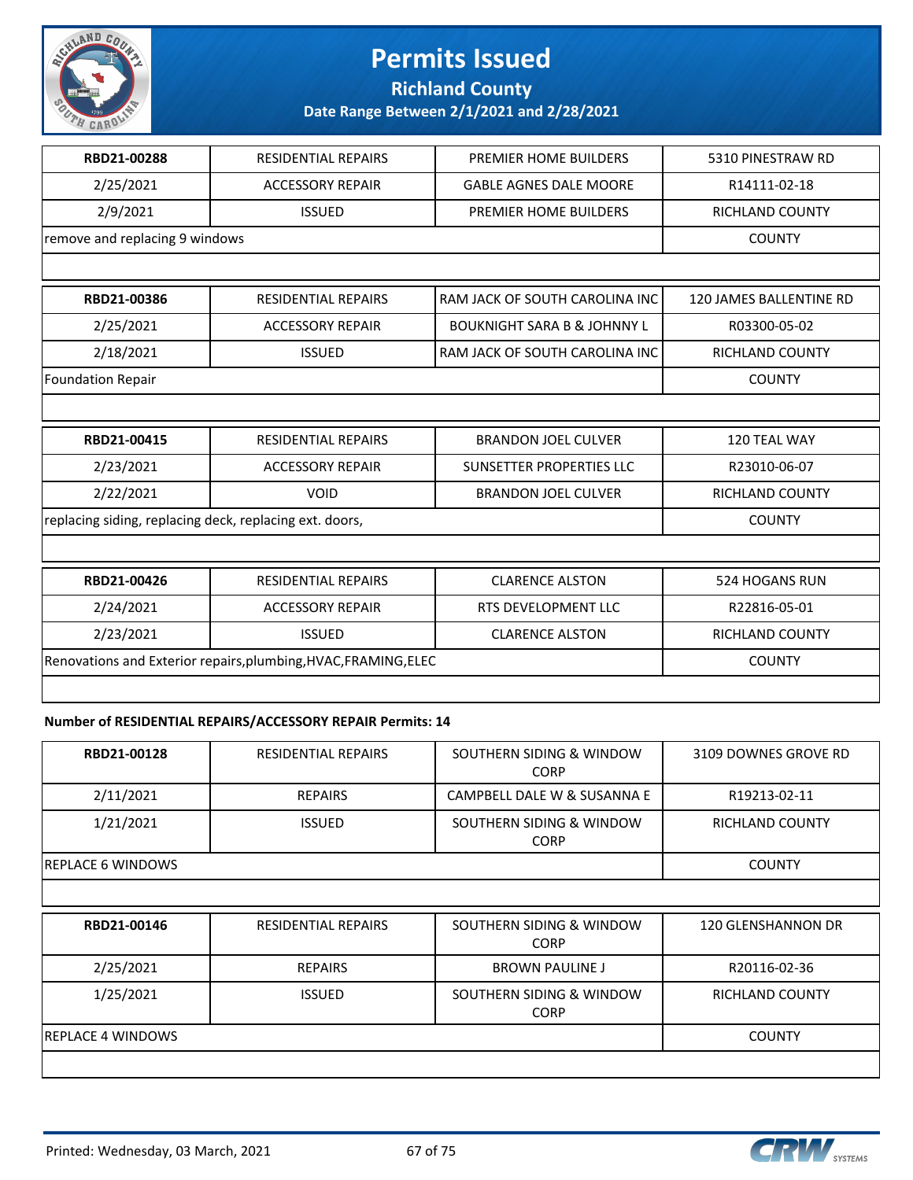# Permits Issued

## Richland County

### Date Range Between 2/1/2021 and 2/28/2021

| RBD21-00288 | RESIDENTIAL REPAIRS | PREMIER HOME BUILDERS | 5310 PINESTRAW RD |
|---|---|---|---|
| 2/25/2021 | ACCESSORY REPAIR | GABLE AGNES DALE MOORE | R14111-02-18 |
| 2/9/2021 | ISSUED | PREMIER HOME BUILDERS | RICHLAND COUNTY |
| remove and replacing 9 windows | | | COUNTY |

| RBD21-00386 | RESIDENTIAL REPAIRS | RAM JACK OF SOUTH CAROLINA INC | 120 JAMES BALLENTINE RD |
|---|---|---|---|
| 2/25/2021 | ACCESSORY REPAIR | BOUKNIGHT SARA B & JOHNNY L | R03300-05-02 |
| 2/18/2021 | ISSUED | RAM JACK OF SOUTH CAROLINA INC | RICHLAND COUNTY |
| Foundation Repair | | | COUNTY |

| RBD21-00415 | RESIDENTIAL REPAIRS | BRANDON JOEL CULVER | 120 TEAL WAY |
|---|---|---|---|
| 2/23/2021 | ACCESSORY REPAIR | SUNSETTER PROPERTIES LLC | R23010-06-07 |
| 2/22/2021 | VOID | BRANDON JOEL CULVER | RICHLAND COUNTY |
| replacing siding, replacing deck, replacing ext. doors, | | | COUNTY |

| RBD21-00426 | RESIDENTIAL REPAIRS | CLARENCE ALSTON | 524 HOGANS RUN |
|---|---|---|---|
| 2/24/2021 | ACCESSORY REPAIR | RTS DEVELOPMENT LLC | R22816-05-01 |
| 2/23/2021 | ISSUED | CLARENCE ALSTON | RICHLAND COUNTY |
| Renovations and Exterior repairs,plumbing,HVAC,FRAMING,ELEC | | | COUNTY |

**Number of RESIDENTIAL REPAIRS/ACCESSORY REPAIR Permits: 14**

| RBD21-00128 | RESIDENTIAL REPAIRS | SOUTHERN SIDING & WINDOW CORP | 3109 DOWNES GROVE RD |
|---|---|---|---|
| 2/11/2021 | REPAIRS | CAMPBELL DALE W & SUSANNA E | R19213-02-11 |
| 1/21/2021 | ISSUED | SOUTHERN SIDING & WINDOW CORP | RICHLAND COUNTY |
| REPLACE 6 WINDOWS | | | COUNTY |

| RBD21-00146 | RESIDENTIAL REPAIRS | SOUTHERN SIDING & WINDOW CORP | 120 GLENSHANNON DR |
|---|---|---|---|
| 2/25/2021 | REPAIRS | BROWN PAULINE J | R20116-02-36 |
| 1/25/2021 | ISSUED | SOUTHERN SIDING & WINDOW CORP | RICHLAND COUNTY |
| REPLACE 4 WINDOWS | | | COUNTY |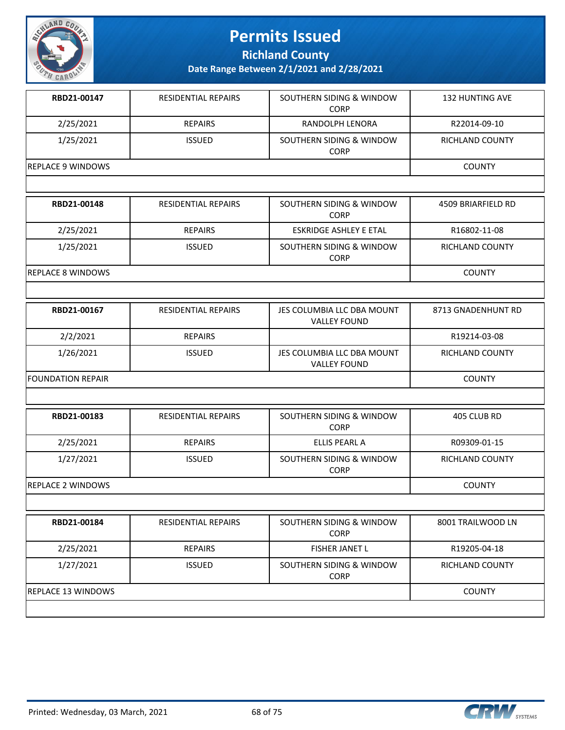# Permits Issued

## Richland County

### Date Range Between 2/1/2021 and 2/28/2021

| | | | |
|---|---|---|---|
| **RBD21-00147** | RESIDENTIAL REPAIRS | SOUTHERN SIDING & WINDOW CORP | 132 HUNTING AVE |
| 2/25/2021 | REPAIRS | RANDOLPH LENORA | R22014-09-10 |
| 1/25/2021 | ISSUED | SOUTHERN SIDING & WINDOW CORP | RICHLAND COUNTY |
| REPLACE 9 WINDOWS | | | COUNTY |

| | | | |
|---|---|---|---|
| **RBD21-00148** | RESIDENTIAL REPAIRS | SOUTHERN SIDING & WINDOW CORP | 4509 BRIARFIELD RD |
| 2/25/2021 | REPAIRS | ESKRIDGE ASHLEY E ETAL | R16802-11-08 |
| 1/25/2021 | ISSUED | SOUTHERN SIDING & WINDOW CORP | RICHLAND COUNTY |
| REPLACE 8 WINDOWS | | | COUNTY |

| | | | |
|---|---|---|---|
| **RBD21-00167** | RESIDENTIAL REPAIRS | JES COLUMBIA LLC DBA MOUNT VALLEY FOUND | 8713 GNADENHUNT RD |
| 2/2/2021 | REPAIRS | | R19214-03-08 |
| 1/26/2021 | ISSUED | JES COLUMBIA LLC DBA MOUNT VALLEY FOUND | RICHLAND COUNTY |
| FOUNDATION REPAIR | | | COUNTY |

| | | | |
|---|---|---|---|
| **RBD21-00183** | RESIDENTIAL REPAIRS | SOUTHERN SIDING & WINDOW CORP | 405 CLUB RD |
| 2/25/2021 | REPAIRS | ELLIS PEARL A | R09309-01-15 |
| 1/27/2021 | ISSUED | SOUTHERN SIDING & WINDOW CORP | RICHLAND COUNTY |
| REPLACE 2 WINDOWS | | | COUNTY |

| | | | |
|---|---|---|---|
| **RBD21-00184** | RESIDENTIAL REPAIRS | SOUTHERN SIDING & WINDOW CORP | 8001 TRAILWOOD LN |
| 2/25/2021 | REPAIRS | FISHER JANET L | R19205-04-18 |
| 1/27/2021 | ISSUED | SOUTHERN SIDING & WINDOW CORP | RICHLAND COUNTY |
| REPLACE 13 WINDOWS | | | COUNTY |

Printed: Wednesday, 03 March, 2021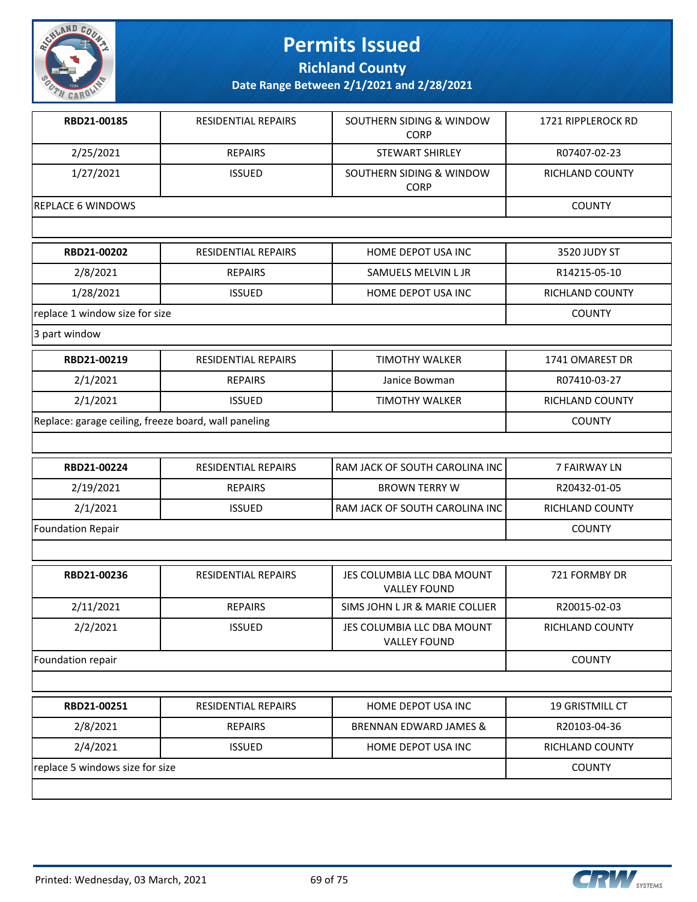# Permits Issued

## Richland County

### Date Range Between 2/1/2021 and 2/28/2021

| | | | |
|---|---|---|---|
| **RBD21-00185** | RESIDENTIAL REPAIRS | SOUTHERN SIDING & WINDOW CORP | 1721 RIPPLEROCK RD |
| 2/25/2021 | REPAIRS | STEWART SHIRLEY | R07407-02-23 |
| 1/27/2021 | ISSUED | SOUTHERN SIDING & WINDOW CORP | RICHLAND COUNTY |
| REPLACE 6 WINDOWS | | | COUNTY |

| | | | |
|---|---|---|---|
| **RBD21-00202** | RESIDENTIAL REPAIRS | HOME DEPOT USA INC | 3520 JUDY ST |
| 2/8/2021 | REPAIRS | SAMUELS MELVIN L JR | R14215-05-10 |
| 1/28/2021 | ISSUED | HOME DEPOT USA INC | RICHLAND COUNTY |
| replace 1 window size for size | | | COUNTY |
| 3 part window | | | |

| | | | |
|---|---|---|---|
| **RBD21-00219** | RESIDENTIAL REPAIRS | TIMOTHY WALKER | 1741 OMAREST DR |
| 2/1/2021 | REPAIRS | Janice Bowman | R07410-03-27 |
| 2/1/2021 | ISSUED | TIMOTHY WALKER | RICHLAND COUNTY |
| Replace: garage ceiling, freeze board, wall paneling | | | COUNTY |

| | | | |
|---|---|---|---|
| **RBD21-00224** | RESIDENTIAL REPAIRS | RAM JACK OF SOUTH CAROLINA INC | 7 FAIRWAY LN |
| 2/19/2021 | REPAIRS | BROWN TERRY W | R20432-01-05 |
| 2/1/2021 | ISSUED | RAM JACK OF SOUTH CAROLINA INC | RICHLAND COUNTY |
| Foundation Repair | | | COUNTY |

| | | | |
|---|---|---|---|
| **RBD21-00236** | RESIDENTIAL REPAIRS | JES COLUMBIA LLC DBA MOUNT VALLEY FOUND | 721 FORMBY DR |
| 2/11/2021 | REPAIRS | SIMS JOHN L JR & MARIE COLLIER | R20015-02-03 |
| 2/2/2021 | ISSUED | JES COLUMBIA LLC DBA MOUNT VALLEY FOUND | RICHLAND COUNTY |
| Foundation repair | | | COUNTY |

| | | | |
|---|---|---|---|
| **RBD21-00251** | RESIDENTIAL REPAIRS | HOME DEPOT USA INC | 19 GRISTMILL CT |
| 2/8/2021 | REPAIRS | BRENNAN EDWARD JAMES & | R20103-04-36 |
| 2/4/2021 | ISSUED | HOME DEPOT USA INC | RICHLAND COUNTY |
| replace 5 windows size for size | | | COUNTY |

Printed: Wednesday, 03 March, 2021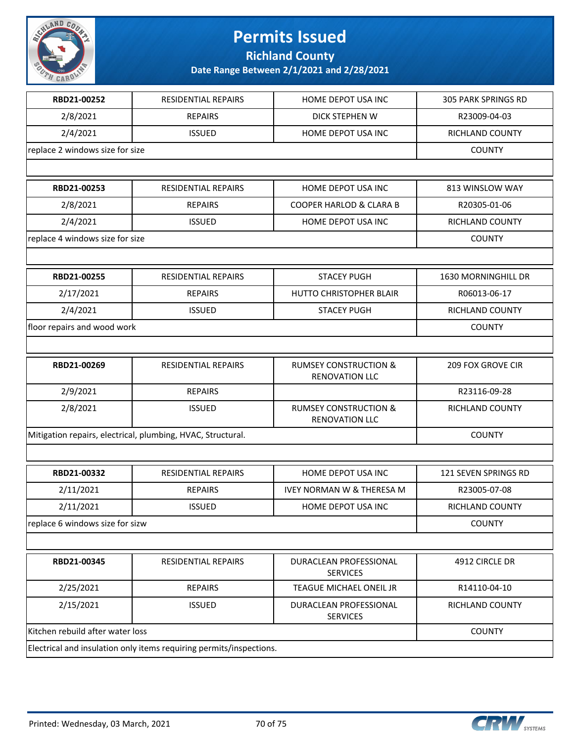# Permits Issued

## Richland County

### Date Range Between 2/1/2021 and 2/28/2021

| RBD21-00252 | RESIDENTIAL REPAIRS | HOME DEPOT USA INC | 305 PARK SPRINGS RD |
|---|---|---|---|
| 2/8/2021 | REPAIRS | DICK STEPHEN W | R23009-04-03 |
| 2/4/2021 | ISSUED | HOME DEPOT USA INC | RICHLAND COUNTY |
| replace 2 windows size for size | | | COUNTY |

| RBD21-00253 | RESIDENTIAL REPAIRS | HOME DEPOT USA INC | 813 WINSLOW WAY |
|---|---|---|---|
| 2/8/2021 | REPAIRS | COOPER HARLOD & CLARA B | R20305-01-06 |
| 2/4/2021 | ISSUED | HOME DEPOT USA INC | RICHLAND COUNTY |
| replace 4 windows size for size | | | COUNTY |

| RBD21-00255 | RESIDENTIAL REPAIRS | STACEY PUGH | 1630 MORNINGHILL DR |
|---|---|---|---|
| 2/17/2021 | REPAIRS | HUTTO CHRISTOPHER BLAIR | R06013-06-17 |
| 2/4/2021 | ISSUED | STACEY PUGH | RICHLAND COUNTY |
| floor repairs and wood work | | | COUNTY |

| RBD21-00269 | RESIDENTIAL REPAIRS | RUMSEY CONSTRUCTION & RENOVATION LLC | 209 FOX GROVE CIR |
|---|---|---|---|
| 2/9/2021 | REPAIRS | | R23116-09-28 |
| 2/8/2021 | ISSUED | RUMSEY CONSTRUCTION & RENOVATION LLC | RICHLAND COUNTY |
| Mitigation repairs, electrical, plumbing, HVAC, Structural. | | | COUNTY |

| RBD21-00332 | RESIDENTIAL REPAIRS | HOME DEPOT USA INC | 121 SEVEN SPRINGS RD |
|---|---|---|---|
| 2/11/2021 | REPAIRS | IVEY NORMAN W & THERESA M | R23005-07-08 |
| 2/11/2021 | ISSUED | HOME DEPOT USA INC | RICHLAND COUNTY |
| replace 6 windows size for sizw | | | COUNTY |

| RBD21-00345 | RESIDENTIAL REPAIRS | DURACLEAN PROFESSIONAL SERVICES | 4912 CIRCLE DR |
|---|---|---|---|
| 2/25/2021 | REPAIRS | TEAGUE MICHAEL ONEIL JR | R14110-04-10 |
| 2/15/2021 | ISSUED | DURACLEAN PROFESSIONAL SERVICES | RICHLAND COUNTY |
| Kitchen rebuild after water loss | | | COUNTY |
| Electrical and insulation only items requiring permits/inspections. | | | |

Printed: Wednesday, 03 March, 2021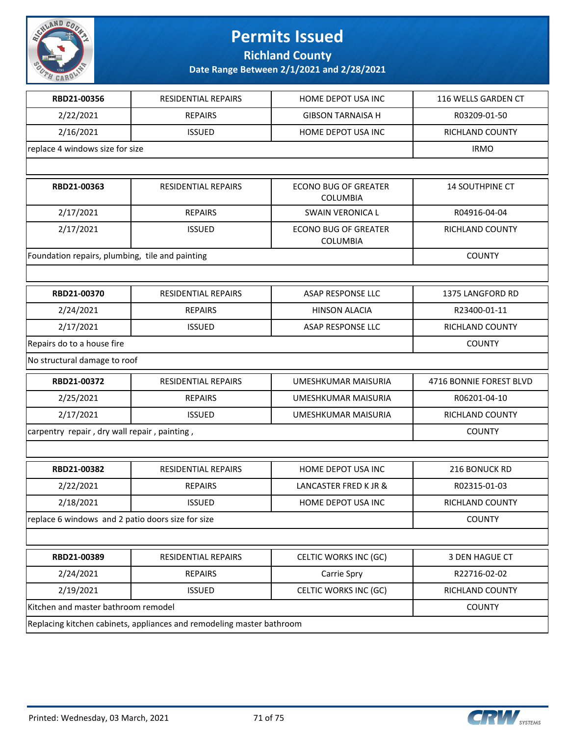# Permits Issued

## Richland County

### Date Range Between 2/1/2021 and 2/28/2021

| | | | |
|---|---|---|---|
| **RBD21-00356** | RESIDENTIAL REPAIRS | HOME DEPOT USA INC | 116 WELLS GARDEN CT |
| 2/22/2021 | REPAIRS | GIBSON TARNAISA H | R03209-01-50 |
| 2/16/2021 | ISSUED | HOME DEPOT USA INC | RICHLAND COUNTY |
| replace 4 windows size for size | | | IRMO |
| | | | |

| | | | |
|---|---|---|---|
| **RBD21-00363** | RESIDENTIAL REPAIRS | ECONO BUG OF GREATER COLUMBIA | 14 SOUTHPINE CT |
| 2/17/2021 | REPAIRS | SWAIN VERONICA L | R04916-04-04 |
| 2/17/2021 | ISSUED | ECONO BUG OF GREATER COLUMBIA | RICHLAND COUNTY |
| Foundation repairs, plumbing, tile and painting | | | COUNTY |
| | | | |

| | | | |
|---|---|---|---|
| **RBD21-00370** | RESIDENTIAL REPAIRS | ASAP RESPONSE LLC | 1375 LANGFORD RD |
| 2/24/2021 | REPAIRS | HINSON ALACIA | R23400-01-11 |
| 2/17/2021 | ISSUED | ASAP RESPONSE LLC | RICHLAND COUNTY |
| Repairs do to a house fire | | | COUNTY |
| No structural damage to roof | | | |

| | | | |
|---|---|---|---|
| **RBD21-00372** | RESIDENTIAL REPAIRS | UMESHKUMAR MAISURIA | 4716 BONNIE FOREST BLVD |
| 2/25/2021 | REPAIRS | UMESHKUMAR MAISURIA | R06201-04-10 |
| 2/17/2021 | ISSUED | UMESHKUMAR MAISURIA | RICHLAND COUNTY |
| carpentry repair , dry wall repair , painting , | | | COUNTY |
| | | | |

| | | | |
|---|---|---|---|
| **RBD21-00382** | RESIDENTIAL REPAIRS | HOME DEPOT USA INC | 216 BONUCK RD |
| 2/22/2021 | REPAIRS | LANCASTER FRED K JR & | R02315-01-03 |
| 2/18/2021 | ISSUED | HOME DEPOT USA INC | RICHLAND COUNTY |
| replace 6 windows and 2 patio doors size for size | | | COUNTY |
| | | | |

| | | | |
|---|---|---|---|
| **RBD21-00389** | RESIDENTIAL REPAIRS | CELTIC WORKS INC (GC) | 3 DEN HAGUE CT |
| 2/24/2021 | REPAIRS | Carrie Spry | R22716-02-02 |
| 2/19/2021 | ISSUED | CELTIC WORKS INC (GC) | RICHLAND COUNTY |
| Kitchen and master bathroom remodel | | | COUNTY |
| Replacing kitchen cabinets, appliances and remodeling master bathroom | | | |

Printed: Wednesday, 03 March, 2021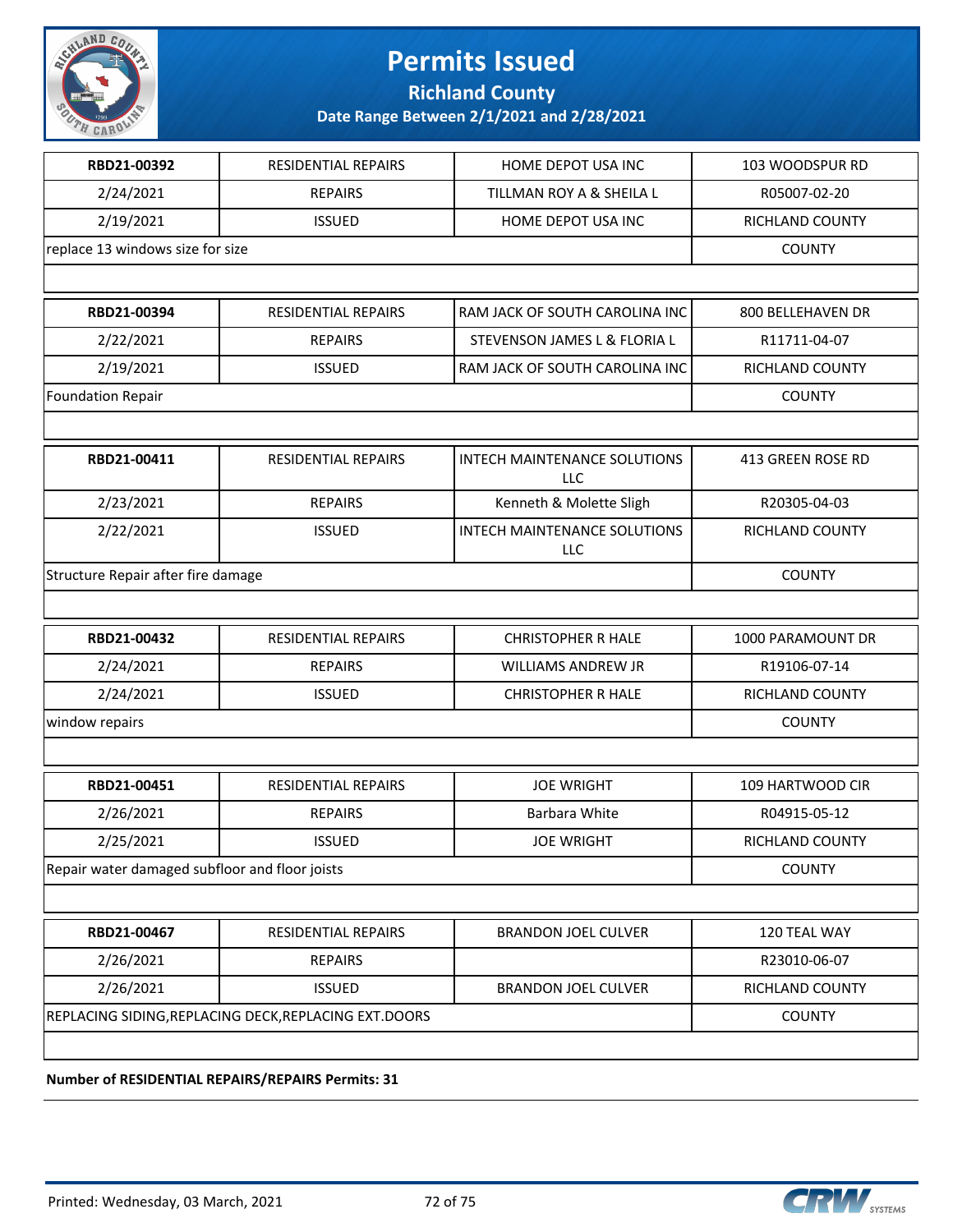# Permits Issued

## Richland County

### Date Range Between 2/1/2021 and 2/28/2021

| | | | |
|---|---|---|---|
| **RBD21-00392** | RESIDENTIAL REPAIRS | HOME DEPOT USA INC | 103 WOODSPUR RD |
| 2/24/2021 | REPAIRS | TILLMAN ROY A & SHEILA L | R05007-02-20 |
| 2/19/2021 | ISSUED | HOME DEPOT USA INC | RICHLAND COUNTY |
| replace 13 windows size for size | | | COUNTY |

| | | | |
|---|---|---|---|
| **RBD21-00394** | RESIDENTIAL REPAIRS | RAM JACK OF SOUTH CAROLINA INC | 800 BELLEHAVEN DR |
| 2/22/2021 | REPAIRS | STEVENSON JAMES L & FLORIA L | R11711-04-07 |
| 2/19/2021 | ISSUED | RAM JACK OF SOUTH CAROLINA INC | RICHLAND COUNTY |
| Foundation Repair | | | COUNTY |

| | | | |
|---|---|---|---|
| **RBD21-00411** | RESIDENTIAL REPAIRS | INTECH MAINTENANCE SOLUTIONS LLC | 413 GREEN ROSE RD |
| 2/23/2021 | REPAIRS | Kenneth & Molette Sligh | R20305-04-03 |
| 2/22/2021 | ISSUED | INTECH MAINTENANCE SOLUTIONS LLC | RICHLAND COUNTY |
| Structure Repair after fire damage | | | COUNTY |

| | | | |
|---|---|---|---|
| **RBD21-00432** | RESIDENTIAL REPAIRS | CHRISTOPHER R HALE | 1000 PARAMOUNT DR |
| 2/24/2021 | REPAIRS | WILLIAMS ANDREW JR | R19106-07-14 |
| 2/24/2021 | ISSUED | CHRISTOPHER R HALE | RICHLAND COUNTY |
| window repairs | | | COUNTY |

| | | | |
|---|---|---|---|
| **RBD21-00451** | RESIDENTIAL REPAIRS | JOE WRIGHT | 109 HARTWOOD CIR |
| 2/26/2021 | REPAIRS | Barbara White | R04915-05-12 |
| 2/25/2021 | ISSUED | JOE WRIGHT | RICHLAND COUNTY |
| Repair water damaged subfloor and floor joists | | | COUNTY |

| | | | |
|---|---|---|---|
| **RBD21-00467** | RESIDENTIAL REPAIRS | BRANDON JOEL CULVER | 120 TEAL WAY |
| 2/26/2021 | REPAIRS | | R23010-06-07 |
| 2/26/2021 | ISSUED | BRANDON JOEL CULVER | RICHLAND COUNTY |
| REPLACING SIDING,REPLACING DECK,REPLACING EXT.DOORS | | | COUNTY |

**Number of RESIDENTIAL REPAIRS/REPAIRS Permits: 31**

Printed: Wednesday, 03 March, 2021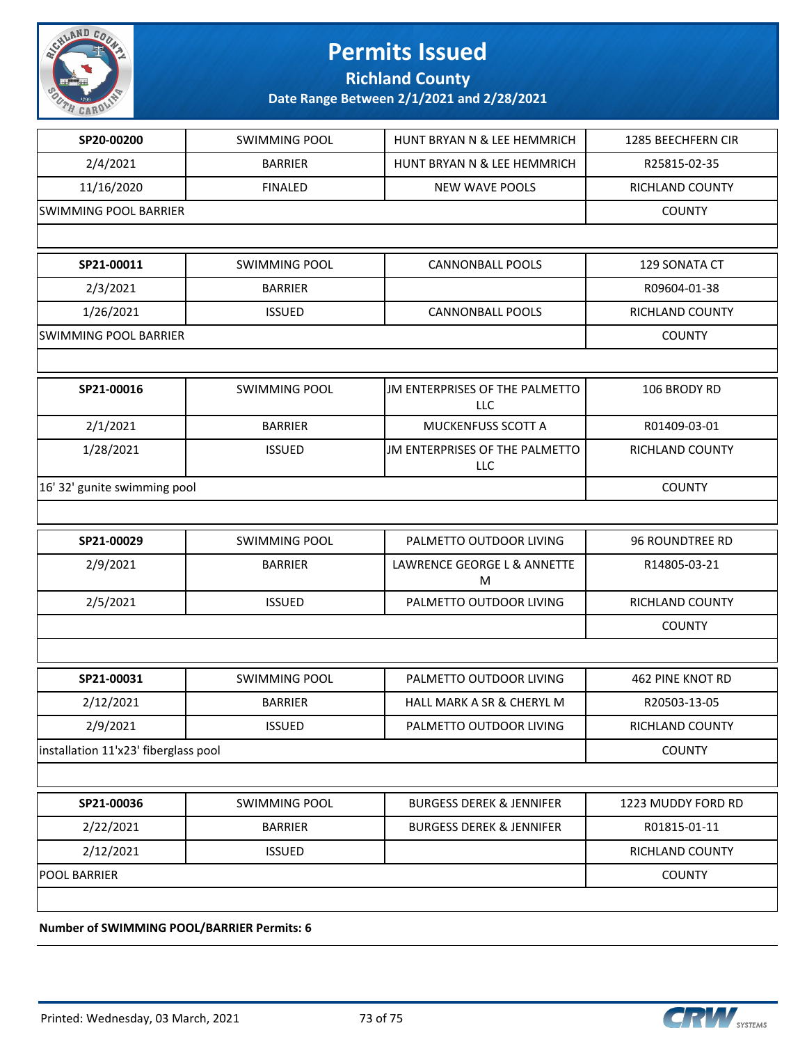# Permits Issued

**Richland County**

**Date Range Between 2/1/2021 and 2/28/2021**

| SP20-00200 | SWIMMING POOL | HUNT BRYAN N & LEE HEMMRICH | 1285 BEECHFERN CIR |
|---|---|---|---|
| 2/4/2021 | BARRIER | HUNT BRYAN N & LEE HEMMRICH | R25815-02-35 |
| 11/16/2020 | FINALED | NEW WAVE POOLS | RICHLAND COUNTY |
| SWIMMING POOL BARRIER | | | COUNTY |

| SP21-00011 | SWIMMING POOL | CANNONBALL POOLS | 129 SONATA CT |
|---|---|---|---|
| 2/3/2021 | BARRIER | | R09604-01-38 |
| 1/26/2021 | ISSUED | CANNONBALL POOLS | RICHLAND COUNTY |
| SWIMMING POOL BARRIER | | | COUNTY |

| SP21-00016 | SWIMMING POOL | JM ENTERPRISES OF THE PALMETTO LLC | 106 BRODY RD |
|---|---|---|---|
| 2/1/2021 | BARRIER | MUCKENFUSS SCOTT A | R01409-03-01 |
| 1/28/2021 | ISSUED | JM ENTERPRISES OF THE PALMETTO LLC | RICHLAND COUNTY |
| 16' 32' gunite swimming pool | | | COUNTY |

| SP21-00029 | SWIMMING POOL | PALMETTO OUTDOOR LIVING | 96 ROUNDTREE RD |
|---|---|---|---|
| 2/9/2021 | BARRIER | LAWRENCE GEORGE L & ANNETTE M | R14805-03-21 |
| 2/5/2021 | ISSUED | PALMETTO OUTDOOR LIVING | RICHLAND COUNTY |
| | | | COUNTY |

| SP21-00031 | SWIMMING POOL | PALMETTO OUTDOOR LIVING | 462 PINE KNOT RD |
|---|---|---|---|
| 2/12/2021 | BARRIER | HALL MARK A SR & CHERYL M | R20503-13-05 |
| 2/9/2021 | ISSUED | PALMETTO OUTDOOR LIVING | RICHLAND COUNTY |
| installation 11'x23' fiberglass pool | | | COUNTY |

| SP21-00036 | SWIMMING POOL | BURGESS DEREK & JENNIFER | 1223 MUDDY FORD RD |
|---|---|---|---|
| 2/22/2021 | BARRIER | BURGESS DEREK & JENNIFER | R01815-01-11 |
| 2/12/2021 | ISSUED | | RICHLAND COUNTY |
| POOL BARRIER | | | COUNTY |

**Number of SWIMMING POOL/BARRIER Permits: 6**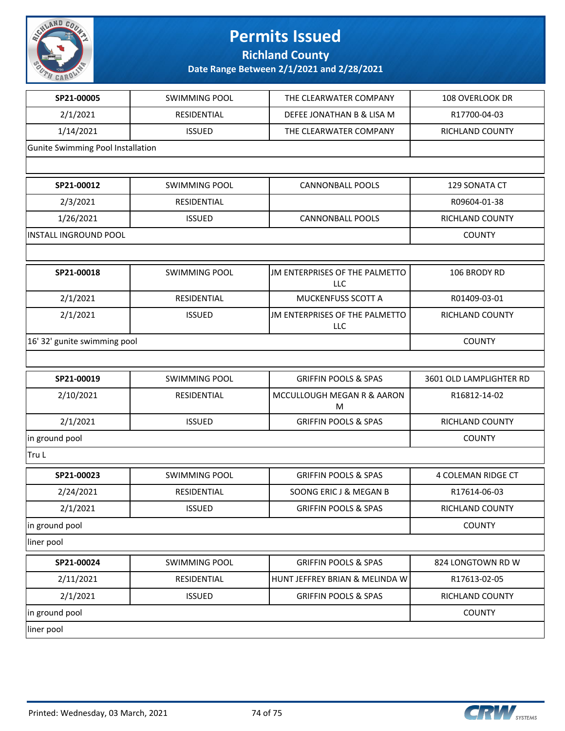# Permits Issued

## Richland County

### Date Range Between 2/1/2021 and 2/28/2021

| | | | |
|---|---|---|---|
| **SP21-00005** | SWIMMING POOL | THE CLEARWATER COMPANY | 108 OVERLOOK DR |
| 2/1/2021 | RESIDENTIAL | DEFEE JONATHAN B & LISA M | R17700-04-03 |
| 1/14/2021 | ISSUED | THE CLEARWATER COMPANY | RICHLAND COUNTY |
| Gunite Swimming Pool Installation | | | |

| | | | |
|---|---|---|---|
| **SP21-00012** | SWIMMING POOL | CANNONBALL POOLS | 129 SONATA CT |
| 2/3/2021 | RESIDENTIAL | | R09604-01-38 |
| 1/26/2021 | ISSUED | CANNONBALL POOLS | RICHLAND COUNTY |
| INSTALL INGROUND POOL | | | COUNTY |

| | | | |
|---|---|---|---|
| **SP21-00018** | SWIMMING POOL | JM ENTERPRISES OF THE PALMETTO LLC | 106 BRODY RD |
| 2/1/2021 | RESIDENTIAL | MUCKENFUSS SCOTT A | R01409-03-01 |
| 2/1/2021 | ISSUED | JM ENTERPRISES OF THE PALMETTO LLC | RICHLAND COUNTY |
| 16' 32' gunite swimming pool | | | COUNTY |

| | | | |
|---|---|---|---|
| **SP21-00019** | SWIMMING POOL | GRIFFIN POOLS & SPAS | 3601 OLD LAMPLIGHTER RD |
| 2/10/2021 | RESIDENTIAL | MCCULLOUGH MEGAN R & AARON M | R16812-14-02 |
| 2/1/2021 | ISSUED | GRIFFIN POOLS & SPAS | RICHLAND COUNTY |
| in ground pool | | | COUNTY |
| Tru L | | | |

| | | | |
|---|---|---|---|
| **SP21-00023** | SWIMMING POOL | GRIFFIN POOLS & SPAS | 4 COLEMAN RIDGE CT |
| 2/24/2021 | RESIDENTIAL | SOONG ERIC J & MEGAN B | R17614-06-03 |
| 2/1/2021 | ISSUED | GRIFFIN POOLS & SPAS | RICHLAND COUNTY |
| in ground pool | | | COUNTY |
| liner pool | | | |

| | | | |
|---|---|---|---|
| **SP21-00024** | SWIMMING POOL | GRIFFIN POOLS & SPAS | 824 LONGTOWN RD W |
| 2/11/2021 | RESIDENTIAL | HUNT JEFFREY BRIAN & MELINDA W | R17613-02-05 |
| 2/1/2021 | ISSUED | GRIFFIN POOLS & SPAS | RICHLAND COUNTY |
| in ground pool | | | COUNTY |
| liner pool | | | |

Printed: Wednesday, 03 March, 2021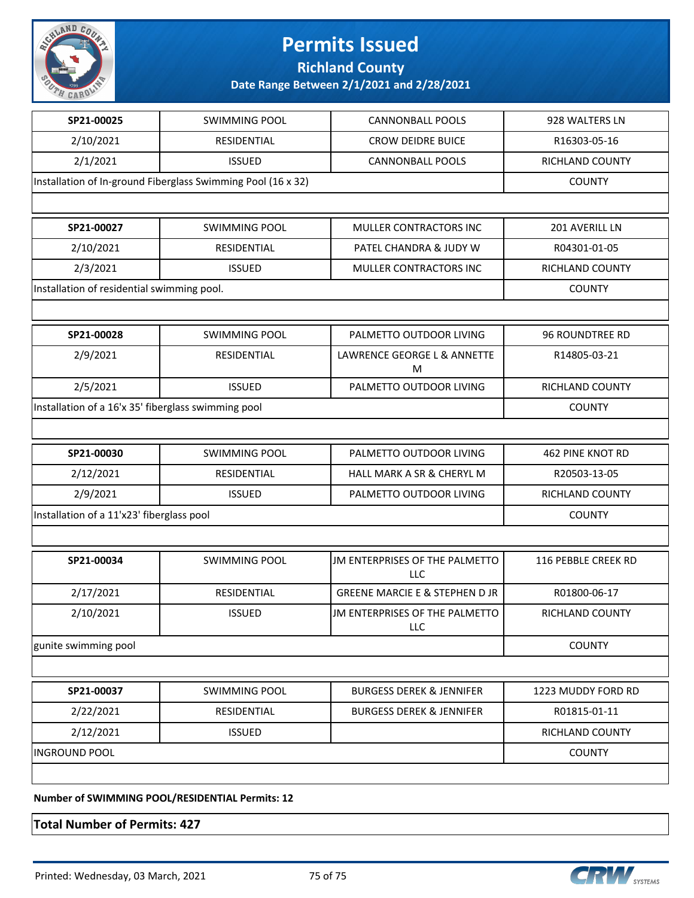| | | | |
|---|---|---|---|
| SP21-00025 | SWIMMING POOL | CANNONBALL POOLS | 928 WALTERS LN |
| 2/10/2021 | RESIDENTIAL | CROW DEIDRE BUICE | R16303-05-16 |
| 2/1/2021 | ISSUED | CANNONBALL POOLS | RICHLAND COUNTY |
| Installation of In-ground Fiberglass Swimming Pool (16 x 32) | | | COUNTY |

| | | | |
|---|---|---|---|
| SP21-00027 | SWIMMING POOL | MULLER CONTRACTORS INC | 201 AVERILL LN |
| 2/10/2021 | RESIDENTIAL | PATEL CHANDRA & JUDY W | R04301-01-05 |
| 2/3/2021 | ISSUED | MULLER CONTRACTORS INC | RICHLAND COUNTY |
| Installation of residential swimming pool. | | | COUNTY |

| | | | |
|---|---|---|---|
| SP21-00028 | SWIMMING POOL | PALMETTO OUTDOOR LIVING | 96 ROUNDTREE RD |
| 2/9/2021 | RESIDENTIAL | LAWRENCE GEORGE L & ANNETTE M | R14805-03-21 |
| 2/5/2021 | ISSUED | PALMETTO OUTDOOR LIVING | RICHLAND COUNTY |
| Installation of a 16'x 35' fiberglass swimming pool | | | COUNTY |

| | | | |
|---|---|---|---|
| SP21-00030 | SWIMMING POOL | PALMETTO OUTDOOR LIVING | 462 PINE KNOT RD |
| 2/12/2021 | RESIDENTIAL | HALL MARK A SR & CHERYL M | R20503-13-05 |
| 2/9/2021 | ISSUED | PALMETTO OUTDOOR LIVING | RICHLAND COUNTY |
| Installation of a 11'x23' fiberglass pool | | | COUNTY |

| | | | |
|---|---|---|---|
| SP21-00034 | SWIMMING POOL | JM ENTERPRISES OF THE PALMETTO LLC | 116 PEBBLE CREEK RD |
| 2/17/2021 | RESIDENTIAL | GREENE MARCIE E & STEPHEN D JR | R01800-06-17 |
| 2/10/2021 | ISSUED | JM ENTERPRISES OF THE PALMETTO LLC | RICHLAND COUNTY |
| gunite swimming pool | | | COUNTY |

| | | | |
|---|---|---|---|
| SP21-00037 | SWIMMING POOL | BURGESS DEREK & JENNIFER | 1223 MUDDY FORD RD |
| 2/22/2021 | RESIDENTIAL | BURGESS DEREK & JENNIFER | R01815-01-11 |
| 2/12/2021 | ISSUED | | RICHLAND COUNTY |
| INGROUND POOL | | | COUNTY |

**Number of SWIMMING POOL/RESIDENTIAL Permits: 12**

**Total Number of Permits: 427**